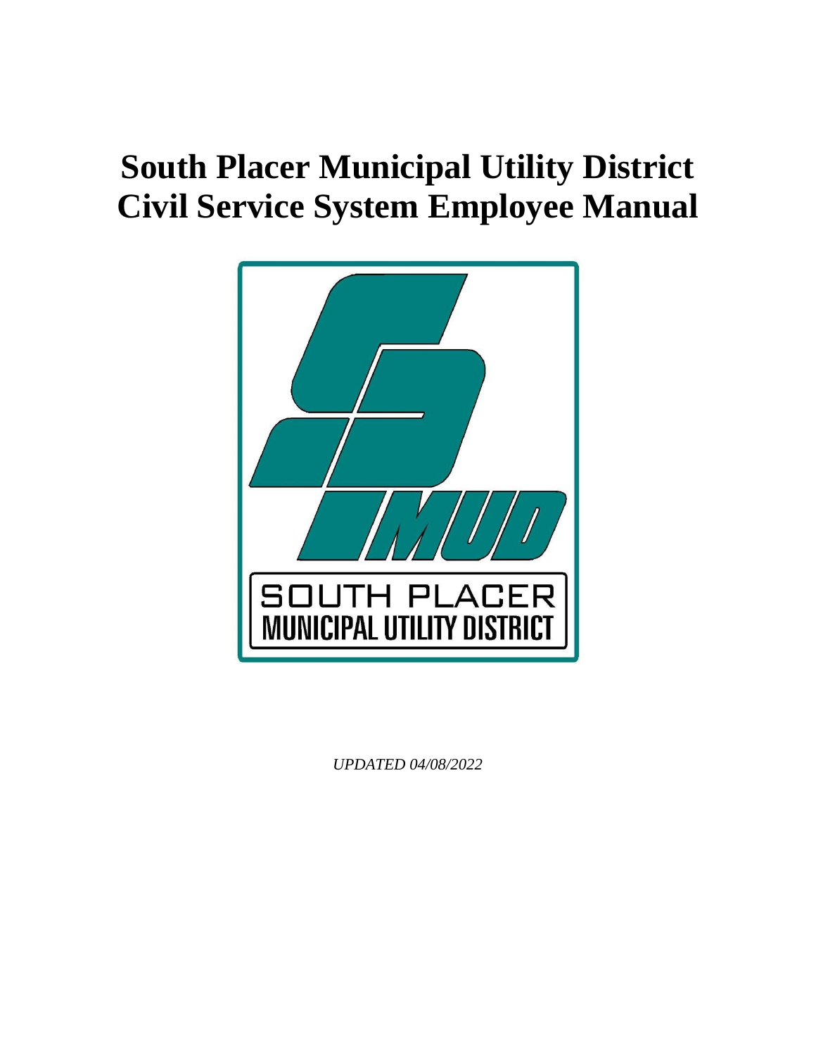# South Placer Municipal Utility District Civil Service System Employee Manual

*UPDATED 04/08/2022*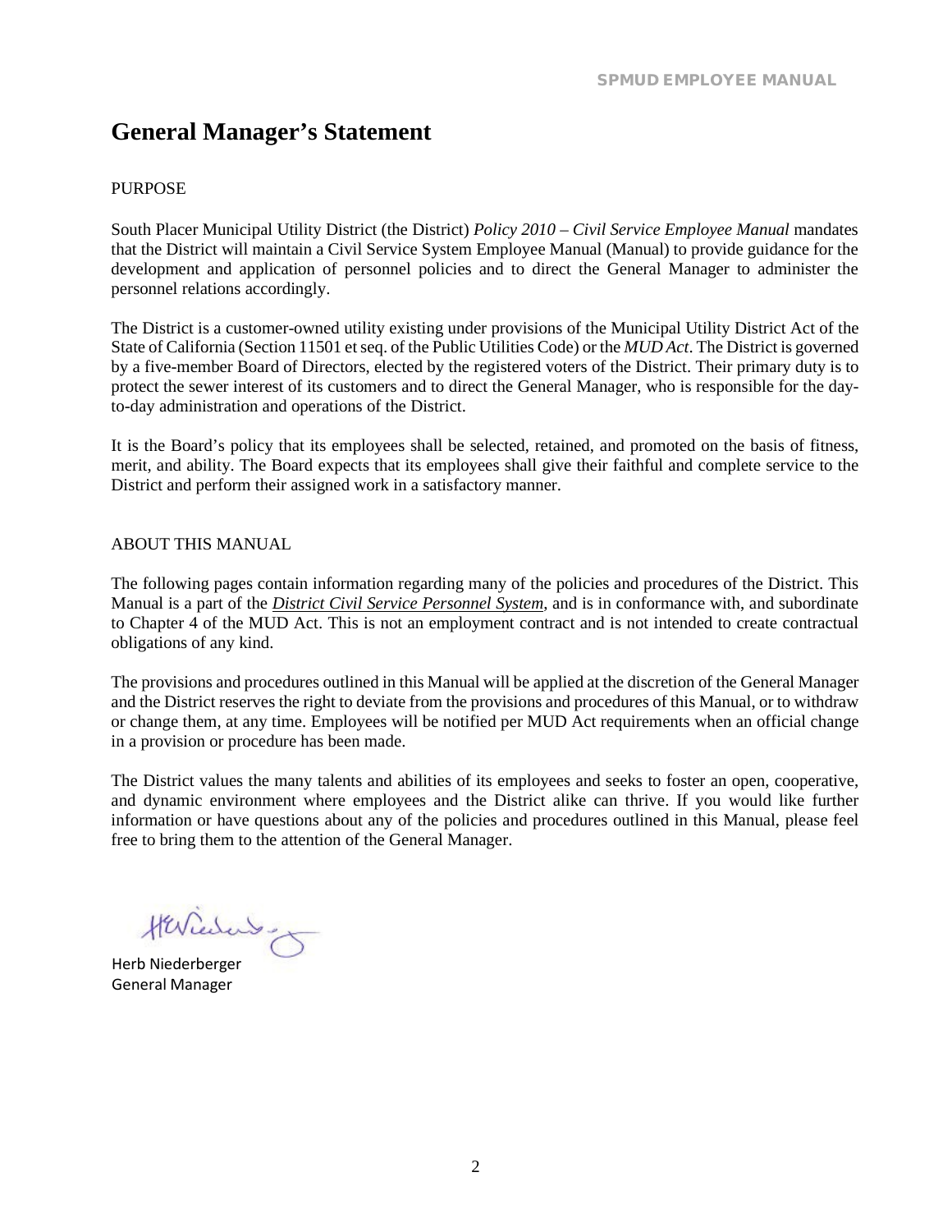# General Manager's Statement

PURPOSE

South Placer Municipal Utility District (the District) *Policy 2010 – Civil Service Employee Manual* mandates that the District will maintain a Civil Service System Employee Manual (Manual) to provide guidance for the development and application of personnel policies and to direct the General Manager to administer the personnel relations accordingly.

The District is a customer-owned utility existing under provisions of the Municipal Utility District Act of the State of California (Section 11501 et seq. of the Public Utilities Code) or the *MUD Act*. The District is governed by a five-member Board of Directors, elected by the registered voters of the District. Their primary duty is to protect the sewer interest of its customers and to direct the General Manager, who is responsible for the day-to-day administration and operations of the District.

It is the Board's policy that its employees shall be selected, retained, and promoted on the basis of fitness, merit, and ability. The Board expects that its employees shall give their faithful and complete service to the District and perform their assigned work in a satisfactory manner.

ABOUT THIS MANUAL

The following pages contain information regarding many of the policies and procedures of the District. This Manual is a part of the ***District Civil Service Personnel System***, and is in conformance with, and subordinate to Chapter 4 of the MUD Act. This is not an employment contract and is not intended to create contractual obligations of any kind.

The provisions and procedures outlined in this Manual will be applied at the discretion of the General Manager and the District reserves the right to deviate from the provisions and procedures of this Manual, or to withdraw or change them, at any time. Employees will be notified per MUD Act requirements when an official change in a provision or procedure has been made.

The District values the many talents and abilities of its employees and seeks to foster an open, cooperative, and dynamic environment where employees and the District alike can thrive. If you would like further information or have questions about any of the policies and procedures outlined in this Manual, please feel free to bring them to the attention of the General Manager.

Herb Niederberger
General Manager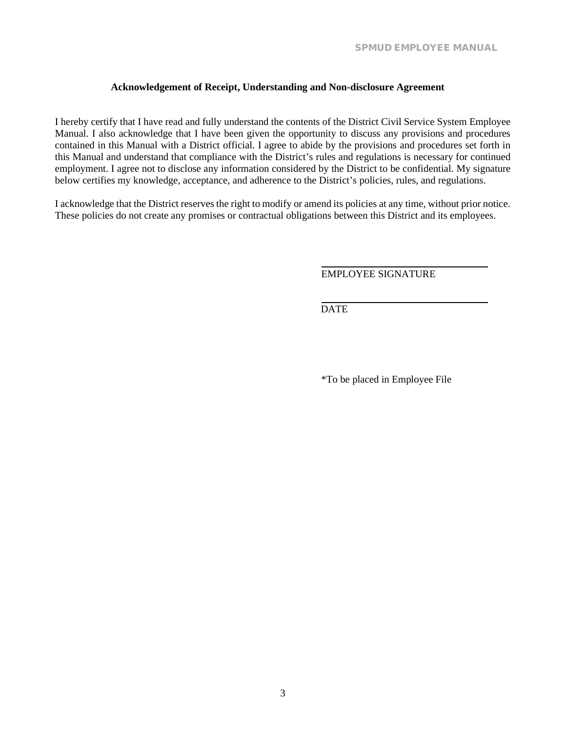**Acknowledgement of Receipt, Understanding and Non-disclosure Agreement**

I hereby certify that I have read and fully understand the contents of the District Civil Service System Employee Manual. I also acknowledge that I have been given the opportunity to discuss any provisions and procedures contained in this Manual with a District official. I agree to abide by the provisions and procedures set forth in this Manual and understand that compliance with the District's rules and regulations is necessary for continued employment. I agree not to disclose any information considered by the District to be confidential. My signature below certifies my knowledge, acceptance, and adherence to the District's policies, rules, and regulations.

I acknowledge that the District reserves the right to modify or amend its policies at any time, without prior notice. These policies do not create any promises or contractual obligations between this District and its employees.

\_\_\_\_\_\_\_\_\_\_\_\_\_\_\_\_\_\_\_\_\_\_\_\_\_\_\_\_\_\_

EMPLOYEE SIGNATURE

\_\_\_\_\_\_\_\_\_\_\_\_\_\_\_\_\_\_\_\_\_\_\_\_\_\_\_\_\_\_

DATE

*To be placed in Employee File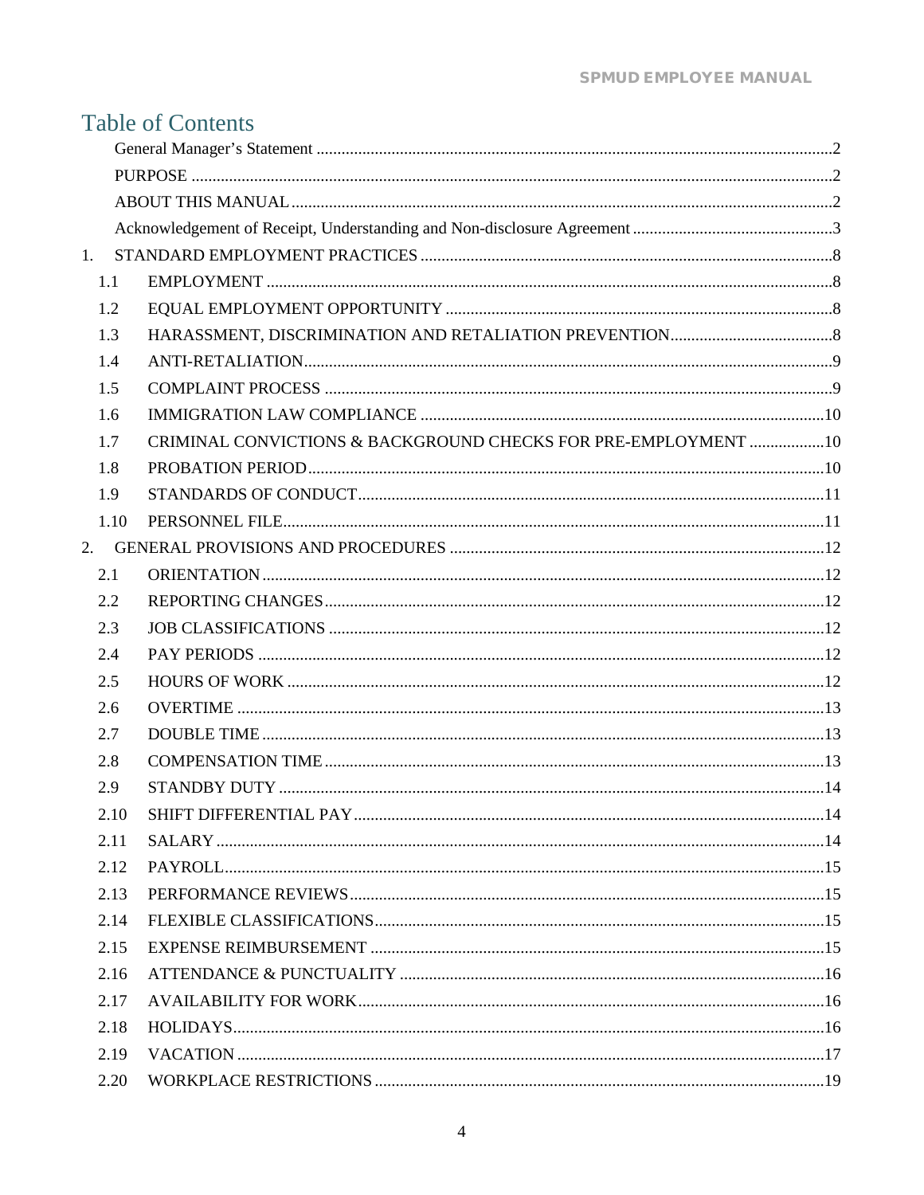# Table of Contents

General Manager's Statement .......... 2

PURPOSE .......... 2

ABOUT THIS MANUAL .......... 2

Acknowledgement of Receipt, Understanding and Non-disclosure Agreement .......... 3

1. STANDARD EMPLOYMENT PRACTICES .......... 8
   - 1.1 EMPLOYMENT .......... 8
   - 1.2 EQUAL EMPLOYMENT OPPORTUNITY .......... 8
   - 1.3 HARASSMENT, DISCRIMINATION AND RETALIATION PREVENTION .......... 8
   - 1.4 ANTI-RETALIATION .......... 9
   - 1.5 COMPLAINT PROCESS .......... 9
   - 1.6 IMMIGRATION LAW COMPLIANCE .......... 10
   - 1.7 CRIMINAL CONVICTIONS & BACKGROUND CHECKS FOR PRE-EMPLOYMENT .......... 10
   - 1.8 PROBATION PERIOD .......... 10
   - 1.9 STANDARDS OF CONDUCT .......... 11
   - 1.10 PERSONNEL FILE .......... 11
2. GENERAL PROVISIONS AND PROCEDURES .......... 12
   - 2.1 ORIENTATION .......... 12
   - 2.2 REPORTING CHANGES .......... 12
   - 2.3 JOB CLASSIFICATIONS .......... 12
   - 2.4 PAY PERIODS .......... 12
   - 2.5 HOURS OF WORK .......... 12
   - 2.6 OVERTIME .......... 13
   - 2.7 DOUBLE TIME .......... 13
   - 2.8 COMPENSATION TIME .......... 13
   - 2.9 STANDBY DUTY .......... 14
   - 2.10 SHIFT DIFFERENTIAL PAY .......... 14
   - 2.11 SALARY .......... 14
   - 2.12 PAYROLL .......... 15
   - 2.13 PERFORMANCE REVIEWS .......... 15
   - 2.14 FLEXIBLE CLASSIFICATIONS .......... 15
   - 2.15 EXPENSE REIMBURSEMENT .......... 15
   - 2.16 ATTENDANCE & PUNCTUALITY .......... 16
   - 2.17 AVAILABILITY FOR WORK .......... 16
   - 2.18 HOLIDAYS .......... 16
   - 2.19 VACATION .......... 17
   - 2.20 WORKPLACE RESTRICTIONS .......... 19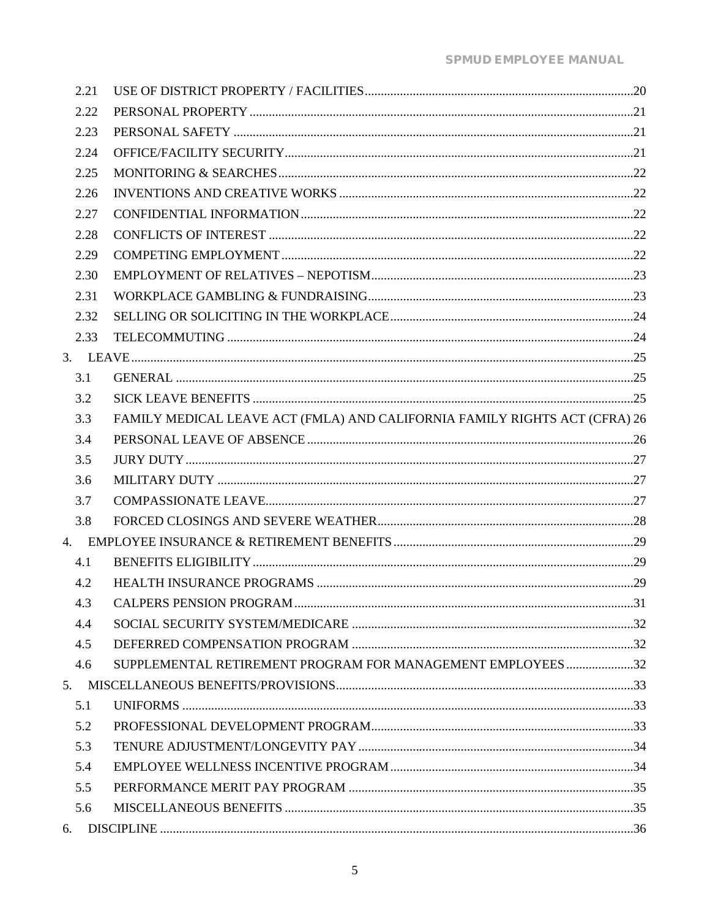- 2.21 USE OF DISTRICT PROPERTY / FACILITIES ..... 20
- 2.22 PERSONAL PROPERTY ..... 21
- 2.23 PERSONAL SAFETY ..... 21
- 2.24 OFFICE/FACILITY SECURITY ..... 21
- 2.25 MONITORING & SEARCHES ..... 22
- 2.26 INVENTIONS AND CREATIVE WORKS ..... 22
- 2.27 CONFIDENTIAL INFORMATION ..... 22
- 2.28 CONFLICTS OF INTEREST ..... 22
- 2.29 COMPETING EMPLOYMENT ..... 22
- 2.30 EMPLOYMENT OF RELATIVES – NEPOTISM ..... 23
- 2.31 WORKPLACE GAMBLING & FUNDRAISING ..... 23
- 2.32 SELLING OR SOLICITING IN THE WORKPLACE ..... 24
- 2.33 TELECOMMUTING ..... 24

3. LEAVE ..... 25
- 3.1 GENERAL ..... 25
- 3.2 SICK LEAVE BENEFITS ..... 25
- 3.3 FAMILY MEDICAL LEAVE ACT (FMLA) AND CALIFORNIA FAMILY RIGHTS ACT (CFRA) 26
- 3.4 PERSONAL LEAVE OF ABSENCE ..... 26
- 3.5 JURY DUTY ..... 27
- 3.6 MILITARY DUTY ..... 27
- 3.7 COMPASSIONATE LEAVE ..... 27
- 3.8 FORCED CLOSINGS AND SEVERE WEATHER ..... 28

4. EMPLOYEE INSURANCE & RETIREMENT BENEFITS ..... 29
- 4.1 BENEFITS ELIGIBILITY ..... 29
- 4.2 HEALTH INSURANCE PROGRAMS ..... 29
- 4.3 CALPERS PENSION PROGRAM ..... 31
- 4.4 SOCIAL SECURITY SYSTEM/MEDICARE ..... 32
- 4.5 DEFERRED COMPENSATION PROGRAM ..... 32
- 4.6 SUPPLEMENTAL RETIREMENT PROGRAM FOR MANAGEMENT EMPLOYEES ..... 32

5. MISCELLANEOUS BENEFITS/PROVISIONS ..... 33
- 5.1 UNIFORMS ..... 33
- 5.2 PROFESSIONAL DEVELOPMENT PROGRAM ..... 33
- 5.3 TENURE ADJUSTMENT/LONGEVITY PAY ..... 34
- 5.4 EMPLOYEE WELLNESS INCENTIVE PROGRAM ..... 34
- 5.5 PERFORMANCE MERIT PAY PROGRAM ..... 35
- 5.6 MISCELLANEOUS BENEFITS ..... 35

6. DISCIPLINE ..... 36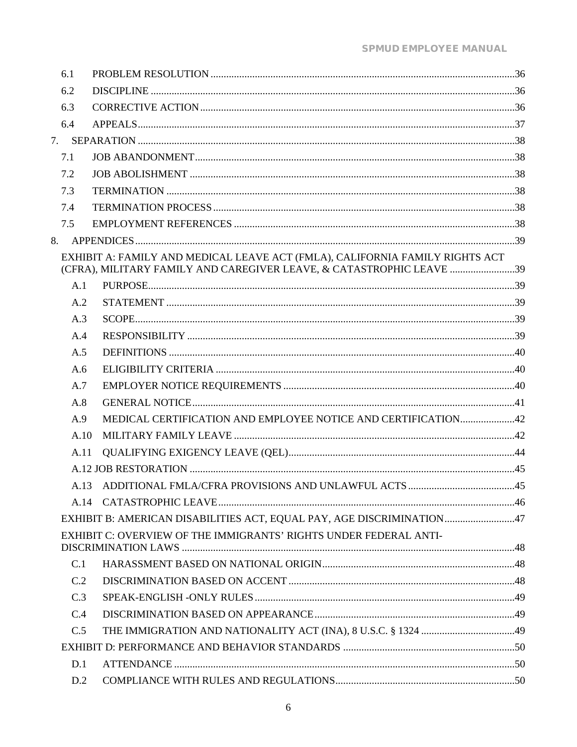| | | |
|---|---|---|
| 6.1 | PROBLEM RESOLUTION | 36 |
| 6.2 | DISCIPLINE | 36 |
| 6.3 | CORRECTIVE ACTION | 36 |
| 6.4 | APPEALS | 37 |
| 7. | SEPARATION | 38 |
| 7.1 | JOB ABANDONMENT | 38 |
| 7.2 | JOB ABOLISHMENT | 38 |
| 7.3 | TERMINATION | 38 |
| 7.4 | TERMINATION PROCESS | 38 |
| 7.5 | EMPLOYMENT REFERENCES | 38 |
| 8. | APPENDICES | 39 |
| | EXHIBIT A: FAMILY AND MEDICAL LEAVE ACT (FMLA), CALIFORNIA FAMILY RIGHTS ACT (CFRA), MILITARY FAMILY AND CAREGIVER LEAVE, & CATASTROPHIC LEAVE | 39 |
| A.1 | PURPOSE | 39 |
| A.2 | STATEMENT | 39 |
| A.3 | SCOPE | 39 |
| A.4 | RESPONSIBILITY | 39 |
| A.5 | DEFINITIONS | 40 |
| A.6 | ELIGIBILITY CRITERIA | 40 |
| A.7 | EMPLOYER NOTICE REQUIREMENTS | 40 |
| A.8 | GENERAL NOTICE | 41 |
| A.9 | MEDICAL CERTIFICATION AND EMPLOYEE NOTICE AND CERTIFICATION | 42 |
| A.10 | MILITARY FAMILY LEAVE | 42 |
| A.11 | QUALIFYING EXIGENCY LEAVE (QEL) | 44 |
| A.12 | JOB RESTORATION | 45 |
| A.13 | ADDITIONAL FMLA/CFRA PROVISIONS AND UNLAWFUL ACTS | 45 |
| A.14 | CATASTROPHIC LEAVE | 46 |
| | EXHIBIT B: AMERICAN DISABILITIES ACT, EQUAL PAY, AGE DISCRIMINATION | 47 |
| | EXHIBIT C: OVERVIEW OF THE IMMIGRANTS' RIGHTS UNDER FEDERAL ANTI-DISCRIMINATION LAWS | 48 |
| C.1 | HARASSMENT BASED ON NATIONAL ORIGIN | 48 |
| C.2 | DISCRIMINATION BASED ON ACCENT | 48 |
| C.3 | SPEAK-ENGLISH -ONLY RULES | 49 |
| C.4 | DISCRIMINATION BASED ON APPEARANCE | 49 |
| C.5 | THE IMMIGRATION AND NATIONALITY ACT (INA), 8 U.S.C. § 1324 | 49 |
| | EXHIBIT D: PERFORMANCE AND BEHAVIOR STANDARDS | 50 |
| D.1 | ATTENDANCE | 50 |
| D.2 | COMPLIANCE WITH RULES AND REGULATIONS | 50 |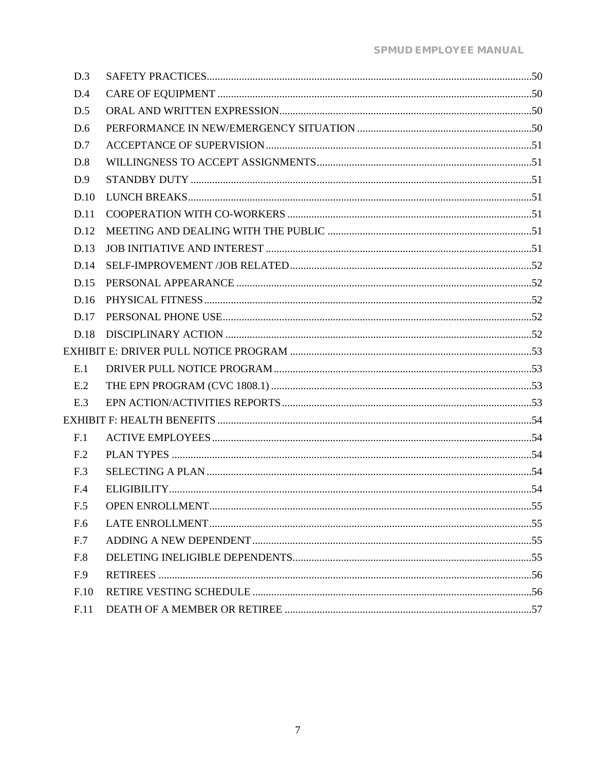| | | |
|---|---|---|
| D.3 | SAFETY PRACTICES | 50 |
| D.4 | CARE OF EQUIPMENT | 50 |
| D.5 | ORAL AND WRITTEN EXPRESSION | 50 |
| D.6 | PERFORMANCE IN NEW/EMERGENCY SITUATION | 50 |
| D.7 | ACCEPTANCE OF SUPERVISION | 51 |
| D.8 | WILLINGNESS TO ACCEPT ASSIGNMENTS | 51 |
| D.9 | STANDBY DUTY | 51 |
| D.10 | LUNCH BREAKS | 51 |
| D.11 | COOPERATION WITH CO-WORKERS | 51 |
| D.12 | MEETING AND DEALING WITH THE PUBLIC | 51 |
| D.13 | JOB INITIATIVE AND INTEREST | 51 |
| D.14 | SELF-IMPROVEMENT /JOB RELATED | 52 |
| D.15 | PERSONAL APPEARANCE | 52 |
| D.16 | PHYSICAL FITNESS | 52 |
| D.17 | PERSONAL PHONE USE | 52 |
| D.18 | DISCIPLINARY ACTION | 52 |
| EXHIBIT E: DRIVER PULL NOTICE PROGRAM | | 53 |
| E.1 | DRIVER PULL NOTICE PROGRAM | 53 |
| E.2 | THE EPN PROGRAM (CVC 1808.1) | 53 |
| E.3 | EPN ACTION/ACTIVITIES REPORTS | 53 |
| EXHIBIT F: HEALTH BENEFITS | | 54 |
| F.1 | ACTIVE EMPLOYEES | 54 |
| F.2 | PLAN TYPES | 54 |
| F.3 | SELECTING A PLAN | 54 |
| F.4 | ELIGIBILITY | 54 |
| F.5 | OPEN ENROLLMENT | 55 |
| F.6 | LATE ENROLLMENT | 55 |
| F.7 | ADDING A NEW DEPENDENT | 55 |
| F.8 | DELETING INELIGIBLE DEPENDENTS | 55 |
| F.9 | RETIREES | 56 |
| F.10 | RETIRE VESTING SCHEDULE | 56 |
| F.11 | DEATH OF A MEMBER OR RETIREE | 57 |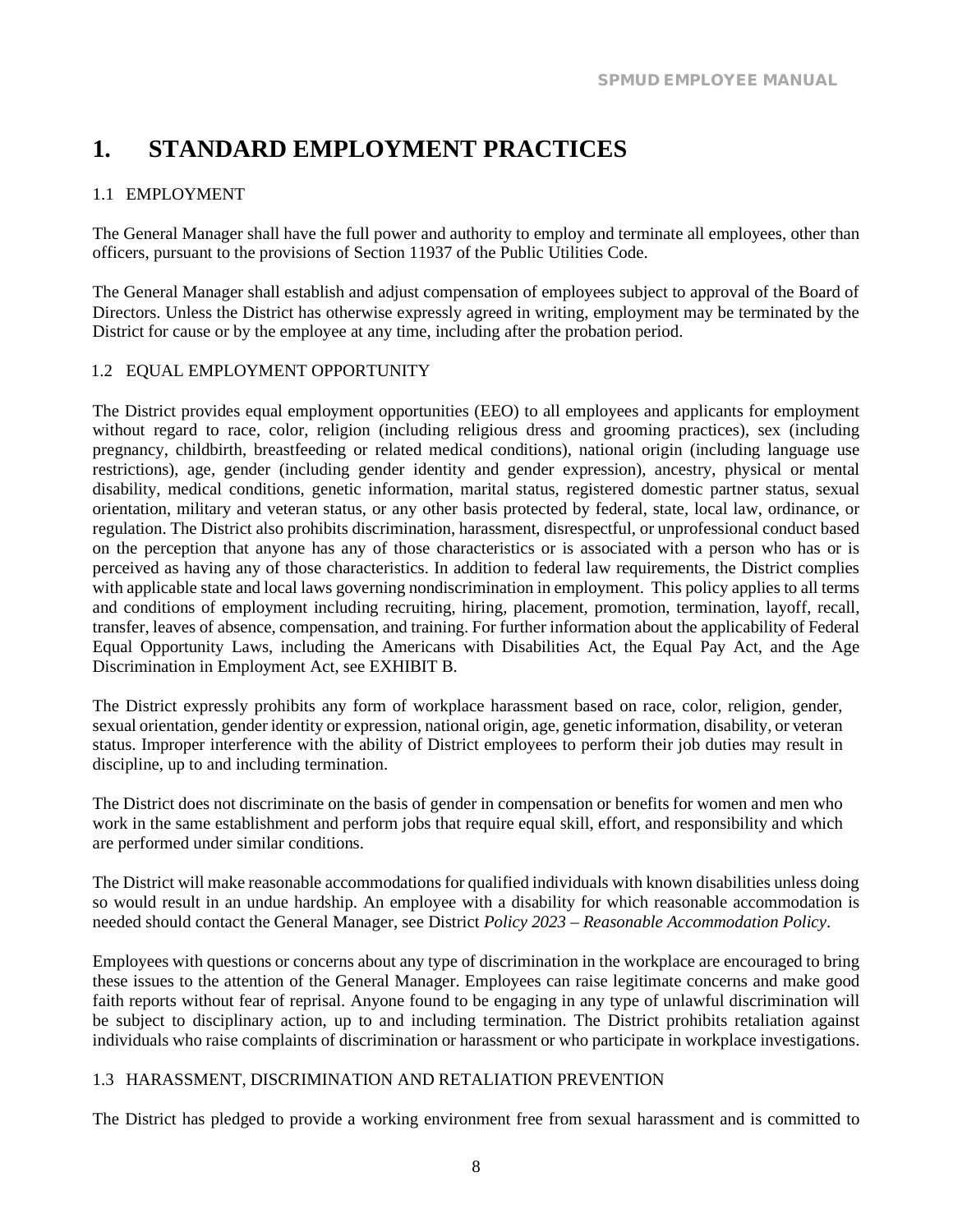# 1. STANDARD EMPLOYMENT PRACTICES

## 1.1 EMPLOYMENT

The General Manager shall have the full power and authority to employ and terminate all employees, other than officers, pursuant to the provisions of Section 11937 of the Public Utilities Code.

The General Manager shall establish and adjust compensation of employees subject to approval of the Board of Directors. Unless the District has otherwise expressly agreed in writing, employment may be terminated by the District for cause or by the employee at any time, including after the probation period.

## 1.2 EQUAL EMPLOYMENT OPPORTUNITY

The District provides equal employment opportunities (EEO) to all employees and applicants for employment without regard to race, color, religion (including religious dress and grooming practices), sex (including pregnancy, childbirth, breastfeeding or related medical conditions), national origin (including language use restrictions), age, gender (including gender identity and gender expression), ancestry, physical or mental disability, medical conditions, genetic information, marital status, registered domestic partner status, sexual orientation, military and veteran status, or any other basis protected by federal, state, local law, ordinance, or regulation. The District also prohibits discrimination, harassment, disrespectful, or unprofessional conduct based on the perception that anyone has any of those characteristics or is associated with a person who has or is perceived as having any of those characteristics. In addition to federal law requirements, the District complies with applicable state and local laws governing nondiscrimination in employment. This policy applies to all terms and conditions of employment including recruiting, hiring, placement, promotion, termination, layoff, recall, transfer, leaves of absence, compensation, and training. For further information about the applicability of Federal Equal Opportunity Laws, including the Americans with Disabilities Act, the Equal Pay Act, and the Age Discrimination in Employment Act, see EXHIBIT B.

The District expressly prohibits any form of workplace harassment based on race, color, religion, gender, sexual orientation, gender identity or expression, national origin, age, genetic information, disability, or veteran status. Improper interference with the ability of District employees to perform their job duties may result in discipline, up to and including termination.

The District does not discriminate on the basis of gender in compensation or benefits for women and men who work in the same establishment and perform jobs that require equal skill, effort, and responsibility and which are performed under similar conditions.

The District will make reasonable accommodations for qualified individuals with known disabilities unless doing so would result in an undue hardship. An employee with a disability for which reasonable accommodation is needed should contact the General Manager, see District *Policy 2023 – Reasonable Accommodation Policy*.

Employees with questions or concerns about any type of discrimination in the workplace are encouraged to bring these issues to the attention of the General Manager. Employees can raise legitimate concerns and make good faith reports without fear of reprisal. Anyone found to be engaging in any type of unlawful discrimination will be subject to disciplinary action, up to and including termination. The District prohibits retaliation against individuals who raise complaints of discrimination or harassment or who participate in workplace investigations.

## 1.3 HARASSMENT, DISCRIMINATION AND RETALIATION PREVENTION

The District has pledged to provide a working environment free from sexual harassment and is committed to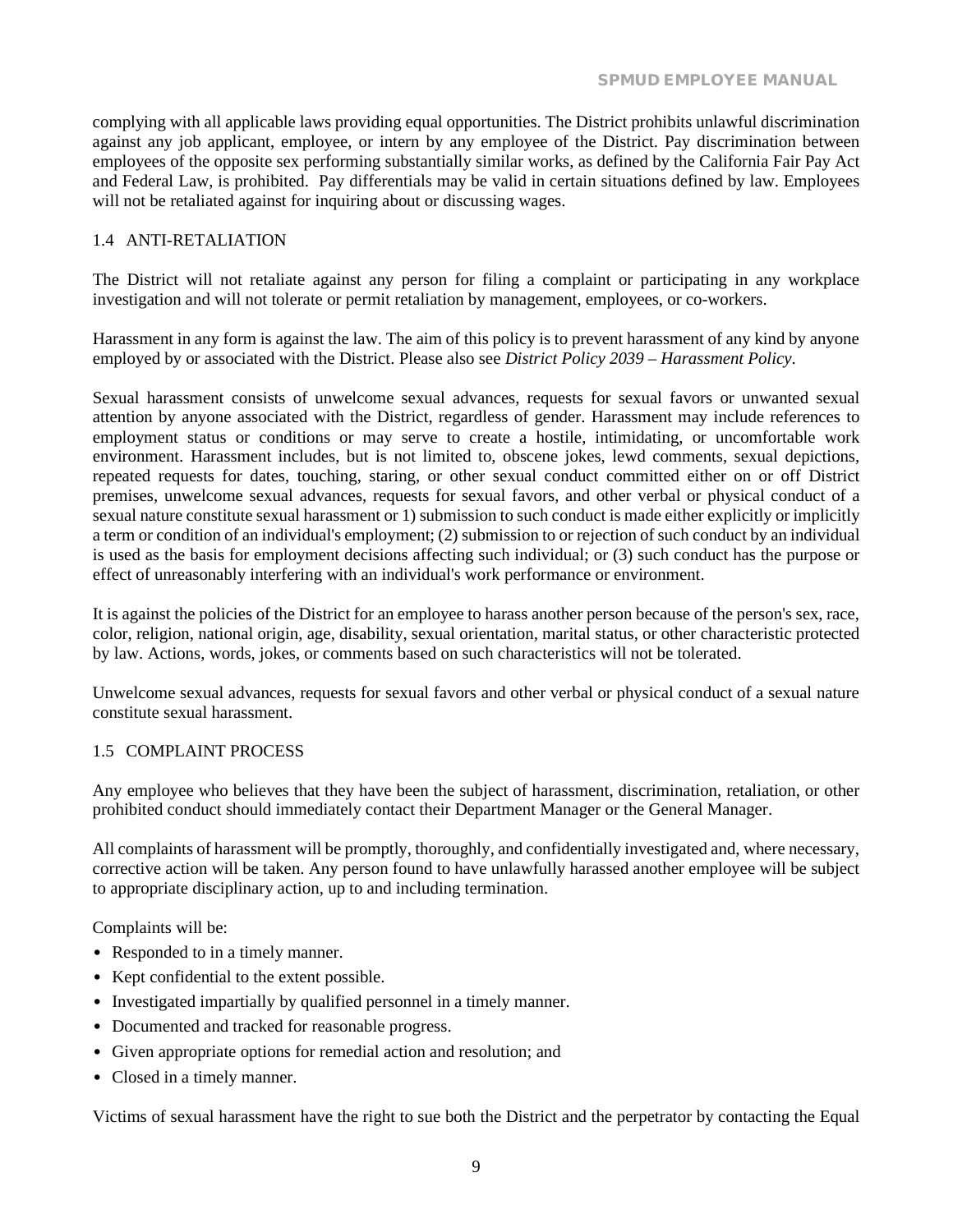complying with all applicable laws providing equal opportunities. The District prohibits unlawful discrimination against any job applicant, employee, or intern by any employee of the District. Pay discrimination between employees of the opposite sex performing substantially similar works, as defined by the California Fair Pay Act and Federal Law, is prohibited. Pay differentials may be valid in certain situations defined by law. Employees will not be retaliated against for inquiring about or discussing wages.

## 1.4 ANTI-RETALIATION

The District will not retaliate against any person for filing a complaint or participating in any workplace investigation and will not tolerate or permit retaliation by management, employees, or co-workers.

Harassment in any form is against the law. The aim of this policy is to prevent harassment of any kind by anyone employed by or associated with the District. Please also see *District Policy 2039 – Harassment Policy*.

Sexual harassment consists of unwelcome sexual advances, requests for sexual favors or unwanted sexual attention by anyone associated with the District, regardless of gender. Harassment may include references to employment status or conditions or may serve to create a hostile, intimidating, or uncomfortable work environment. Harassment includes, but is not limited to, obscene jokes, lewd comments, sexual depictions, repeated requests for dates, touching, staring, or other sexual conduct committed either on or off District premises, unwelcome sexual advances, requests for sexual favors, and other verbal or physical conduct of a sexual nature constitute sexual harassment or 1) submission to such conduct is made either explicitly or implicitly a term or condition of an individual's employment; (2) submission to or rejection of such conduct by an individual is used as the basis for employment decisions affecting such individual; or (3) such conduct has the purpose or effect of unreasonably interfering with an individual's work performance or environment.

It is against the policies of the District for an employee to harass another person because of the person's sex, race, color, religion, national origin, age, disability, sexual orientation, marital status, or other characteristic protected by law. Actions, words, jokes, or comments based on such characteristics will not be tolerated.

Unwelcome sexual advances, requests for sexual favors and other verbal or physical conduct of a sexual nature constitute sexual harassment.

## 1.5 COMPLAINT PROCESS

Any employee who believes that they have been the subject of harassment, discrimination, retaliation, or other prohibited conduct should immediately contact their Department Manager or the General Manager.

All complaints of harassment will be promptly, thoroughly, and confidentially investigated and, where necessary, corrective action will be taken. Any person found to have unlawfully harassed another employee will be subject to appropriate disciplinary action, up to and including termination.

Complaints will be:

- Responded to in a timely manner.
- Kept confidential to the extent possible.
- Investigated impartially by qualified personnel in a timely manner.
- Documented and tracked for reasonable progress.
- Given appropriate options for remedial action and resolution; and
- Closed in a timely manner.

Victims of sexual harassment have the right to sue both the District and the perpetrator by contacting the Equal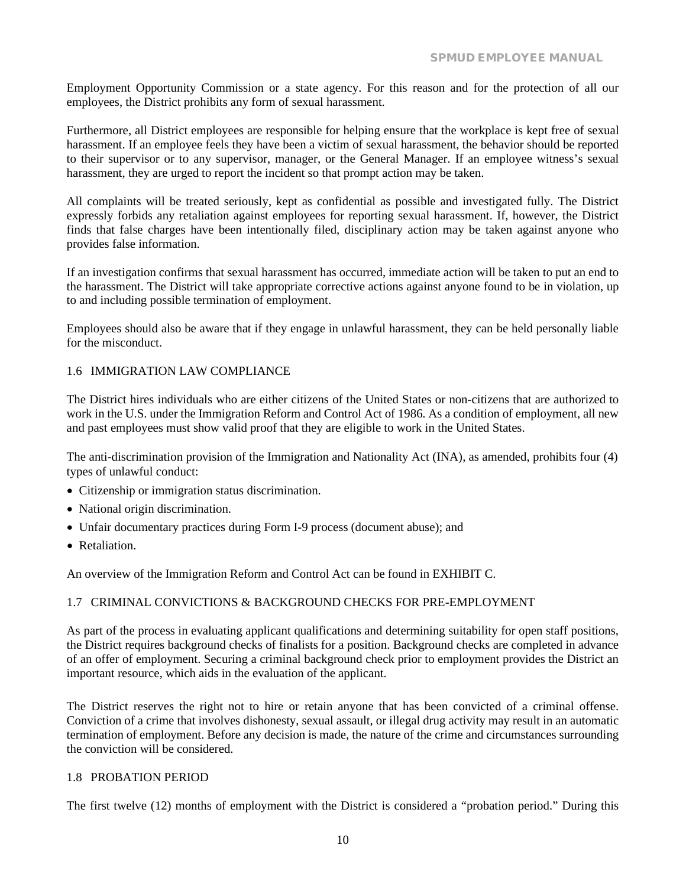Employment Opportunity Commission or a state agency. For this reason and for the protection of all our employees, the District prohibits any form of sexual harassment.

Furthermore, all District employees are responsible for helping ensure that the workplace is kept free of sexual harassment. If an employee feels they have been a victim of sexual harassment, the behavior should be reported to their supervisor or to any supervisor, manager, or the General Manager. If an employee witness's sexual harassment, they are urged to report the incident so that prompt action may be taken.

All complaints will be treated seriously, kept as confidential as possible and investigated fully. The District expressly forbids any retaliation against employees for reporting sexual harassment. If, however, the District finds that false charges have been intentionally filed, disciplinary action may be taken against anyone who provides false information.

If an investigation confirms that sexual harassment has occurred, immediate action will be taken to put an end to the harassment. The District will take appropriate corrective actions against anyone found to be in violation, up to and including possible termination of employment.

Employees should also be aware that if they engage in unlawful harassment, they can be held personally liable for the misconduct.

## 1.6 IMMIGRATION LAW COMPLIANCE

The District hires individuals who are either citizens of the United States or non-citizens that are authorized to work in the U.S. under the Immigration Reform and Control Act of 1986. As a condition of employment, all new and past employees must show valid proof that they are eligible to work in the United States.

The anti-discrimination provision of the Immigration and Nationality Act (INA), as amended, prohibits four (4) types of unlawful conduct:

- Citizenship or immigration status discrimination.
- National origin discrimination.
- Unfair documentary practices during Form I-9 process (document abuse); and
- Retaliation.

An overview of the Immigration Reform and Control Act can be found in EXHIBIT C.

## 1.7 CRIMINAL CONVICTIONS & BACKGROUND CHECKS FOR PRE-EMPLOYMENT

As part of the process in evaluating applicant qualifications and determining suitability for open staff positions, the District requires background checks of finalists for a position. Background checks are completed in advance of an offer of employment. Securing a criminal background check prior to employment provides the District an important resource, which aids in the evaluation of the applicant.

The District reserves the right not to hire or retain anyone that has been convicted of a criminal offense. Conviction of a crime that involves dishonesty, sexual assault, or illegal drug activity may result in an automatic termination of employment. Before any decision is made, the nature of the crime and circumstances surrounding the conviction will be considered.

## 1.8 PROBATION PERIOD

The first twelve (12) months of employment with the District is considered a "probation period." During this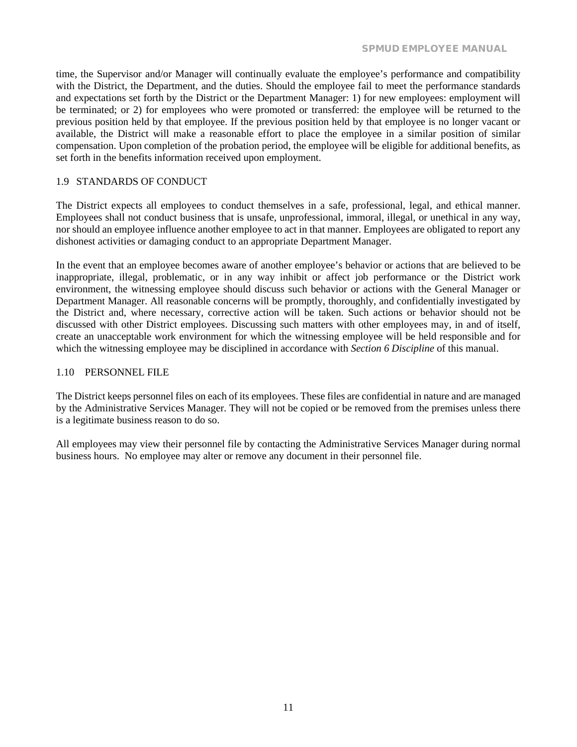time, the Supervisor and/or Manager will continually evaluate the employee's performance and compatibility with the District, the Department, and the duties. Should the employee fail to meet the performance standards and expectations set forth by the District or the Department Manager: 1) for new employees: employment will be terminated; or 2) for employees who were promoted or transferred: the employee will be returned to the previous position held by that employee. If the previous position held by that employee is no longer vacant or available, the District will make a reasonable effort to place the employee in a similar position of similar compensation. Upon completion of the probation period, the employee will be eligible for additional benefits, as set forth in the benefits information received upon employment.

## 1.9 STANDARDS OF CONDUCT

The District expects all employees to conduct themselves in a safe, professional, legal, and ethical manner. Employees shall not conduct business that is unsafe, unprofessional, immoral, illegal, or unethical in any way, nor should an employee influence another employee to act in that manner. Employees are obligated to report any dishonest activities or damaging conduct to an appropriate Department Manager.

In the event that an employee becomes aware of another employee's behavior or actions that are believed to be inappropriate, illegal, problematic, or in any way inhibit or affect job performance or the District work environment, the witnessing employee should discuss such behavior or actions with the General Manager or Department Manager. All reasonable concerns will be promptly, thoroughly, and confidentially investigated by the District and, where necessary, corrective action will be taken. Such actions or behavior should not be discussed with other District employees. Discussing such matters with other employees may, in and of itself, create an unacceptable work environment for which the witnessing employee will be held responsible and for which the witnessing employee may be disciplined in accordance with *Section 6 Discipline* of this manual.

## 1.10 PERSONNEL FILE

The District keeps personnel files on each of its employees. These files are confidential in nature and are managed by the Administrative Services Manager. They will not be copied or be removed from the premises unless there is a legitimate business reason to do so.

All employees may view their personnel file by contacting the Administrative Services Manager during normal business hours. No employee may alter or remove any document in their personnel file.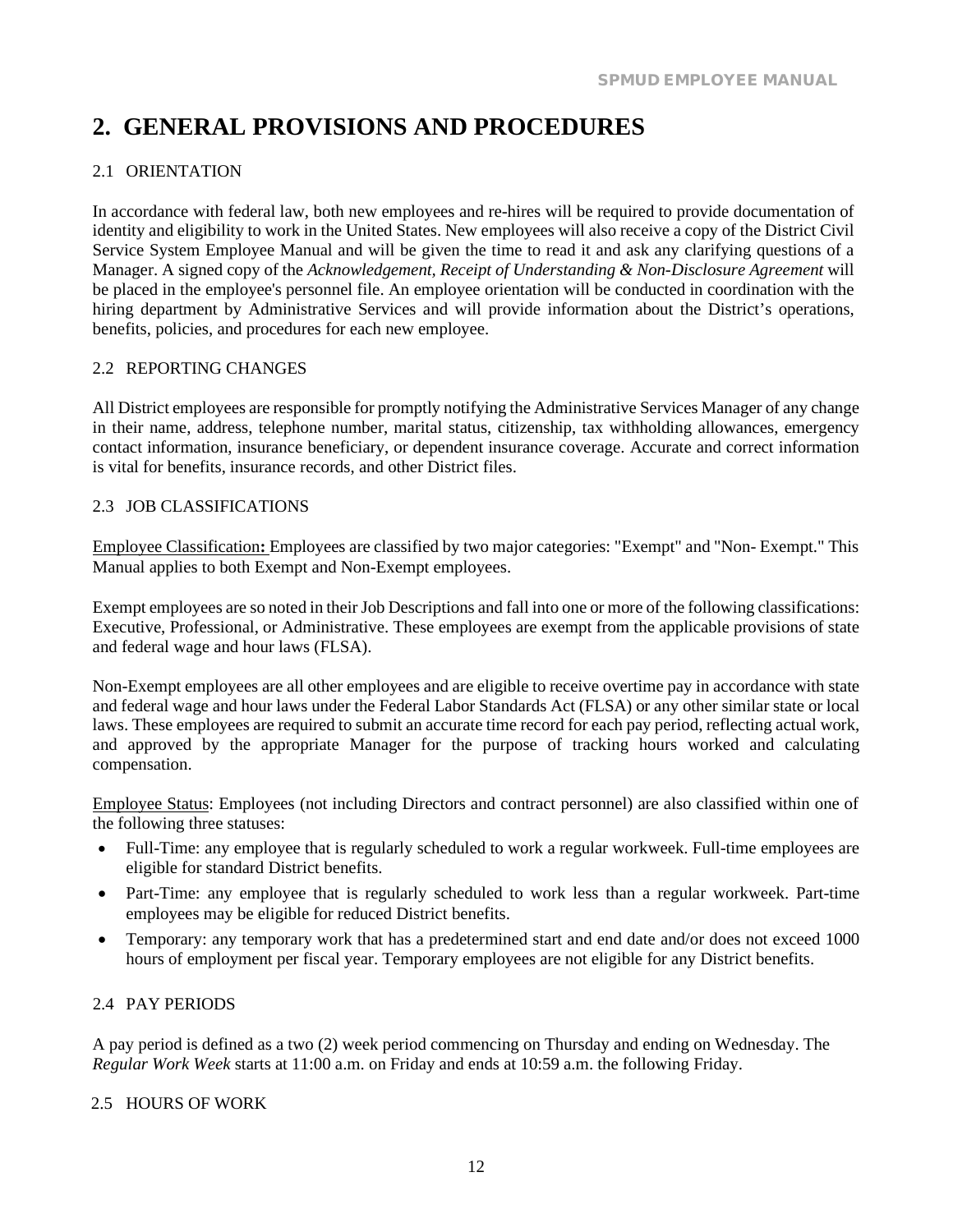# 2. GENERAL PROVISIONS AND PROCEDURES

## 2.1 ORIENTATION

In accordance with federal law, both new employees and re-hires will be required to provide documentation of identity and eligibility to work in the United States. New employees will also receive a copy of the District Civil Service System Employee Manual and will be given the time to read it and ask any clarifying questions of a Manager. A signed copy of the *Acknowledgement, Receipt of Understanding & Non-Disclosure Agreement* will be placed in the employee's personnel file. An employee orientation will be conducted in coordination with the hiring department by Administrative Services and will provide information about the District's operations, benefits, policies, and procedures for each new employee.

## 2.2 REPORTING CHANGES

All District employees are responsible for promptly notifying the Administrative Services Manager of any change in their name, address, telephone number, marital status, citizenship, tax withholding allowances, emergency contact information, insurance beneficiary, or dependent insurance coverage. Accurate and correct information is vital for benefits, insurance records, and other District files.

## 2.3 JOB CLASSIFICATIONS

Employee Classification**:** Employees are classified by two major categories: "Exempt" and "Non- Exempt." This Manual applies to both Exempt and Non-Exempt employees.

Exempt employees are so noted in their Job Descriptions and fall into one or more of the following classifications: Executive, Professional, or Administrative. These employees are exempt from the applicable provisions of state and federal wage and hour laws (FLSA).

Non-Exempt employees are all other employees and are eligible to receive overtime pay in accordance with state and federal wage and hour laws under the Federal Labor Standards Act (FLSA) or any other similar state or local laws. These employees are required to submit an accurate time record for each pay period, reflecting actual work, and approved by the appropriate Manager for the purpose of tracking hours worked and calculating compensation.

Employee Status: Employees (not including Directors and contract personnel) are also classified within one of the following three statuses:

- Full-Time: any employee that is regularly scheduled to work a regular workweek. Full-time employees are eligible for standard District benefits.
- Part-Time: any employee that is regularly scheduled to work less than a regular workweek. Part-time employees may be eligible for reduced District benefits.
- Temporary: any temporary work that has a predetermined start and end date and/or does not exceed 1000 hours of employment per fiscal year. Temporary employees are not eligible for any District benefits.

## 2.4 PAY PERIODS

A pay period is defined as a two (2) week period commencing on Thursday and ending on Wednesday. The *Regular Work Week* starts at 11:00 a.m. on Friday and ends at 10:59 a.m. the following Friday.

## 2.5 HOURS OF WORK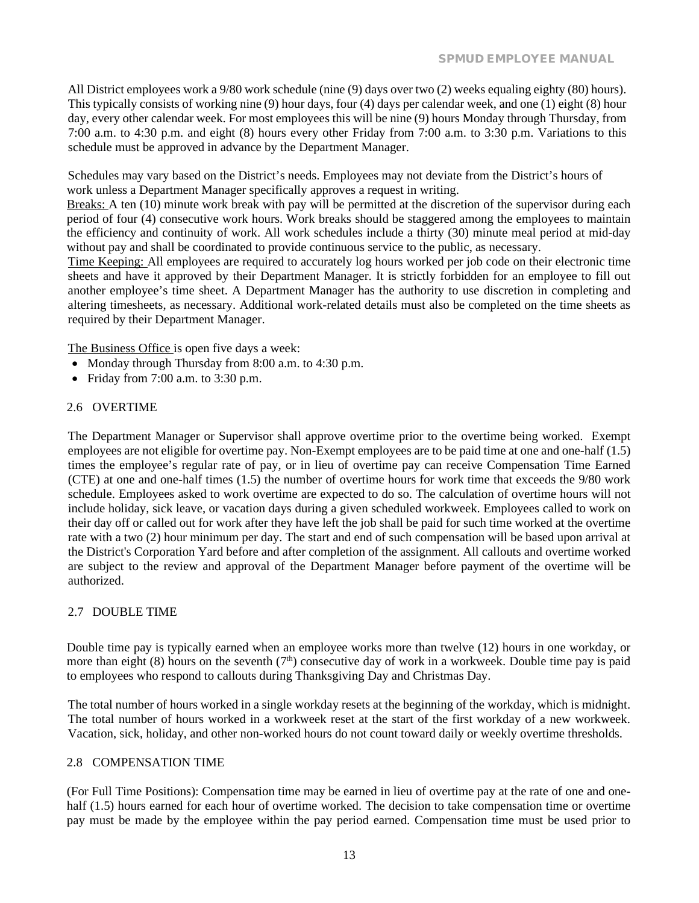All District employees work a 9/80 work schedule (nine (9) days over two (2) weeks equaling eighty (80) hours). This typically consists of working nine (9) hour days, four (4) days per calendar week, and one (1) eight (8) hour day, every other calendar week. For most employees this will be nine (9) hours Monday through Thursday, from 7:00 a.m. to 4:30 p.m. and eight (8) hours every other Friday from 7:00 a.m. to 3:30 p.m. Variations to this schedule must be approved in advance by the Department Manager.

Schedules may vary based on the District's needs. Employees may not deviate from the District's hours of work unless a Department Manager specifically approves a request in writing.

Breaks: A ten (10) minute work break with pay will be permitted at the discretion of the supervisor during each period of four (4) consecutive work hours. Work breaks should be staggered among the employees to maintain the efficiency and continuity of work. All work schedules include a thirty (30) minute meal period at mid-day without pay and shall be coordinated to provide continuous service to the public, as necessary.

Time Keeping: All employees are required to accurately log hours worked per job code on their electronic time sheets and have it approved by their Department Manager. It is strictly forbidden for an employee to fill out another employee's time sheet. A Department Manager has the authority to use discretion in completing and altering timesheets, as necessary. Additional work-related details must also be completed on the time sheets as required by their Department Manager.

The Business Office is open five days a week:

- Monday through Thursday from 8:00 a.m. to 4:30 p.m.
- Friday from 7:00 a.m. to 3:30 p.m.

## 2.6 OVERTIME

The Department Manager or Supervisor shall approve overtime prior to the overtime being worked. Exempt employees are not eligible for overtime pay. Non-Exempt employees are to be paid time at one and one-half (1.5) times the employee's regular rate of pay, or in lieu of overtime pay can receive Compensation Time Earned (CTE) at one and one-half times (1.5) the number of overtime hours for work time that exceeds the 9/80 work schedule. Employees asked to work overtime are expected to do so. The calculation of overtime hours will not include holiday, sick leave, or vacation days during a given scheduled workweek. Employees called to work on their day off or called out for work after they have left the job shall be paid for such time worked at the overtime rate with a two (2) hour minimum per day. The start and end of such compensation will be based upon arrival at the District's Corporation Yard before and after completion of the assignment. All callouts and overtime worked are subject to the review and approval of the Department Manager before payment of the overtime will be authorized.

## 2.7 DOUBLE TIME

Double time pay is typically earned when an employee works more than twelve (12) hours in one workday, or more than eight (8) hours on the seventh (7th) consecutive day of work in a workweek. Double time pay is paid to employees who respond to callouts during Thanksgiving Day and Christmas Day.

The total number of hours worked in a single workday resets at the beginning of the workday, which is midnight. The total number of hours worked in a workweek reset at the start of the first workday of a new workweek. Vacation, sick, holiday, and other non-worked hours do not count toward daily or weekly overtime thresholds.

## 2.8 COMPENSATION TIME

(For Full Time Positions): Compensation time may be earned in lieu of overtime pay at the rate of one and one-half (1.5) hours earned for each hour of overtime worked. The decision to take compensation time or overtime pay must be made by the employee within the pay period earned. Compensation time must be used prior to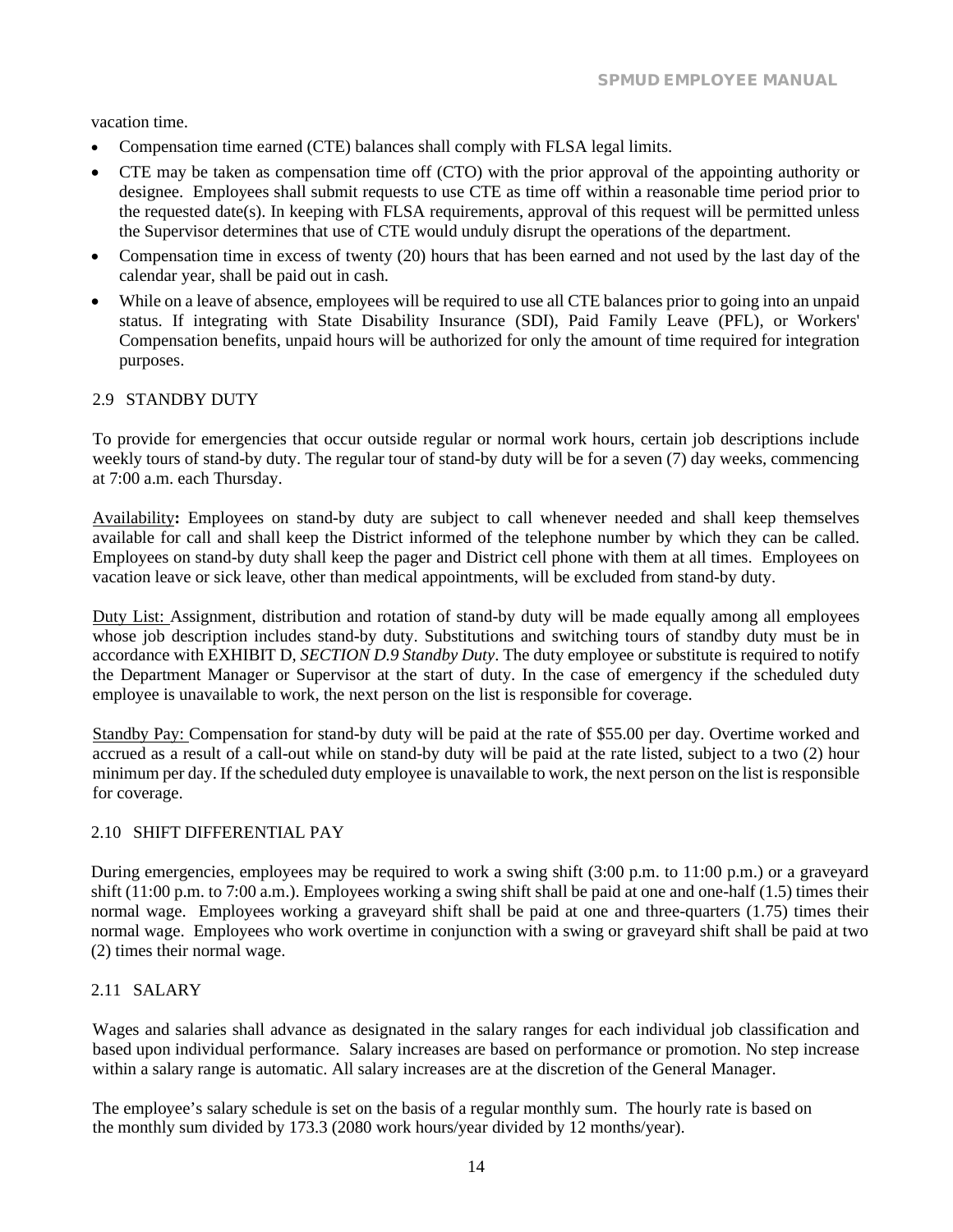vacation time.

- Compensation time earned (CTE) balances shall comply with FLSA legal limits.
- CTE may be taken as compensation time off (CTO) with the prior approval of the appointing authority or designee. Employees shall submit requests to use CTE as time off within a reasonable time period prior to the requested date(s). In keeping with FLSA requirements, approval of this request will be permitted unless the Supervisor determines that use of CTE would unduly disrupt the operations of the department.
- Compensation time in excess of twenty (20) hours that has been earned and not used by the last day of the calendar year, shall be paid out in cash.
- While on a leave of absence, employees will be required to use all CTE balances prior to going into an unpaid status. If integrating with State Disability Insurance (SDI), Paid Family Leave (PFL), or Workers' Compensation benefits, unpaid hours will be authorized for only the amount of time required for integration purposes.

## 2.9 STANDBY DUTY

To provide for emergencies that occur outside regular or normal work hours, certain job descriptions include weekly tours of stand-by duty. The regular tour of stand-by duty will be for a seven (7) day weeks, commencing at 7:00 a.m. each Thursday.

Availability**:** Employees on stand-by duty are subject to call whenever needed and shall keep themselves available for call and shall keep the District informed of the telephone number by which they can be called. Employees on stand-by duty shall keep the pager and District cell phone with them at all times. Employees on vacation leave or sick leave, other than medical appointments, will be excluded from stand-by duty.

Duty List: Assignment, distribution and rotation of stand-by duty will be made equally among all employees whose job description includes stand-by duty. Substitutions and switching tours of standby duty must be in accordance with EXHIBIT D, *SECTION D.9 Standby Duty*. The duty employee or substitute is required to notify the Department Manager or Supervisor at the start of duty. In the case of emergency if the scheduled duty employee is unavailable to work, the next person on the list is responsible for coverage.

Standby Pay: Compensation for stand-by duty will be paid at the rate of $55.00 per day. Overtime worked and accrued as a result of a call-out while on stand-by duty will be paid at the rate listed, subject to a two (2) hour minimum per day. If the scheduled duty employee is unavailable to work, the next person on the list is responsible for coverage.

## 2.10 SHIFT DIFFERENTIAL PAY

During emergencies, employees may be required to work a swing shift (3:00 p.m. to 11:00 p.m.) or a graveyard shift (11:00 p.m. to 7:00 a.m.). Employees working a swing shift shall be paid at one and one-half (1.5) times their normal wage. Employees working a graveyard shift shall be paid at one and three-quarters (1.75) times their normal wage. Employees who work overtime in conjunction with a swing or graveyard shift shall be paid at two (2) times their normal wage.

## 2.11 SALARY

Wages and salaries shall advance as designated in the salary ranges for each individual job classification and based upon individual performance. Salary increases are based on performance or promotion. No step increase within a salary range is automatic. All salary increases are at the discretion of the General Manager.

The employee's salary schedule is set on the basis of a regular monthly sum. The hourly rate is based on the monthly sum divided by 173.3 (2080 work hours/year divided by 12 months/year).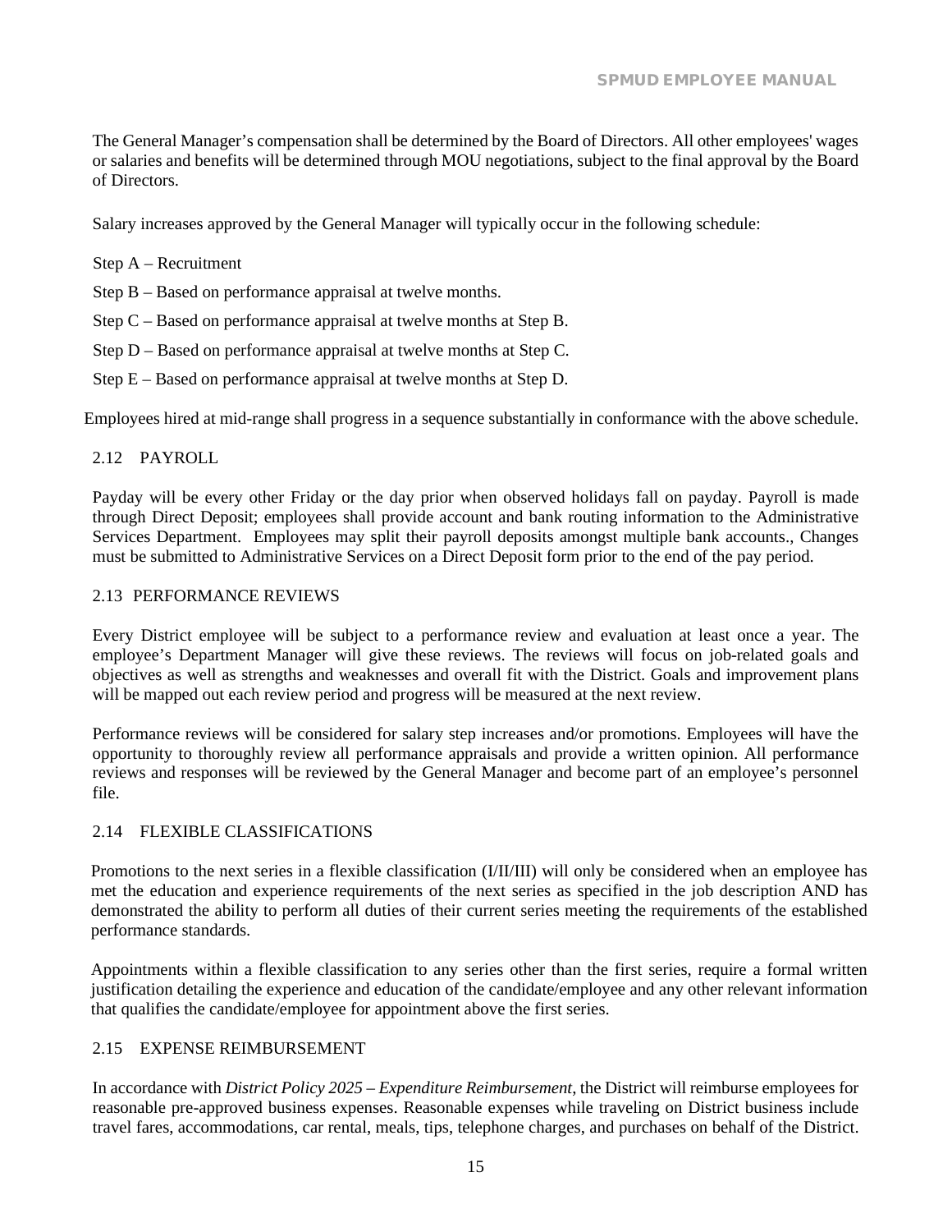The General Manager's compensation shall be determined by the Board of Directors. All other employees' wages or salaries and benefits will be determined through MOU negotiations, subject to the final approval by the Board of Directors.

Salary increases approved by the General Manager will typically occur in the following schedule:

Step A – Recruitment

Step B – Based on performance appraisal at twelve months.

Step C – Based on performance appraisal at twelve months at Step B.

Step D – Based on performance appraisal at twelve months at Step C.

Step E – Based on performance appraisal at twelve months at Step D.

Employees hired at mid-range shall progress in a sequence substantially in conformance with the above schedule.

## 2.12 PAYROLL

Payday will be every other Friday or the day prior when observed holidays fall on payday. Payroll is made through Direct Deposit; employees shall provide account and bank routing information to the Administrative Services Department. Employees may split their payroll deposits amongst multiple bank accounts., Changes must be submitted to Administrative Services on a Direct Deposit form prior to the end of the pay period.

## 2.13 PERFORMANCE REVIEWS

Every District employee will be subject to a performance review and evaluation at least once a year. The employee's Department Manager will give these reviews. The reviews will focus on job-related goals and objectives as well as strengths and weaknesses and overall fit with the District. Goals and improvement plans will be mapped out each review period and progress will be measured at the next review.

Performance reviews will be considered for salary step increases and/or promotions. Employees will have the opportunity to thoroughly review all performance appraisals and provide a written opinion. All performance reviews and responses will be reviewed by the General Manager and become part of an employee's personnel file.

## 2.14 FLEXIBLE CLASSIFICATIONS

Promotions to the next series in a flexible classification (I/II/III) will only be considered when an employee has met the education and experience requirements of the next series as specified in the job description AND has demonstrated the ability to perform all duties of their current series meeting the requirements of the established performance standards.

Appointments within a flexible classification to any series other than the first series, require a formal written justification detailing the experience and education of the candidate/employee and any other relevant information that qualifies the candidate/employee for appointment above the first series.

## 2.15 EXPENSE REIMBURSEMENT

In accordance with *District Policy 2025 – Expenditure Reimbursement*, the District will reimburse employees for reasonable pre-approved business expenses. Reasonable expenses while traveling on District business include travel fares, accommodations, car rental, meals, tips, telephone charges, and purchases on behalf of the District.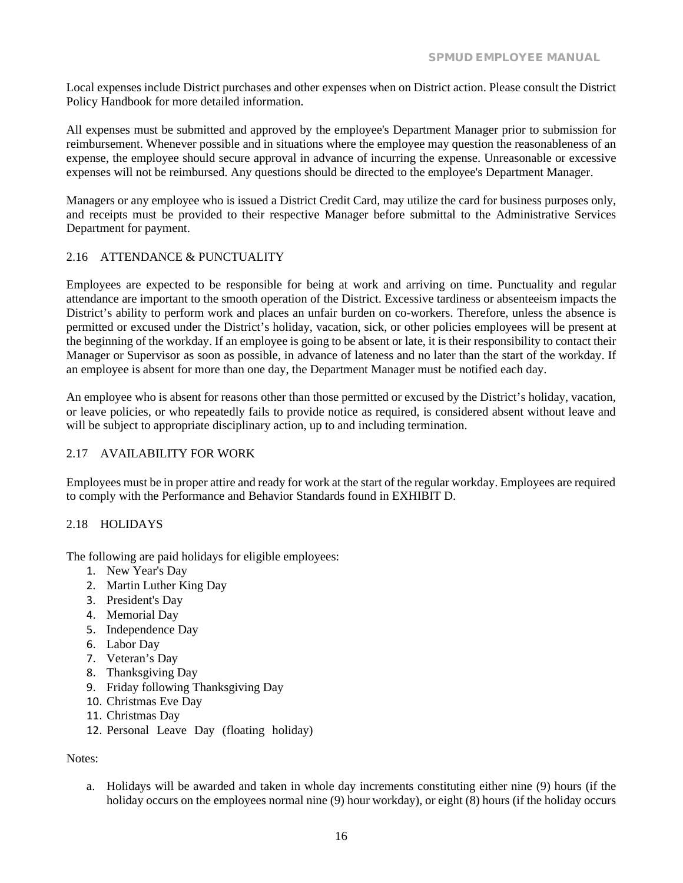Local expenses include District purchases and other expenses when on District action. Please consult the District Policy Handbook for more detailed information.

All expenses must be submitted and approved by the employee's Department Manager prior to submission for reimbursement. Whenever possible and in situations where the employee may question the reasonableness of an expense, the employee should secure approval in advance of incurring the expense. Unreasonable or excessive expenses will not be reimbursed. Any questions should be directed to the employee's Department Manager.

Managers or any employee who is issued a District Credit Card, may utilize the card for business purposes only, and receipts must be provided to their respective Manager before submittal to the Administrative Services Department for payment.

## 2.16 ATTENDANCE & PUNCTUALITY

Employees are expected to be responsible for being at work and arriving on time. Punctuality and regular attendance are important to the smooth operation of the District. Excessive tardiness or absenteeism impacts the District's ability to perform work and places an unfair burden on co-workers. Therefore, unless the absence is permitted or excused under the District's holiday, vacation, sick, or other policies employees will be present at the beginning of the workday. If an employee is going to be absent or late, it is their responsibility to contact their Manager or Supervisor as soon as possible, in advance of lateness and no later than the start of the workday. If an employee is absent for more than one day, the Department Manager must be notified each day.

An employee who is absent for reasons other than those permitted or excused by the District's holiday, vacation, or leave policies, or who repeatedly fails to provide notice as required, is considered absent without leave and will be subject to appropriate disciplinary action, up to and including termination.

## 2.17 AVAILABILITY FOR WORK

Employees must be in proper attire and ready for work at the start of the regular workday. Employees are required to comply with the Performance and Behavior Standards found in EXHIBIT D.

## 2.18 HOLIDAYS

The following are paid holidays for eligible employees:

1. New Year's Day
2. Martin Luther King Day
3. President's Day
4. Memorial Day
5. Independence Day
6. Labor Day
7. Veteran's Day
8. Thanksgiving Day
9. Friday following Thanksgiving Day
10. Christmas Eve Day
11. Christmas Day
12. Personal Leave Day (floating holiday)

Notes:

a. Holidays will be awarded and taken in whole day increments constituting either nine (9) hours (if the holiday occurs on the employees normal nine (9) hour workday), or eight (8) hours (if the holiday occurs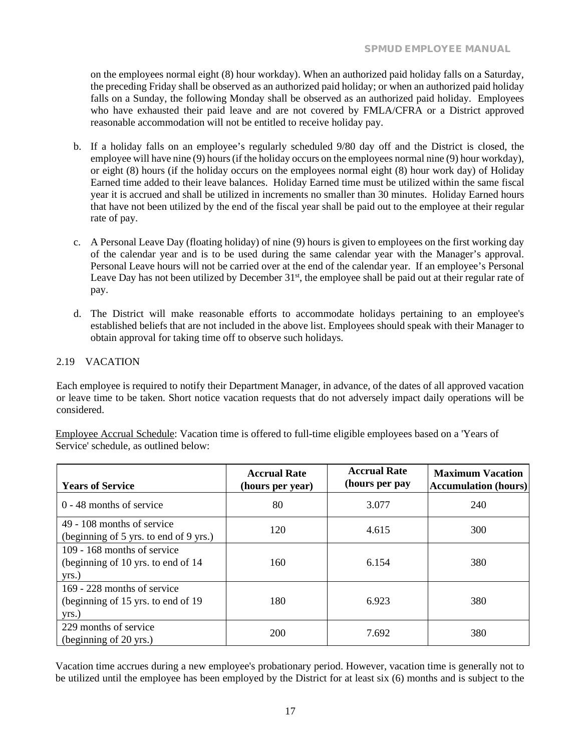on the employees normal eight (8) hour workday). When an authorized paid holiday falls on a Saturday, the preceding Friday shall be observed as an authorized paid holiday; or when an authorized paid holiday falls on a Sunday, the following Monday shall be observed as an authorized paid holiday. Employees who have exhausted their paid leave and are not covered by FMLA/CFRA or a District approved reasonable accommodation will not be entitled to receive holiday pay.

b. If a holiday falls on an employee's regularly scheduled 9/80 day off and the District is closed, the employee will have nine (9) hours (if the holiday occurs on the employees normal nine (9) hour workday), or eight (8) hours (if the holiday occurs on the employees normal eight (8) hour work day) of Holiday Earned time added to their leave balances. Holiday Earned time must be utilized within the same fiscal year it is accrued and shall be utilized in increments no smaller than 30 minutes. Holiday Earned hours that have not been utilized by the end of the fiscal year shall be paid out to the employee at their regular rate of pay.

c. A Personal Leave Day (floating holiday) of nine (9) hours is given to employees on the first working day of the calendar year and is to be used during the same calendar year with the Manager's approval. Personal Leave hours will not be carried over at the end of the calendar year. If an employee's Personal Leave Day has not been utilized by December 31st, the employee shall be paid out at their regular rate of pay.

d. The District will make reasonable efforts to accommodate holidays pertaining to an employee's established beliefs that are not included in the above list. Employees should speak with their Manager to obtain approval for taking time off to observe such holidays.

## 2.19 VACATION

Each employee is required to notify their Department Manager, in advance, of the dates of all approved vacation or leave time to be taken. Short notice vacation requests that do not adversely impact daily operations will be considered.

Employee Accrual Schedule: Vacation time is offered to full-time eligible employees based on a 'Years of Service' schedule, as outlined below:

| Years of Service | Accrual Rate (hours per year) | Accrual Rate (hours per pay | Maximum Vacation Accumulation (hours) |
|---|---|---|---|
| 0 - 48 months of service | 80 | 3.077 | 240 |
| 49 - 108 months of service (beginning of 5 yrs. to end of 9 yrs.) | 120 | 4.615 | 300 |
| 109 - 168 months of service (beginning of 10 yrs. to end of 14 yrs.) | 160 | 6.154 | 380 |
| 169 - 228 months of service (beginning of 15 yrs. to end of 19 yrs.) | 180 | 6.923 | 380 |
| 229 months of service (beginning of 20 yrs.) | 200 | 7.692 | 380 |

Vacation time accrues during a new employee's probationary period. However, vacation time is generally not to be utilized until the employee has been employed by the District for at least six (6) months and is subject to the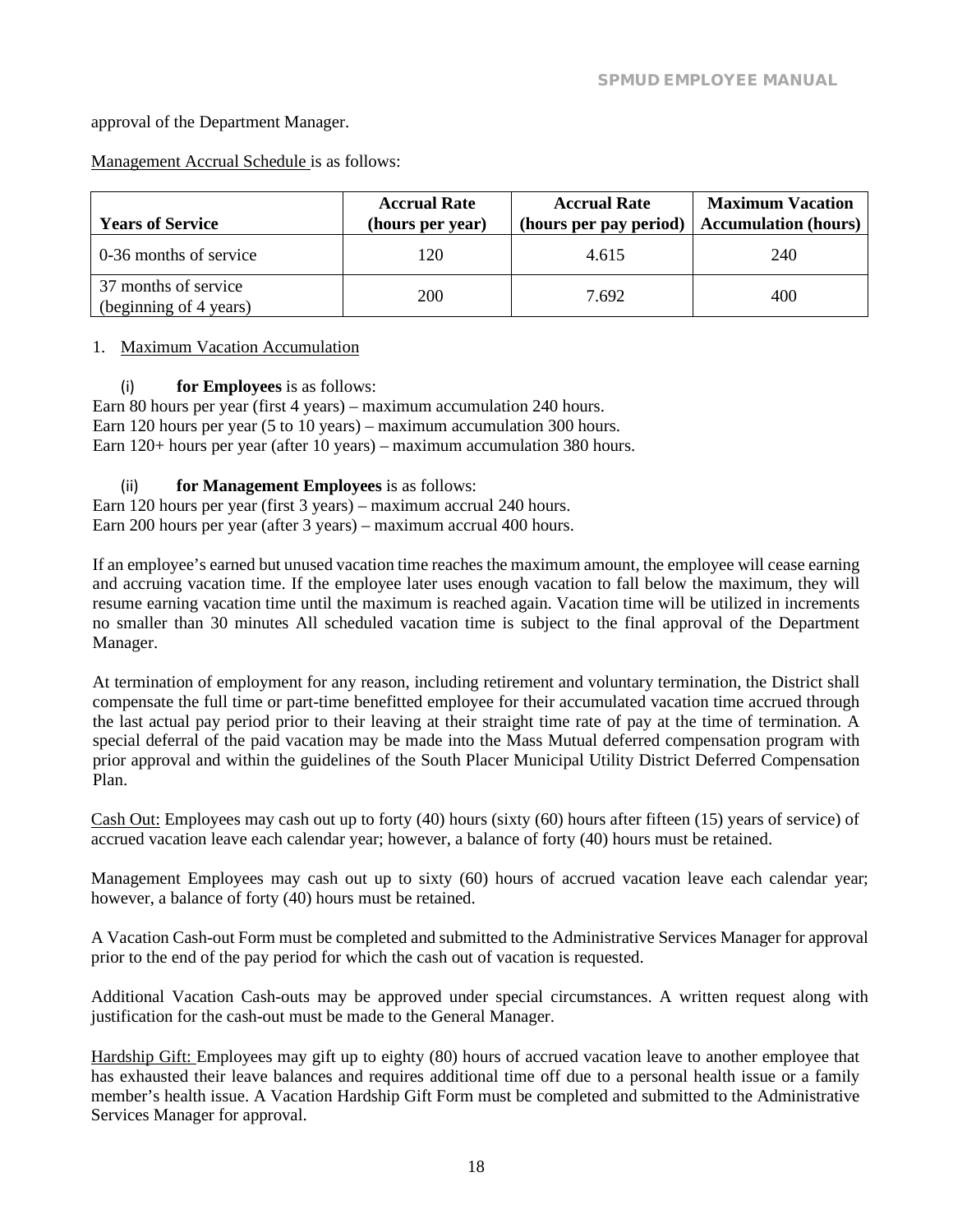approval of the Department Manager.

Management Accrual Schedule is as follows:

| Years of Service | Accrual Rate (hours per year) | Accrual Rate (hours per pay period) | Maximum Vacation Accumulation (hours) |
|---|---|---|---|
| 0-36 months of service | 120 | 4.615 | 240 |
| 37 months of service (beginning of 4 years) | 200 | 7.692 | 400 |

1. Maximum Vacation Accumulation

   (i) **for Employees** is as follows:

Earn 80 hours per year (first 4 years) – maximum accumulation 240 hours.
Earn 120 hours per year (5 to 10 years) – maximum accumulation 300 hours.
Earn 120+ hours per year (after 10 years) – maximum accumulation 380 hours.

   (ii) **for Management Employees** is as follows:

Earn 120 hours per year (first 3 years) – maximum accrual 240 hours.
Earn 200 hours per year (after 3 years) – maximum accrual 400 hours.

If an employee's earned but unused vacation time reaches the maximum amount, the employee will cease earning and accruing vacation time. If the employee later uses enough vacation to fall below the maximum, they will resume earning vacation time until the maximum is reached again. Vacation time will be utilized in increments no smaller than 30 minutes All scheduled vacation time is subject to the final approval of the Department Manager.

At termination of employment for any reason, including retirement and voluntary termination, the District shall compensate the full time or part-time benefitted employee for their accumulated vacation time accrued through the last actual pay period prior to their leaving at their straight time rate of pay at the time of termination. A special deferral of the paid vacation may be made into the Mass Mutual deferred compensation program with prior approval and within the guidelines of the South Placer Municipal Utility District Deferred Compensation Plan.

Cash Out: Employees may cash out up to forty (40) hours (sixty (60) hours after fifteen (15) years of service) of accrued vacation leave each calendar year; however, a balance of forty (40) hours must be retained.

Management Employees may cash out up to sixty (60) hours of accrued vacation leave each calendar year; however, a balance of forty (40) hours must be retained.

A Vacation Cash-out Form must be completed and submitted to the Administrative Services Manager for approval prior to the end of the pay period for which the cash out of vacation is requested.

Additional Vacation Cash-outs may be approved under special circumstances. A written request along with justification for the cash-out must be made to the General Manager.

Hardship Gift: Employees may gift up to eighty (80) hours of accrued vacation leave to another employee that has exhausted their leave balances and requires additional time off due to a personal health issue or a family member's health issue. A Vacation Hardship Gift Form must be completed and submitted to the Administrative Services Manager for approval.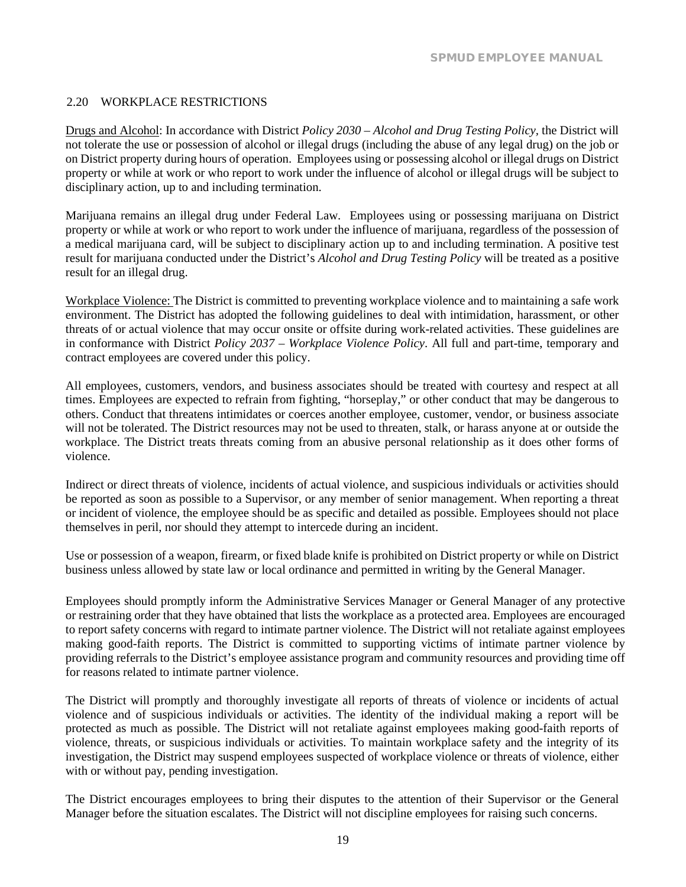## 2.20 WORKPLACE RESTRICTIONS

Drugs and Alcohol: In accordance with District *Policy 2030 – Alcohol and Drug Testing Policy*, the District will not tolerate the use or possession of alcohol or illegal drugs (including the abuse of any legal drug) on the job or on District property during hours of operation. Employees using or possessing alcohol or illegal drugs on District property or while at work or who report to work under the influence of alcohol or illegal drugs will be subject to disciplinary action, up to and including termination.

Marijuana remains an illegal drug under Federal Law. Employees using or possessing marijuana on District property or while at work or who report to work under the influence of marijuana, regardless of the possession of a medical marijuana card, will be subject to disciplinary action up to and including termination. A positive test result for marijuana conducted under the District's *Alcohol and Drug Testing Policy* will be treated as a positive result for an illegal drug.

Workplace Violence: The District is committed to preventing workplace violence and to maintaining a safe work environment. The District has adopted the following guidelines to deal with intimidation, harassment, or other threats of or actual violence that may occur onsite or offsite during work-related activities. These guidelines are in conformance with District *Policy 2037 – Workplace Violence Policy*. All full and part-time, temporary and contract employees are covered under this policy.

All employees, customers, vendors, and business associates should be treated with courtesy and respect at all times. Employees are expected to refrain from fighting, "horseplay," or other conduct that may be dangerous to others. Conduct that threatens intimidates or coerces another employee, customer, vendor, or business associate will not be tolerated. The District resources may not be used to threaten, stalk, or harass anyone at or outside the workplace. The District treats threats coming from an abusive personal relationship as it does other forms of violence.

Indirect or direct threats of violence, incidents of actual violence, and suspicious individuals or activities should be reported as soon as possible to a Supervisor, or any member of senior management. When reporting a threat or incident of violence, the employee should be as specific and detailed as possible. Employees should not place themselves in peril, nor should they attempt to intercede during an incident.

Use or possession of a weapon, firearm, or fixed blade knife is prohibited on District property or while on District business unless allowed by state law or local ordinance and permitted in writing by the General Manager.

Employees should promptly inform the Administrative Services Manager or General Manager of any protective or restraining order that they have obtained that lists the workplace as a protected area. Employees are encouraged to report safety concerns with regard to intimate partner violence. The District will not retaliate against employees making good-faith reports. The District is committed to supporting victims of intimate partner violence by providing referrals to the District's employee assistance program and community resources and providing time off for reasons related to intimate partner violence.

The District will promptly and thoroughly investigate all reports of threats of violence or incidents of actual violence and of suspicious individuals or activities. The identity of the individual making a report will be protected as much as possible. The District will not retaliate against employees making good-faith reports of violence, threats, or suspicious individuals or activities. To maintain workplace safety and the integrity of its investigation, the District may suspend employees suspected of workplace violence or threats of violence, either with or without pay, pending investigation.

The District encourages employees to bring their disputes to the attention of their Supervisor or the General Manager before the situation escalates. The District will not discipline employees for raising such concerns.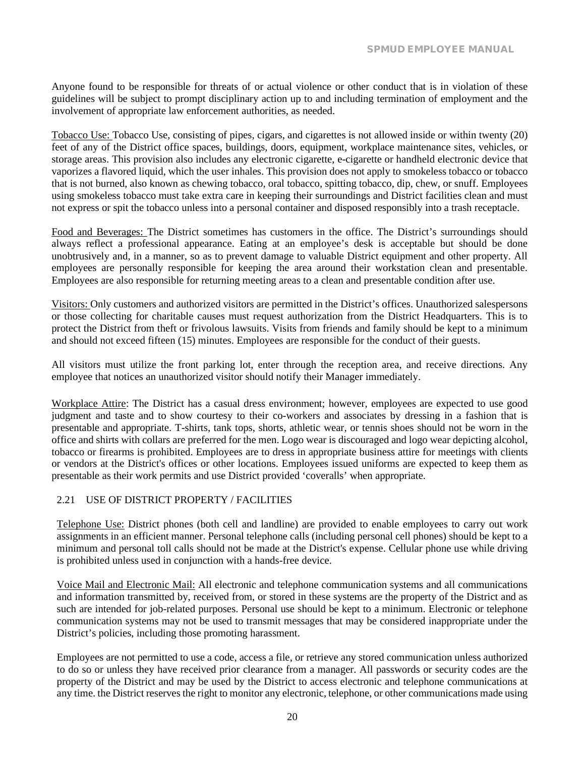Anyone found to be responsible for threats of or actual violence or other conduct that is in violation of these guidelines will be subject to prompt disciplinary action up to and including termination of employment and the involvement of appropriate law enforcement authorities, as needed.

Tobacco Use: Tobacco Use, consisting of pipes, cigars, and cigarettes is not allowed inside or within twenty (20) feet of any of the District office spaces, buildings, doors, equipment, workplace maintenance sites, vehicles, or storage areas. This provision also includes any electronic cigarette, e-cigarette or handheld electronic device that vaporizes a flavored liquid, which the user inhales. This provision does not apply to smokeless tobacco or tobacco that is not burned, also known as chewing tobacco, oral tobacco, spitting tobacco, dip, chew, or snuff. Employees using smokeless tobacco must take extra care in keeping their surroundings and District facilities clean and must not express or spit the tobacco unless into a personal container and disposed responsibly into a trash receptacle.

Food and Beverages: The District sometimes has customers in the office. The District's surroundings should always reflect a professional appearance. Eating at an employee's desk is acceptable but should be done unobtrusively and, in a manner, so as to prevent damage to valuable District equipment and other property. All employees are personally responsible for keeping the area around their workstation clean and presentable. Employees are also responsible for returning meeting areas to a clean and presentable condition after use.

Visitors: Only customers and authorized visitors are permitted in the District's offices. Unauthorized salespersons or those collecting for charitable causes must request authorization from the District Headquarters. This is to protect the District from theft or frivolous lawsuits. Visits from friends and family should be kept to a minimum and should not exceed fifteen (15) minutes. Employees are responsible for the conduct of their guests.

All visitors must utilize the front parking lot, enter through the reception area, and receive directions. Any employee that notices an unauthorized visitor should notify their Manager immediately.

Workplace Attire: The District has a casual dress environment; however, employees are expected to use good judgment and taste and to show courtesy to their co-workers and associates by dressing in a fashion that is presentable and appropriate. T-shirts, tank tops, shorts, athletic wear, or tennis shoes should not be worn in the office and shirts with collars are preferred for the men. Logo wear is discouraged and logo wear depicting alcohol, tobacco or firearms is prohibited. Employees are to dress in appropriate business attire for meetings with clients or vendors at the District's offices or other locations. Employees issued uniforms are expected to keep them as presentable as their work permits and use District provided 'coveralls' when appropriate.

## 2.21 USE OF DISTRICT PROPERTY / FACILITIES

Telephone Use: District phones (both cell and landline) are provided to enable employees to carry out work assignments in an efficient manner. Personal telephone calls (including personal cell phones) should be kept to a minimum and personal toll calls should not be made at the District's expense. Cellular phone use while driving is prohibited unless used in conjunction with a hands-free device.

Voice Mail and Electronic Mail: All electronic and telephone communication systems and all communications and information transmitted by, received from, or stored in these systems are the property of the District and as such are intended for job-related purposes. Personal use should be kept to a minimum. Electronic or telephone communication systems may not be used to transmit messages that may be considered inappropriate under the District's policies, including those promoting harassment.

Employees are not permitted to use a code, access a file, or retrieve any stored communication unless authorized to do so or unless they have received prior clearance from a manager. All passwords or security codes are the property of the District and may be used by the District to access electronic and telephone communications at any time. the District reserves the right to monitor any electronic, telephone, or other communications made using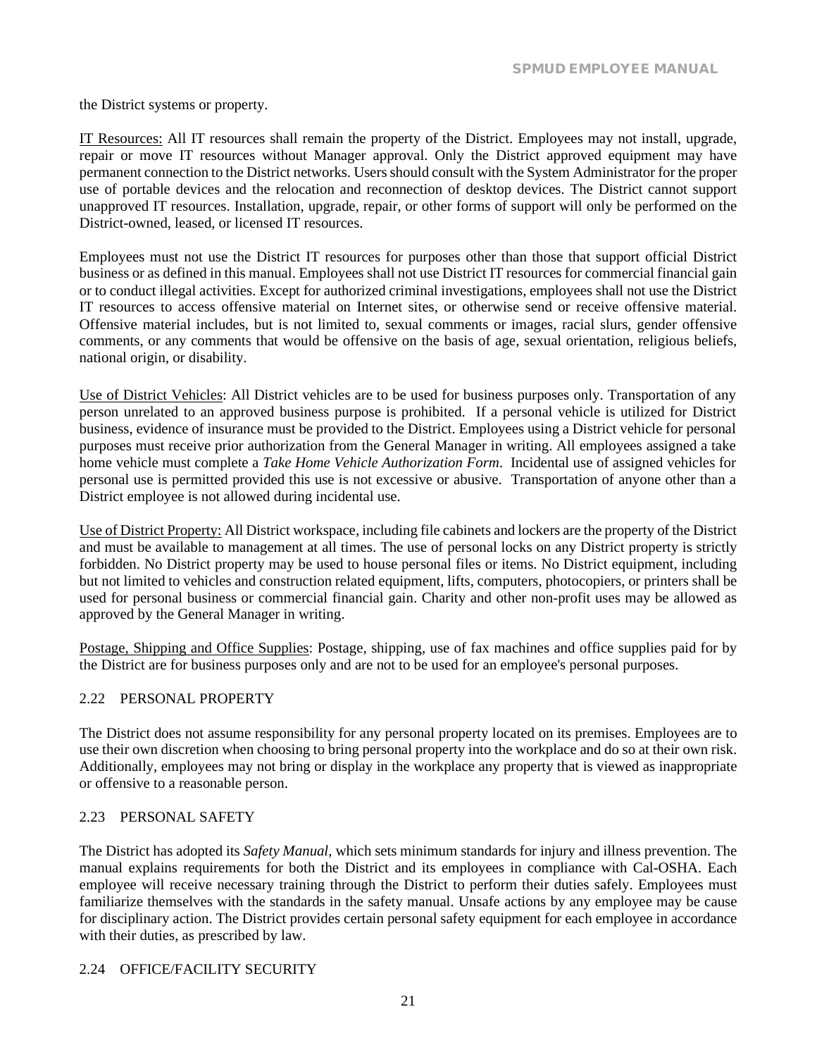the District systems or property.

IT Resources: All IT resources shall remain the property of the District. Employees may not install, upgrade, repair or move IT resources without Manager approval. Only the District approved equipment may have permanent connection to the District networks. Users should consult with the System Administrator for the proper use of portable devices and the relocation and reconnection of desktop devices. The District cannot support unapproved IT resources. Installation, upgrade, repair, or other forms of support will only be performed on the District-owned, leased, or licensed IT resources.

Employees must not use the District IT resources for purposes other than those that support official District business or as defined in this manual. Employees shall not use District IT resources for commercial financial gain or to conduct illegal activities. Except for authorized criminal investigations, employees shall not use the District IT resources to access offensive material on Internet sites, or otherwise send or receive offensive material. Offensive material includes, but is not limited to, sexual comments or images, racial slurs, gender offensive comments, or any comments that would be offensive on the basis of age, sexual orientation, religious beliefs, national origin, or disability.

Use of District Vehicles: All District vehicles are to be used for business purposes only. Transportation of any person unrelated to an approved business purpose is prohibited. If a personal vehicle is utilized for District business, evidence of insurance must be provided to the District. Employees using a District vehicle for personal purposes must receive prior authorization from the General Manager in writing. All employees assigned a take home vehicle must complete a *Take Home Vehicle Authorization Form*. Incidental use of assigned vehicles for personal use is permitted provided this use is not excessive or abusive. Transportation of anyone other than a District employee is not allowed during incidental use.

Use of District Property: All District workspace, including file cabinets and lockers are the property of the District and must be available to management at all times. The use of personal locks on any District property is strictly forbidden. No District property may be used to house personal files or items. No District equipment, including but not limited to vehicles and construction related equipment, lifts, computers, photocopiers, or printers shall be used for personal business or commercial financial gain. Charity and other non-profit uses may be allowed as approved by the General Manager in writing.

Postage, Shipping and Office Supplies: Postage, shipping, use of fax machines and office supplies paid for by the District are for business purposes only and are not to be used for an employee's personal purposes.

## 2.22 PERSONAL PROPERTY

The District does not assume responsibility for any personal property located on its premises. Employees are to use their own discretion when choosing to bring personal property into the workplace and do so at their own risk. Additionally, employees may not bring or display in the workplace any property that is viewed as inappropriate or offensive to a reasonable person.

## 2.23 PERSONAL SAFETY

The District has adopted its *Safety Manual,* which sets minimum standards for injury and illness prevention. The manual explains requirements for both the District and its employees in compliance with Cal-OSHA. Each employee will receive necessary training through the District to perform their duties safely. Employees must familiarize themselves with the standards in the safety manual. Unsafe actions by any employee may be cause for disciplinary action. The District provides certain personal safety equipment for each employee in accordance with their duties, as prescribed by law.

## 2.24 OFFICE/FACILITY SECURITY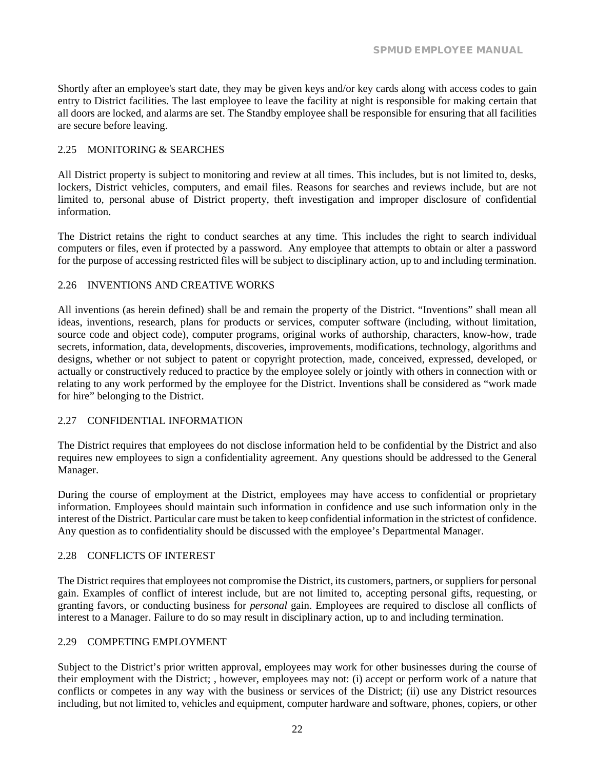Shortly after an employee's start date, they may be given keys and/or key cards along with access codes to gain entry to District facilities. The last employee to leave the facility at night is responsible for making certain that all doors are locked, and alarms are set. The Standby employee shall be responsible for ensuring that all facilities are secure before leaving.

## 2.25 MONITORING & SEARCHES

All District property is subject to monitoring and review at all times. This includes, but is not limited to, desks, lockers, District vehicles, computers, and email files. Reasons for searches and reviews include, but are not limited to, personal abuse of District property, theft investigation and improper disclosure of confidential information.

The District retains the right to conduct searches at any time. This includes the right to search individual computers or files, even if protected by a password. Any employee that attempts to obtain or alter a password for the purpose of accessing restricted files will be subject to disciplinary action, up to and including termination.

## 2.26 INVENTIONS AND CREATIVE WORKS

All inventions (as herein defined) shall be and remain the property of the District. "Inventions" shall mean all ideas, inventions, research, plans for products or services, computer software (including, without limitation, source code and object code), computer programs, original works of authorship, characters, know-how, trade secrets, information, data, developments, discoveries, improvements, modifications, technology, algorithms and designs, whether or not subject to patent or copyright protection, made, conceived, expressed, developed, or actually or constructively reduced to practice by the employee solely or jointly with others in connection with or relating to any work performed by the employee for the District. Inventions shall be considered as "work made for hire" belonging to the District.

## 2.27 CONFIDENTIAL INFORMATION

The District requires that employees do not disclose information held to be confidential by the District and also requires new employees to sign a confidentiality agreement. Any questions should be addressed to the General Manager.

During the course of employment at the District, employees may have access to confidential or proprietary information. Employees should maintain such information in confidence and use such information only in the interest of the District. Particular care must be taken to keep confidential information in the strictest of confidence. Any question as to confidentiality should be discussed with the employee's Departmental Manager.

## 2.28 CONFLICTS OF INTEREST

The District requires that employees not compromise the District, its customers, partners, or suppliers for personal gain. Examples of conflict of interest include, but are not limited to, accepting personal gifts, requesting, or granting favors, or conducting business for *personal* gain. Employees are required to disclose all conflicts of interest to a Manager. Failure to do so may result in disciplinary action, up to and including termination.

## 2.29 COMPETING EMPLOYMENT

Subject to the District's prior written approval, employees may work for other businesses during the course of their employment with the District; , however, employees may not: (i) accept or perform work of a nature that conflicts or competes in any way with the business or services of the District; (ii) use any District resources including, but not limited to, vehicles and equipment, computer hardware and software, phones, copiers, or other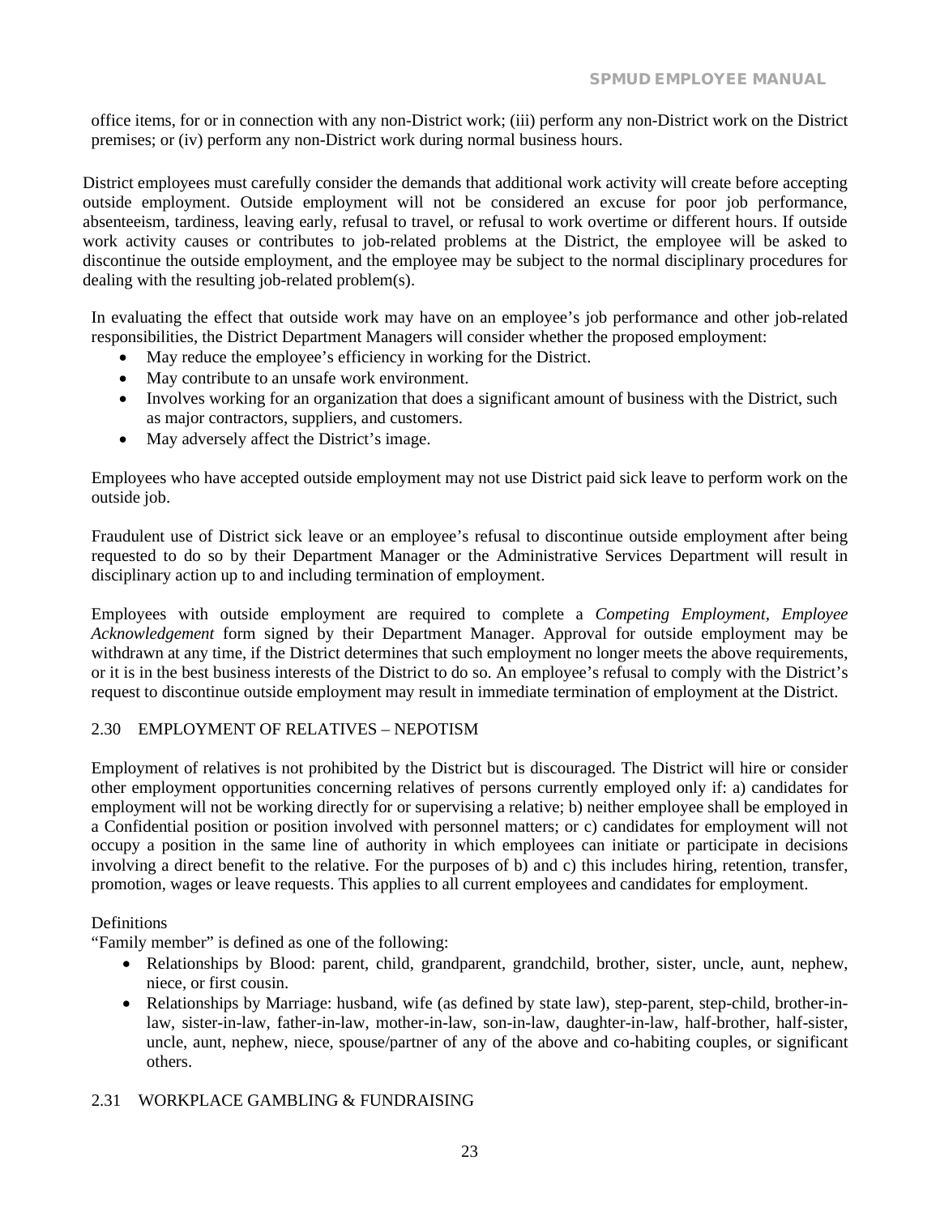office items, for or in connection with any non-District work; (iii) perform any non-District work on the District premises; or (iv) perform any non-District work during normal business hours.

District employees must carefully consider the demands that additional work activity will create before accepting outside employment. Outside employment will not be considered an excuse for poor job performance, absenteeism, tardiness, leaving early, refusal to travel, or refusal to work overtime or different hours. If outside work activity causes or contributes to job-related problems at the District, the employee will be asked to discontinue the outside employment, and the employee may be subject to the normal disciplinary procedures for dealing with the resulting job-related problem(s).

In evaluating the effect that outside work may have on an employee's job performance and other job-related responsibilities, the District Department Managers will consider whether the proposed employment:

- May reduce the employee's efficiency in working for the District.
- May contribute to an unsafe work environment.
- Involves working for an organization that does a significant amount of business with the District, such as major contractors, suppliers, and customers.
- May adversely affect the District's image.

Employees who have accepted outside employment may not use District paid sick leave to perform work on the outside job.

Fraudulent use of District sick leave or an employee's refusal to discontinue outside employment after being requested to do so by their Department Manager or the Administrative Services Department will result in disciplinary action up to and including termination of employment.

Employees with outside employment are required to complete a *Competing Employment, Employee Acknowledgement* form signed by their Department Manager. Approval for outside employment may be withdrawn at any time, if the District determines that such employment no longer meets the above requirements, or it is in the best business interests of the District to do so. An employee's refusal to comply with the District's request to discontinue outside employment may result in immediate termination of employment at the District.

## 2.30 EMPLOYMENT OF RELATIVES – NEPOTISM

Employment of relatives is not prohibited by the District but is discouraged. The District will hire or consider other employment opportunities concerning relatives of persons currently employed only if: a) candidates for employment will not be working directly for or supervising a relative; b) neither employee shall be employed in a Confidential position or position involved with personnel matters; or c) candidates for employment will not occupy a position in the same line of authority in which employees can initiate or participate in decisions involving a direct benefit to the relative. For the purposes of b) and c) this includes hiring, retention, transfer, promotion, wages or leave requests. This applies to all current employees and candidates for employment.

Definitions

"Family member" is defined as one of the following:

- Relationships by Blood: parent, child, grandparent, grandchild, brother, sister, uncle, aunt, nephew, niece, or first cousin.
- Relationships by Marriage: husband, wife (as defined by state law), step-parent, step-child, brother-in-law, sister-in-law, father-in-law, mother-in-law, son-in-law, daughter-in-law, half-brother, half-sister, uncle, aunt, nephew, niece, spouse/partner of any of the above and co-habiting couples, or significant others.

## 2.31 WORKPLACE GAMBLING & FUNDRAISING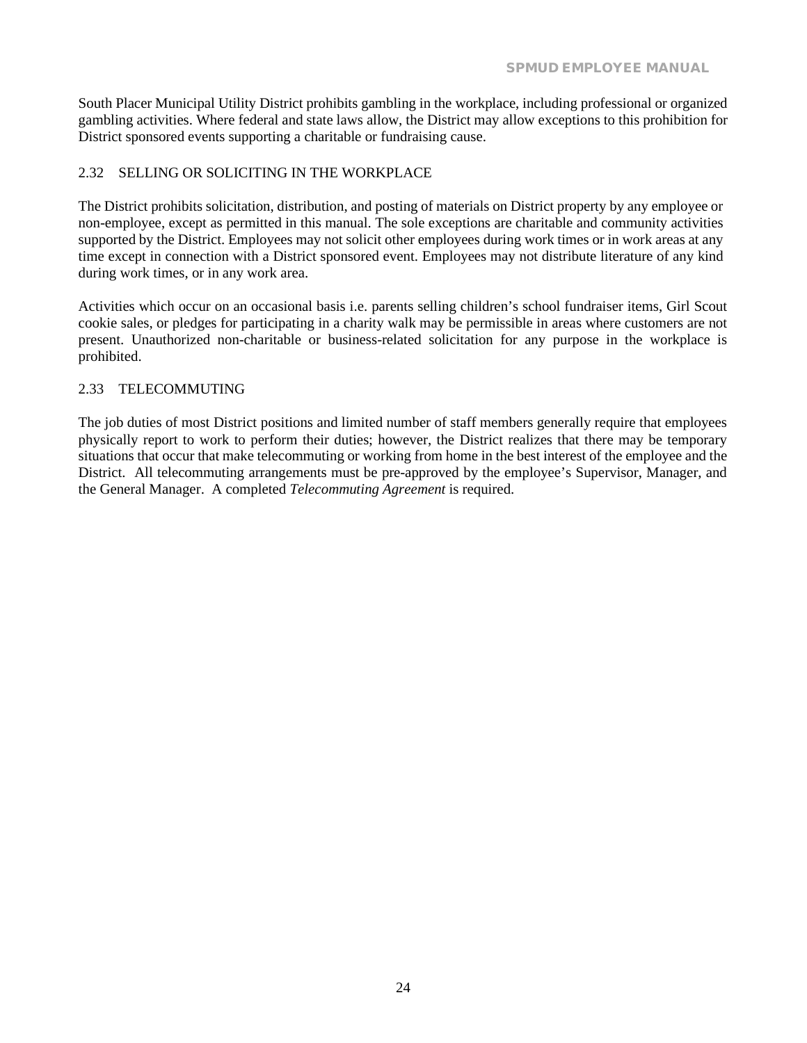South Placer Municipal Utility District prohibits gambling in the workplace, including professional or organized gambling activities. Where federal and state laws allow, the District may allow exceptions to this prohibition for District sponsored events supporting a charitable or fundraising cause.

## 2.32 SELLING OR SOLICITING IN THE WORKPLACE

The District prohibits solicitation, distribution, and posting of materials on District property by any employee or non-employee, except as permitted in this manual. The sole exceptions are charitable and community activities supported by the District. Employees may not solicit other employees during work times or in work areas at any time except in connection with a District sponsored event. Employees may not distribute literature of any kind during work times, or in any work area.

Activities which occur on an occasional basis i.e. parents selling children's school fundraiser items, Girl Scout cookie sales, or pledges for participating in a charity walk may be permissible in areas where customers are not present. Unauthorized non-charitable or business-related solicitation for any purpose in the workplace is prohibited.

## 2.33 TELECOMMUTING

The job duties of most District positions and limited number of staff members generally require that employees physically report to work to perform their duties; however, the District realizes that there may be temporary situations that occur that make telecommuting or working from home in the best interest of the employee and the District. All telecommuting arrangements must be pre-approved by the employee's Supervisor, Manager, and the General Manager. A completed *Telecommuting Agreement* is required.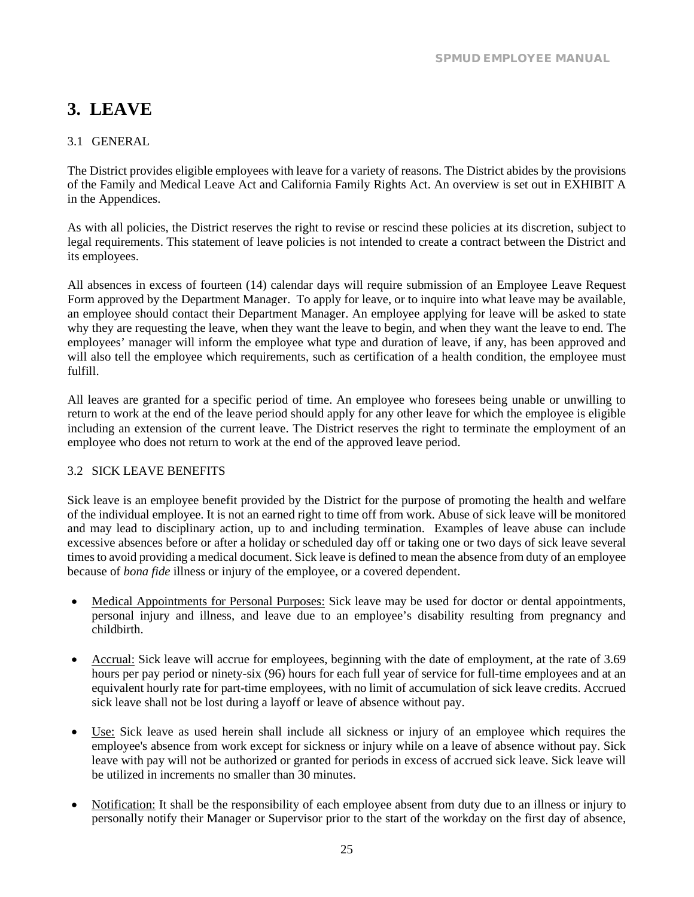# 3. LEAVE

## 3.1 GENERAL

The District provides eligible employees with leave for a variety of reasons. The District abides by the provisions of the Family and Medical Leave Act and California Family Rights Act. An overview is set out in EXHIBIT A in the Appendices.

As with all policies, the District reserves the right to revise or rescind these policies at its discretion, subject to legal requirements. This statement of leave policies is not intended to create a contract between the District and its employees.

All absences in excess of fourteen (14) calendar days will require submission of an Employee Leave Request Form approved by the Department Manager. To apply for leave, or to inquire into what leave may be available, an employee should contact their Department Manager. An employee applying for leave will be asked to state why they are requesting the leave, when they want the leave to begin, and when they want the leave to end. The employees' manager will inform the employee what type and duration of leave, if any, has been approved and will also tell the employee which requirements, such as certification of a health condition, the employee must fulfill.

All leaves are granted for a specific period of time. An employee who foresees being unable or unwilling to return to work at the end of the leave period should apply for any other leave for which the employee is eligible including an extension of the current leave. The District reserves the right to terminate the employment of an employee who does not return to work at the end of the approved leave period.

## 3.2 SICK LEAVE BENEFITS

Sick leave is an employee benefit provided by the District for the purpose of promoting the health and welfare of the individual employee. It is not an earned right to time off from work. Abuse of sick leave will be monitored and may lead to disciplinary action, up to and including termination. Examples of leave abuse can include excessive absences before or after a holiday or scheduled day off or taking one or two days of sick leave several times to avoid providing a medical document. Sick leave is defined to mean the absence from duty of an employee because of *bona fide* illness or injury of the employee, or a covered dependent.

- Medical Appointments for Personal Purposes: Sick leave may be used for doctor or dental appointments, personal injury and illness, and leave due to an employee's disability resulting from pregnancy and childbirth.
- Accrual: Sick leave will accrue for employees, beginning with the date of employment, at the rate of 3.69 hours per pay period or ninety-six (96) hours for each full year of service for full-time employees and at an equivalent hourly rate for part-time employees, with no limit of accumulation of sick leave credits. Accrued sick leave shall not be lost during a layoff or leave of absence without pay.
- Use: Sick leave as used herein shall include all sickness or injury of an employee which requires the employee's absence from work except for sickness or injury while on a leave of absence without pay. Sick leave with pay will not be authorized or granted for periods in excess of accrued sick leave. Sick leave will be utilized in increments no smaller than 30 minutes.
- Notification: It shall be the responsibility of each employee absent from duty due to an illness or injury to personally notify their Manager or Supervisor prior to the start of the workday on the first day of absence,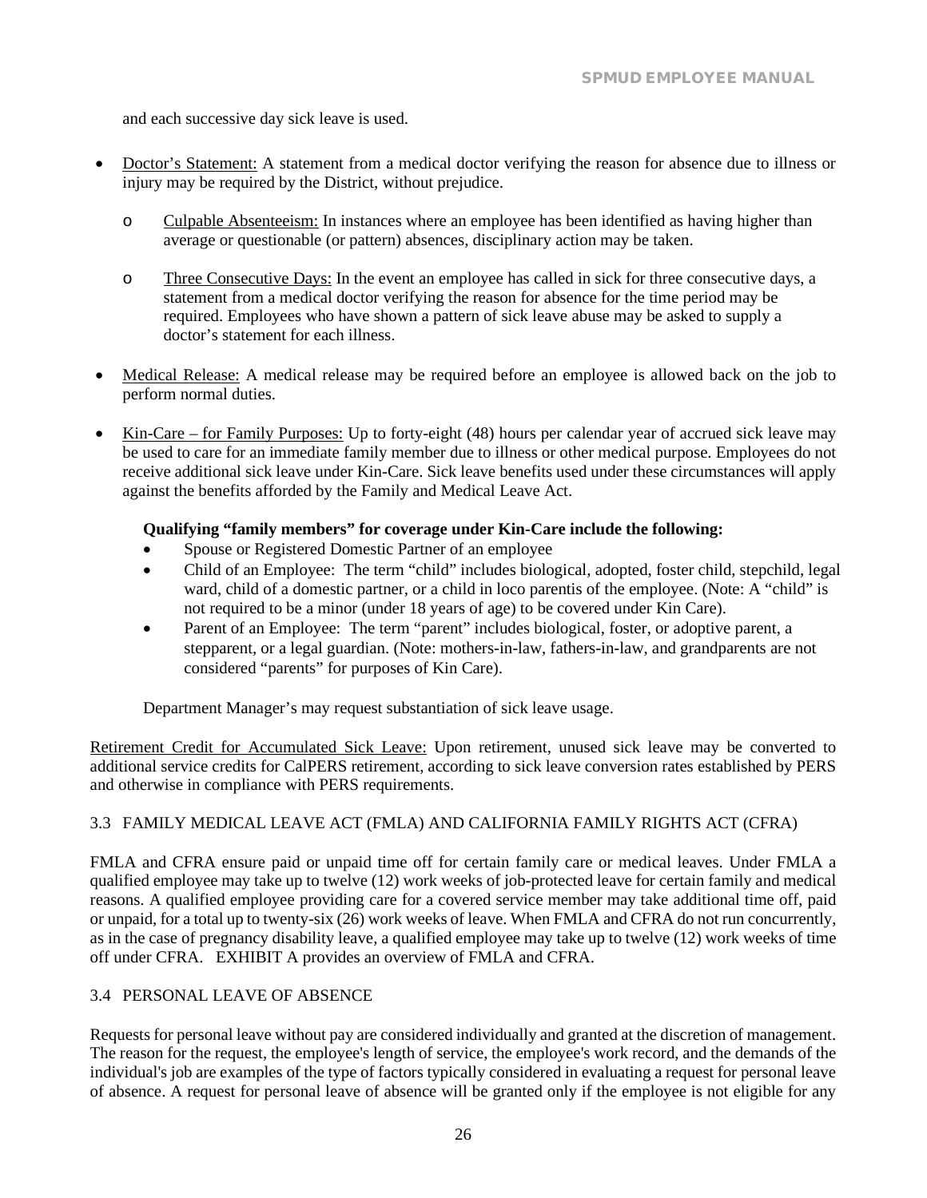and each successive day sick leave is used.

- Doctor's Statement: A statement from a medical doctor verifying the reason for absence due to illness or injury may be required by the District, without prejudice.
  - Culpable Absenteeism: In instances where an employee has been identified as having higher than average or questionable (or pattern) absences, disciplinary action may be taken.
  - Three Consecutive Days: In the event an employee has called in sick for three consecutive days, a statement from a medical doctor verifying the reason for absence for the time period may be required. Employees who have shown a pattern of sick leave abuse may be asked to supply a doctor's statement for each illness.
- Medical Release: A medical release may be required before an employee is allowed back on the job to perform normal duties.
- Kin-Care – for Family Purposes: Up to forty-eight (48) hours per calendar year of accrued sick leave may be used to care for an immediate family member due to illness or other medical purpose. Employees do not receive additional sick leave under Kin-Care. Sick leave benefits used under these circumstances will apply against the benefits afforded by the Family and Medical Leave Act.

  **Qualifying "family members" for coverage under Kin-Care include the following:**
  - Spouse or Registered Domestic Partner of an employee
  - Child of an Employee: The term "child" includes biological, adopted, foster child, stepchild, legal ward, child of a domestic partner, or a child in loco parentis of the employee. (Note: A "child" is not required to be a minor (under 18 years of age) to be covered under Kin Care).
  - Parent of an Employee: The term "parent" includes biological, foster, or adoptive parent, a stepparent, or a legal guardian. (Note: mothers-in-law, fathers-in-law, and grandparents are not considered "parents" for purposes of Kin Care).

  Department Manager's may request substantiation of sick leave usage.

Retirement Credit for Accumulated Sick Leave: Upon retirement, unused sick leave may be converted to additional service credits for CalPERS retirement, according to sick leave conversion rates established by PERS and otherwise in compliance with PERS requirements.

## 3.3 FAMILY MEDICAL LEAVE ACT (FMLA) AND CALIFORNIA FAMILY RIGHTS ACT (CFRA)

FMLA and CFRA ensure paid or unpaid time off for certain family care or medical leaves. Under FMLA a qualified employee may take up to twelve (12) work weeks of job-protected leave for certain family and medical reasons. A qualified employee providing care for a covered service member may take additional time off, paid or unpaid, for a total up to twenty-six (26) work weeks of leave. When FMLA and CFRA do not run concurrently, as in the case of pregnancy disability leave, a qualified employee may take up to twelve (12) work weeks of time off under CFRA. EXHIBIT A provides an overview of FMLA and CFRA.

## 3.4 PERSONAL LEAVE OF ABSENCE

Requests for personal leave without pay are considered individually and granted at the discretion of management. The reason for the request, the employee's length of service, the employee's work record, and the demands of the individual's job are examples of the type of factors typically considered in evaluating a request for personal leave of absence. A request for personal leave of absence will be granted only if the employee is not eligible for any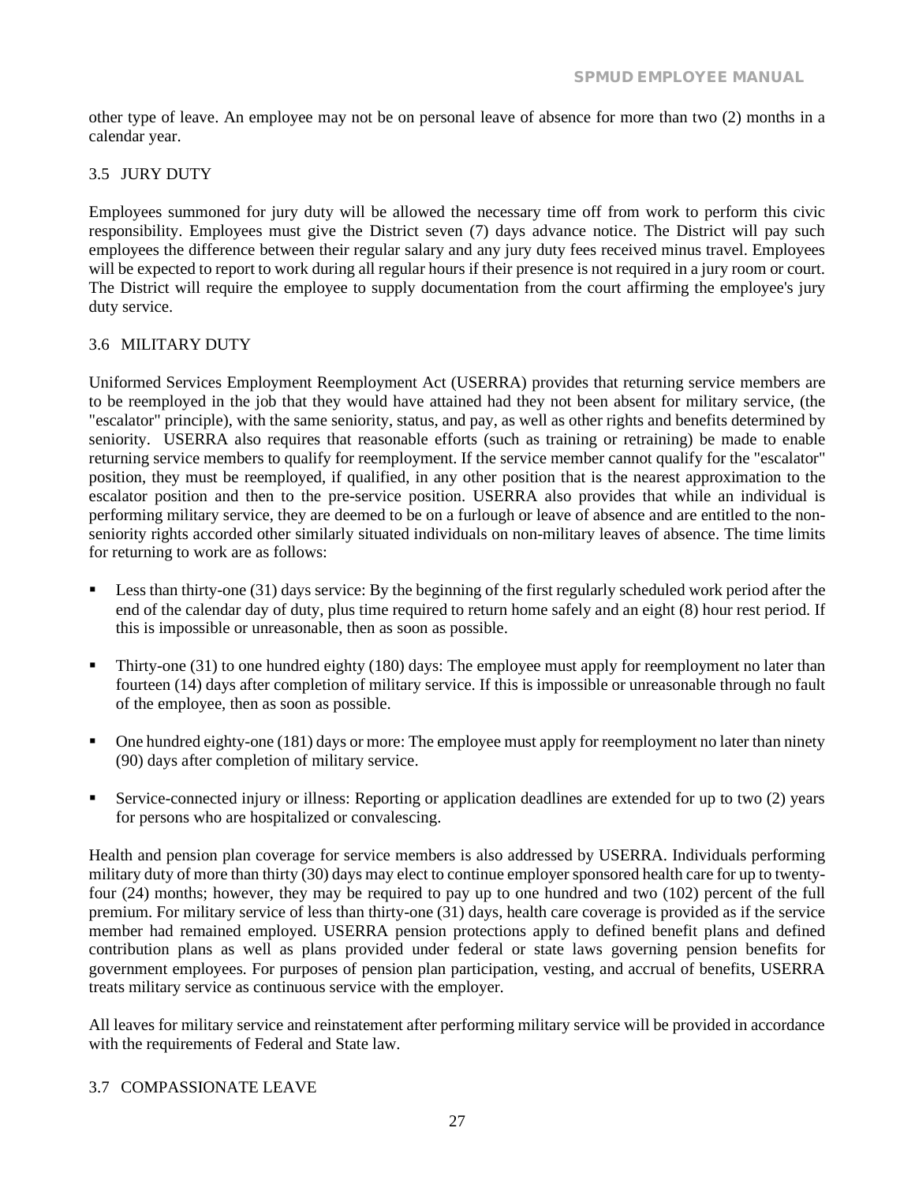other type of leave. An employee may not be on personal leave of absence for more than two (2) months in a calendar year.

### 3.5 JURY DUTY

Employees summoned for jury duty will be allowed the necessary time off from work to perform this civic responsibility. Employees must give the District seven (7) days advance notice. The District will pay such employees the difference between their regular salary and any jury duty fees received minus travel. Employees will be expected to report to work during all regular hours if their presence is not required in a jury room or court. The District will require the employee to supply documentation from the court affirming the employee's jury duty service.

### 3.6 MILITARY DUTY

Uniformed Services Employment Reemployment Act (USERRA) provides that returning service members are to be reemployed in the job that they would have attained had they not been absent for military service, (the "escalator" principle), with the same seniority, status, and pay, as well as other rights and benefits determined by seniority. USERRA also requires that reasonable efforts (such as training or retraining) be made to enable returning service members to qualify for reemployment. If the service member cannot qualify for the "escalator" position, they must be reemployed, if qualified, in any other position that is the nearest approximation to the escalator position and then to the pre-service position. USERRA also provides that while an individual is performing military service, they are deemed to be on a furlough or leave of absence and are entitled to the non-seniority rights accorded other similarly situated individuals on non-military leaves of absence. The time limits for returning to work are as follows:

- Less than thirty-one (31) days service: By the beginning of the first regularly scheduled work period after the end of the calendar day of duty, plus time required to return home safely and an eight (8) hour rest period. If this is impossible or unreasonable, then as soon as possible.
- Thirty-one (31) to one hundred eighty (180) days: The employee must apply for reemployment no later than fourteen (14) days after completion of military service. If this is impossible or unreasonable through no fault of the employee, then as soon as possible.
- One hundred eighty-one (181) days or more: The employee must apply for reemployment no later than ninety (90) days after completion of military service.
- Service-connected injury or illness: Reporting or application deadlines are extended for up to two (2) years for persons who are hospitalized or convalescing.

Health and pension plan coverage for service members is also addressed by USERRA. Individuals performing military duty of more than thirty (30) days may elect to continue employer sponsored health care for up to twenty-four (24) months; however, they may be required to pay up to one hundred and two (102) percent of the full premium. For military service of less than thirty-one (31) days, health care coverage is provided as if the service member had remained employed. USERRA pension protections apply to defined benefit plans and defined contribution plans as well as plans provided under federal or state laws governing pension benefits for government employees. For purposes of pension plan participation, vesting, and accrual of benefits, USERRA treats military service as continuous service with the employer.

All leaves for military service and reinstatement after performing military service will be provided in accordance with the requirements of Federal and State law.

### 3.7 COMPASSIONATE LEAVE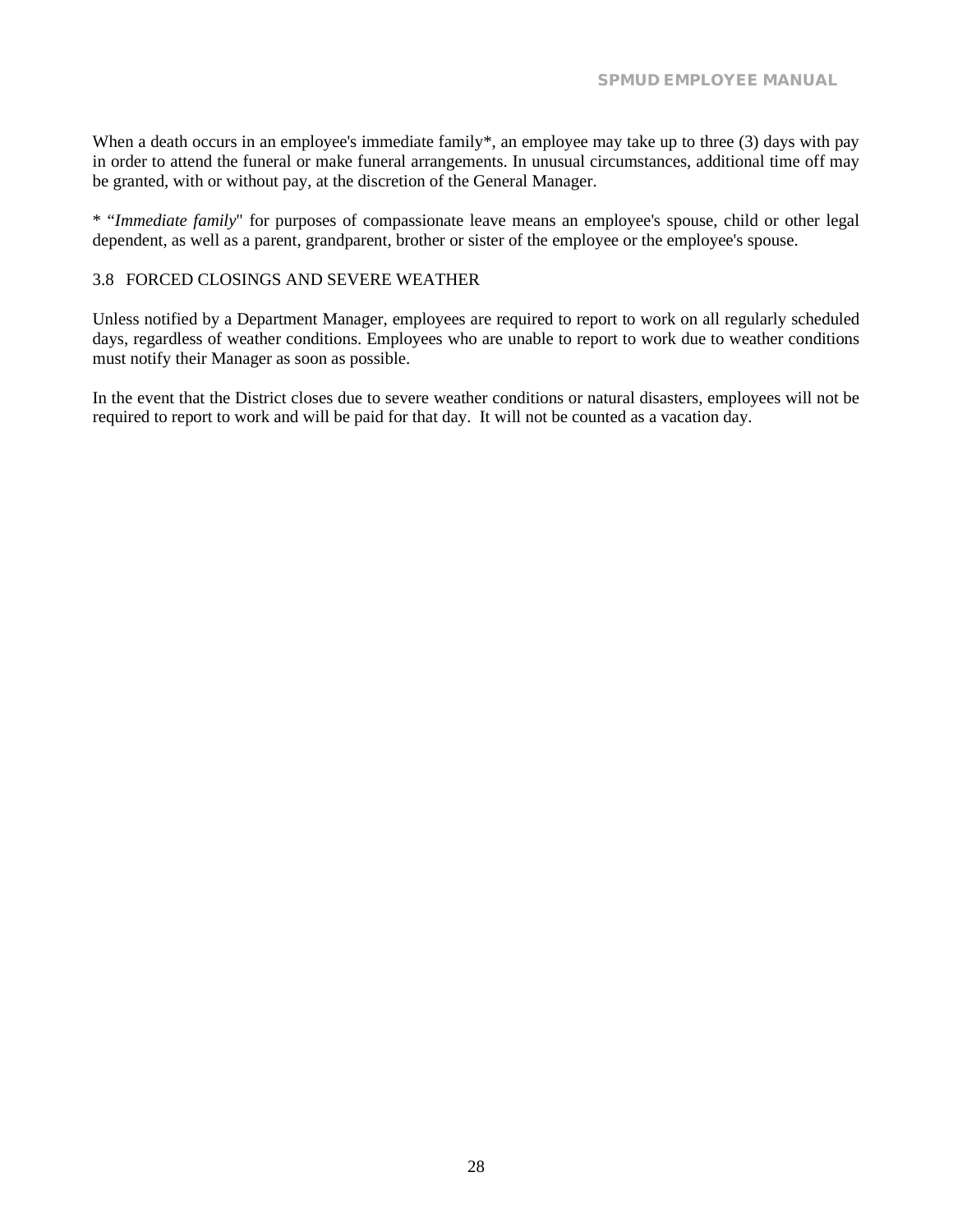When a death occurs in an employee's immediate family*, an employee may take up to three (3) days with pay in order to attend the funeral or make funeral arrangements. In unusual circumstances, additional time off may be granted, with or without pay, at the discretion of the General Manager.

* "*Immediate family*" for purposes of compassionate leave means an employee's spouse, child or other legal dependent, as well as a parent, grandparent, brother or sister of the employee or the employee's spouse.

### 3.8 FORCED CLOSINGS AND SEVERE WEATHER

Unless notified by a Department Manager, employees are required to report to work on all regularly scheduled days, regardless of weather conditions. Employees who are unable to report to work due to weather conditions must notify their Manager as soon as possible.

In the event that the District closes due to severe weather conditions or natural disasters, employees will not be required to report to work and will be paid for that day. It will not be counted as a vacation day.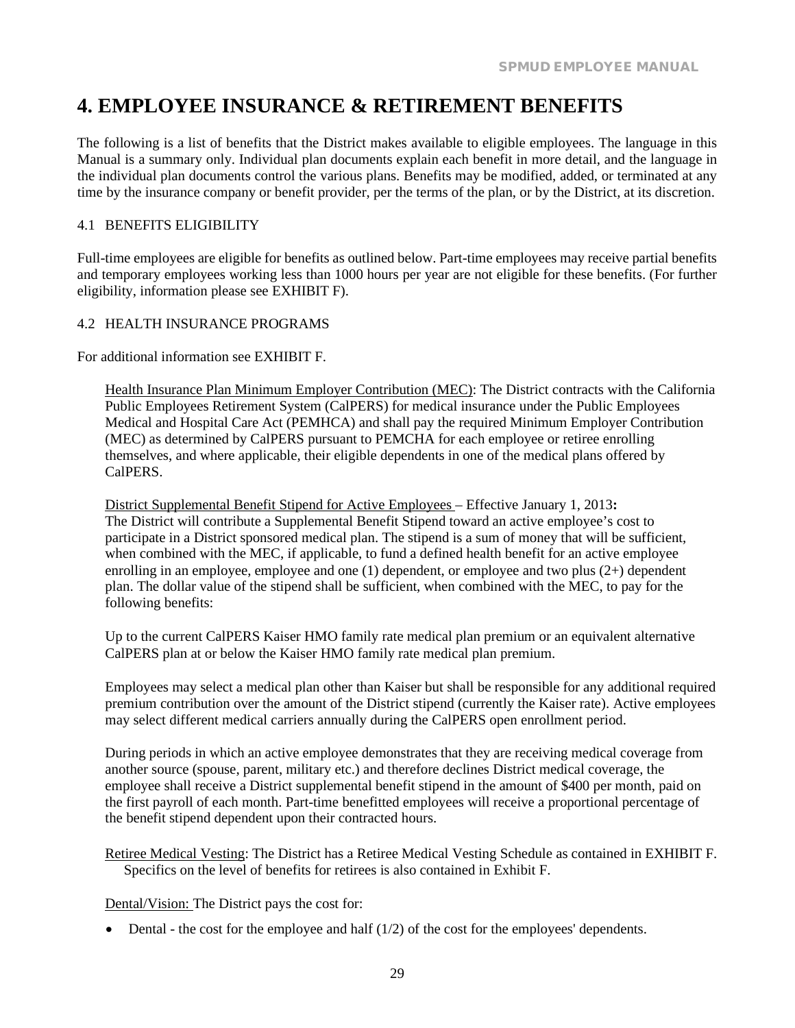# 4. EMPLOYEE INSURANCE & RETIREMENT BENEFITS

The following is a list of benefits that the District makes available to eligible employees. The language in this Manual is a summary only. Individual plan documents explain each benefit in more detail, and the language in the individual plan documents control the various plans. Benefits may be modified, added, or terminated at any time by the insurance company or benefit provider, per the terms of the plan, or by the District, at its discretion.

## 4.1 BENEFITS ELIGIBILITY

Full-time employees are eligible for benefits as outlined below. Part-time employees may receive partial benefits and temporary employees working less than 1000 hours per year are not eligible for these benefits. (For further eligibility, information please see EXHIBIT F).

## 4.2 HEALTH INSURANCE PROGRAMS

For additional information see EXHIBIT F.

Health Insurance Plan Minimum Employer Contribution (MEC): The District contracts with the California Public Employees Retirement System (CalPERS) for medical insurance under the Public Employees Medical and Hospital Care Act (PEMHCA) and shall pay the required Minimum Employer Contribution (MEC) as determined by CalPERS pursuant to PEMCHA for each employee or retiree enrolling themselves, and where applicable, their eligible dependents in one of the medical plans offered by CalPERS.

District Supplemental Benefit Stipend for Active Employees – Effective January 1, 2013**:**
The District will contribute a Supplemental Benefit Stipend toward an active employee's cost to participate in a District sponsored medical plan. The stipend is a sum of money that will be sufficient, when combined with the MEC, if applicable, to fund a defined health benefit for an active employee enrolling in an employee, employee and one (1) dependent, or employee and two plus (2+) dependent plan. The dollar value of the stipend shall be sufficient, when combined with the MEC, to pay for the following benefits:

Up to the current CalPERS Kaiser HMO family rate medical plan premium or an equivalent alternative CalPERS plan at or below the Kaiser HMO family rate medical plan premium.

Employees may select a medical plan other than Kaiser but shall be responsible for any additional required premium contribution over the amount of the District stipend (currently the Kaiser rate). Active employees may select different medical carriers annually during the CalPERS open enrollment period.

During periods in which an active employee demonstrates that they are receiving medical coverage from another source (spouse, parent, military etc.) and therefore declines District medical coverage, the employee shall receive a District supplemental benefit stipend in the amount of $400 per month, paid on the first payroll of each month. Part-time benefitted employees will receive a proportional percentage of the benefit stipend dependent upon their contracted hours.

Retiree Medical Vesting: The District has a Retiree Medical Vesting Schedule as contained in EXHIBIT F. Specifics on the level of benefits for retirees is also contained in Exhibit F.

Dental/Vision: The District pays the cost for:

- Dental - the cost for the employee and half (1/2) of the cost for the employees' dependents.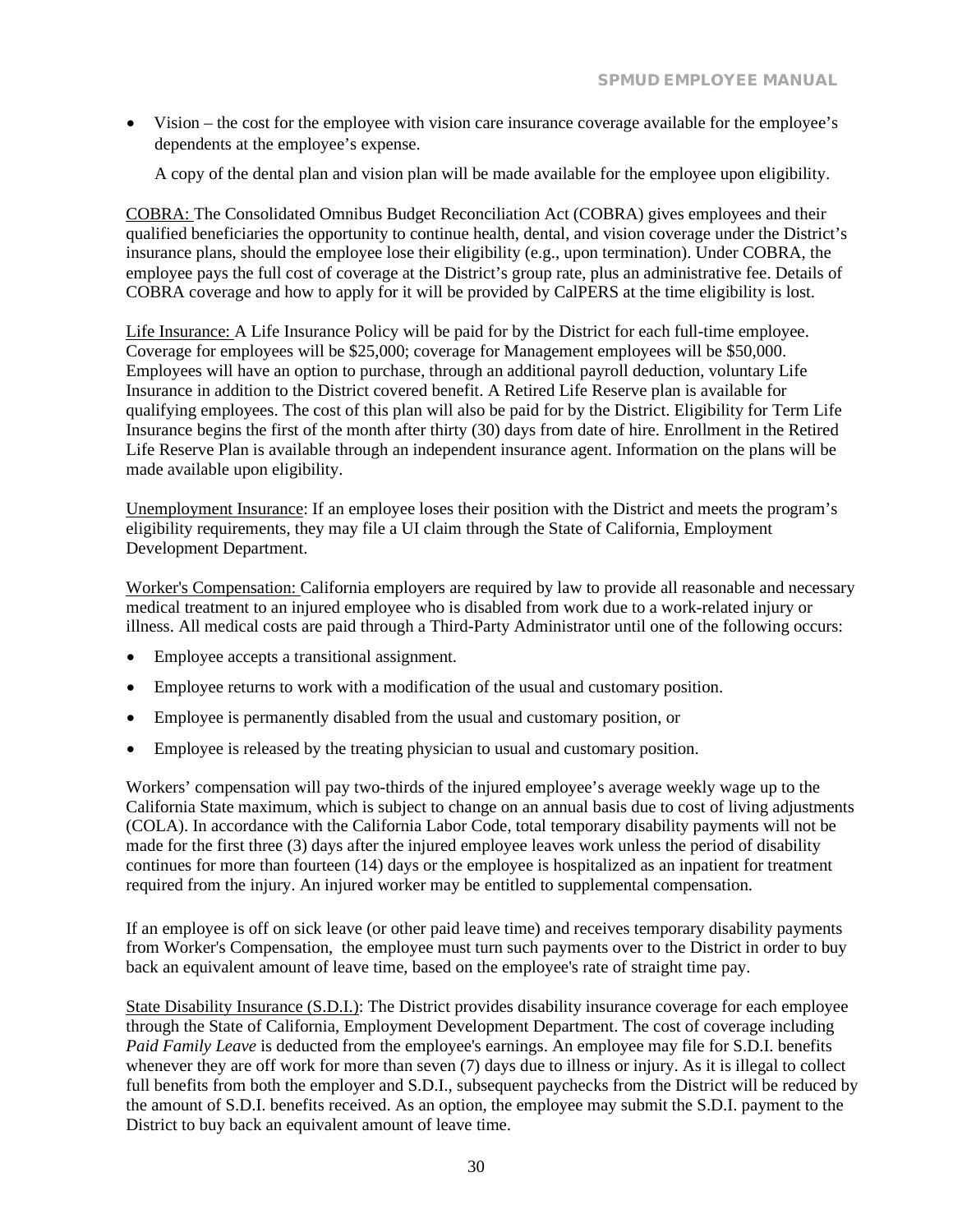- Vision – the cost for the employee with vision care insurance coverage available for the employee's dependents at the employee's expense.

  A copy of the dental plan and vision plan will be made available for the employee upon eligibility.

COBRA: The Consolidated Omnibus Budget Reconciliation Act (COBRA) gives employees and their qualified beneficiaries the opportunity to continue health, dental, and vision coverage under the District's insurance plans, should the employee lose their eligibility (e.g., upon termination). Under COBRA, the employee pays the full cost of coverage at the District's group rate, plus an administrative fee. Details of COBRA coverage and how to apply for it will be provided by CalPERS at the time eligibility is lost.

Life Insurance: A Life Insurance Policy will be paid for by the District for each full-time employee. Coverage for employees will be $25,000; coverage for Management employees will be $50,000. Employees will have an option to purchase, through an additional payroll deduction, voluntary Life Insurance in addition to the District covered benefit. A Retired Life Reserve plan is available for qualifying employees. The cost of this plan will also be paid for by the District. Eligibility for Term Life Insurance begins the first of the month after thirty (30) days from date of hire. Enrollment in the Retired Life Reserve Plan is available through an independent insurance agent. Information on the plans will be made available upon eligibility.

Unemployment Insurance: If an employee loses their position with the District and meets the program's eligibility requirements, they may file a UI claim through the State of California, Employment Development Department.

Worker's Compensation: California employers are required by law to provide all reasonable and necessary medical treatment to an injured employee who is disabled from work due to a work-related injury or illness. All medical costs are paid through a Third-Party Administrator until one of the following occurs:

- Employee accepts a transitional assignment.
- Employee returns to work with a modification of the usual and customary position.
- Employee is permanently disabled from the usual and customary position, or
- Employee is released by the treating physician to usual and customary position.

Workers' compensation will pay two-thirds of the injured employee's average weekly wage up to the California State maximum, which is subject to change on an annual basis due to cost of living adjustments (COLA). In accordance with the California Labor Code, total temporary disability payments will not be made for the first three (3) days after the injured employee leaves work unless the period of disability continues for more than fourteen (14) days or the employee is hospitalized as an inpatient for treatment required from the injury. An injured worker may be entitled to supplemental compensation.

If an employee is off on sick leave (or other paid leave time) and receives temporary disability payments from Worker's Compensation, the employee must turn such payments over to the District in order to buy back an equivalent amount of leave time, based on the employee's rate of straight time pay.

State Disability Insurance (S.D.I.): The District provides disability insurance coverage for each employee through the State of California, Employment Development Department. The cost of coverage including *Paid Family Leave* is deducted from the employee's earnings. An employee may file for S.D.I. benefits whenever they are off work for more than seven (7) days due to illness or injury. As it is illegal to collect full benefits from both the employer and S.D.I., subsequent paychecks from the District will be reduced by the amount of S.D.I. benefits received. As an option, the employee may submit the S.D.I. payment to the District to buy back an equivalent amount of leave time.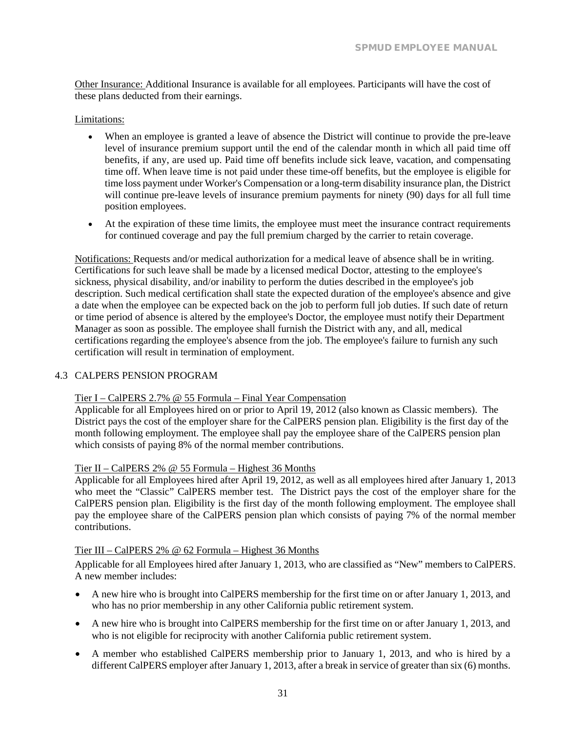Other Insurance: Additional Insurance is available for all employees. Participants will have the cost of these plans deducted from their earnings.

Limitations:

- When an employee is granted a leave of absence the District will continue to provide the pre-leave level of insurance premium support until the end of the calendar month in which all paid time off benefits, if any, are used up. Paid time off benefits include sick leave, vacation, and compensating time off. When leave time is not paid under these time-off benefits, but the employee is eligible for time loss payment under Worker's Compensation or a long-term disability insurance plan, the District will continue pre-leave levels of insurance premium payments for ninety (90) days for all full time position employees.
- At the expiration of these time limits, the employee must meet the insurance contract requirements for continued coverage and pay the full premium charged by the carrier to retain coverage.

Notifications: Requests and/or medical authorization for a medical leave of absence shall be in writing. Certifications for such leave shall be made by a licensed medical Doctor, attesting to the employee's sickness, physical disability, and/or inability to perform the duties described in the employee's job description. Such medical certification shall state the expected duration of the employee's absence and give a date when the employee can be expected back on the job to perform full job duties. If such date of return or time period of absence is altered by the employee's Doctor, the employee must notify their Department Manager as soon as possible. The employee shall furnish the District with any, and all, medical certifications regarding the employee's absence from the job. The employee's failure to furnish any such certification will result in termination of employment.

## 4.3 CALPERS PENSION PROGRAM

Tier I – CalPERS 2.7% @ 55 Formula – Final Year Compensation
Applicable for all Employees hired on or prior to April 19, 2012 (also known as Classic members). The District pays the cost of the employer share for the CalPERS pension plan. Eligibility is the first day of the month following employment. The employee shall pay the employee share of the CalPERS pension plan which consists of paying 8% of the normal member contributions.

Tier II – CalPERS 2% @ 55 Formula – Highest 36 Months
Applicable for all Employees hired after April 19, 2012, as well as all employees hired after January 1, 2013 who meet the "Classic" CalPERS member test. The District pays the cost of the employer share for the CalPERS pension plan. Eligibility is the first day of the month following employment. The employee shall pay the employee share of the CalPERS pension plan which consists of paying 7% of the normal member contributions.

Tier III – CalPERS 2% @ 62 Formula – Highest 36 Months

Applicable for all Employees hired after January 1, 2013, who are classified as "New" members to CalPERS. A new member includes:

- A new hire who is brought into CalPERS membership for the first time on or after January 1, 2013, and who has no prior membership in any other California public retirement system.
- A new hire who is brought into CalPERS membership for the first time on or after January 1, 2013, and who is not eligible for reciprocity with another California public retirement system.
- A member who established CalPERS membership prior to January 1, 2013, and who is hired by a different CalPERS employer after January 1, 2013, after a break in service of greater than six (6) months.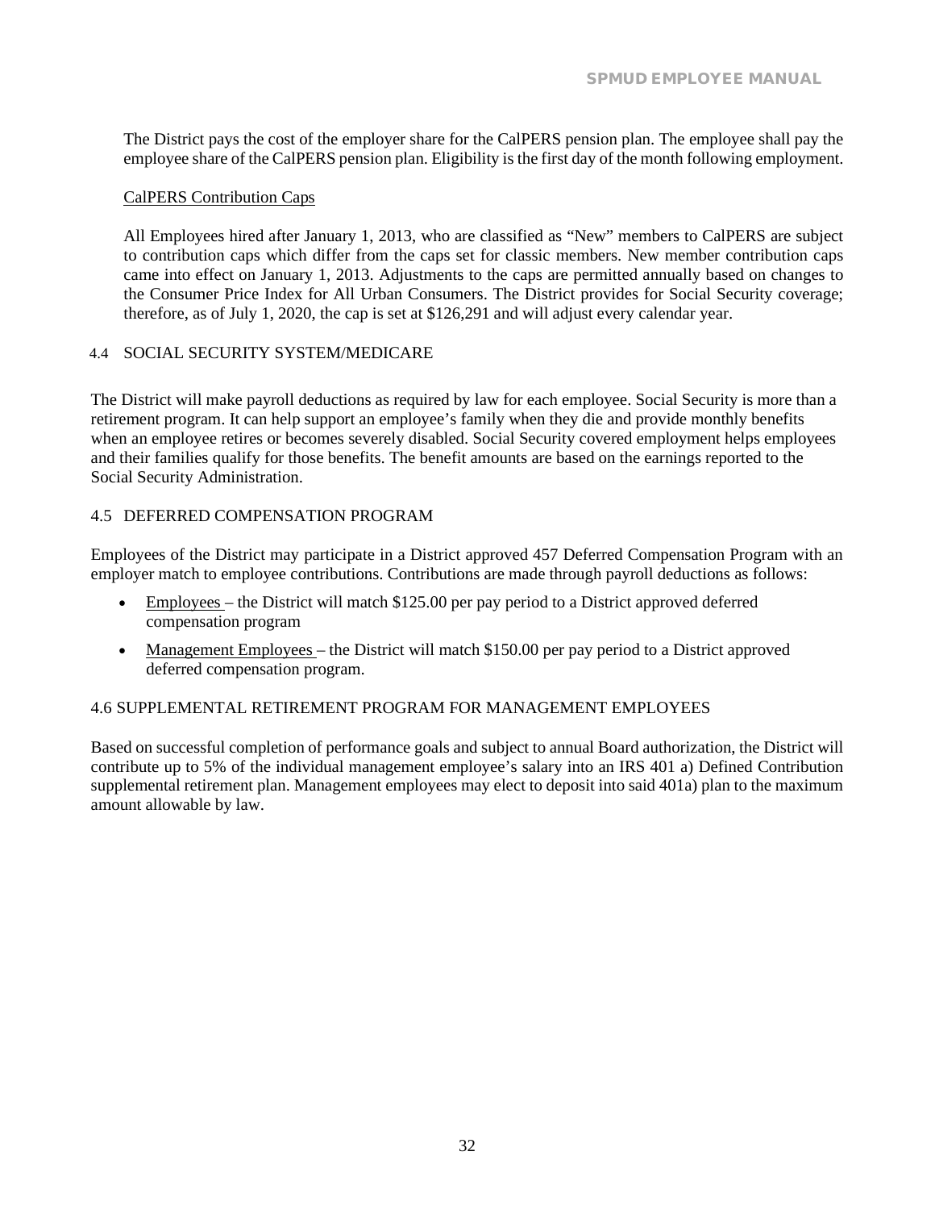The District pays the cost of the employer share for the CalPERS pension plan. The employee shall pay the employee share of the CalPERS pension plan. Eligibility is the first day of the month following employment.

CalPERS Contribution Caps

All Employees hired after January 1, 2013, who are classified as "New" members to CalPERS are subject to contribution caps which differ from the caps set for classic members. New member contribution caps came into effect on January 1, 2013. Adjustments to the caps are permitted annually based on changes to the Consumer Price Index for All Urban Consumers. The District provides for Social Security coverage; therefore, as of July 1, 2020, the cap is set at $126,291 and will adjust every calendar year.

## 4.4 SOCIAL SECURITY SYSTEM/MEDICARE

The District will make payroll deductions as required by law for each employee. Social Security is more than a retirement program. It can help support an employee's family when they die and provide monthly benefits when an employee retires or becomes severely disabled. Social Security covered employment helps employees and their families qualify for those benefits. The benefit amounts are based on the earnings reported to the Social Security Administration.

## 4.5 DEFERRED COMPENSATION PROGRAM

Employees of the District may participate in a District approved 457 Deferred Compensation Program with an employer match to employee contributions. Contributions are made through payroll deductions as follows:

- Employees – the District will match $125.00 per pay period to a District approved deferred compensation program
- Management Employees – the District will match $150.00 per pay period to a District approved deferred compensation program.

## 4.6 SUPPLEMENTAL RETIREMENT PROGRAM FOR MANAGEMENT EMPLOYEES

Based on successful completion of performance goals and subject to annual Board authorization, the District will contribute up to 5% of the individual management employee's salary into an IRS 401 a) Defined Contribution supplemental retirement plan. Management employees may elect to deposit into said 401a) plan to the maximum amount allowable by law.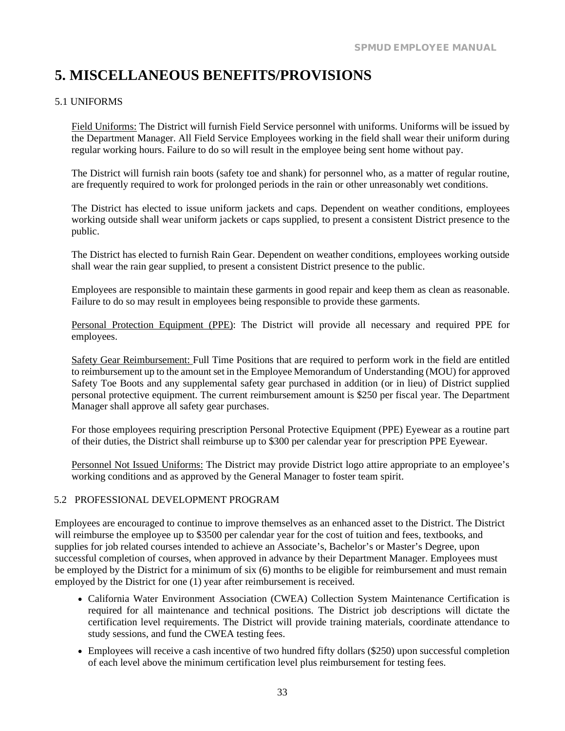# 5. MISCELLANEOUS BENEFITS/PROVISIONS

## 5.1 UNIFORMS

Field Uniforms: The District will furnish Field Service personnel with uniforms. Uniforms will be issued by the Department Manager. All Field Service Employees working in the field shall wear their uniform during regular working hours. Failure to do so will result in the employee being sent home without pay.

The District will furnish rain boots (safety toe and shank) for personnel who, as a matter of regular routine, are frequently required to work for prolonged periods in the rain or other unreasonably wet conditions.

The District has elected to issue uniform jackets and caps. Dependent on weather conditions, employees working outside shall wear uniform jackets or caps supplied, to present a consistent District presence to the public.

The District has elected to furnish Rain Gear. Dependent on weather conditions, employees working outside shall wear the rain gear supplied, to present a consistent District presence to the public.

Employees are responsible to maintain these garments in good repair and keep them as clean as reasonable. Failure to do so may result in employees being responsible to provide these garments.

Personal Protection Equipment (PPE): The District will provide all necessary and required PPE for employees.

Safety Gear Reimbursement: Full Time Positions that are required to perform work in the field are entitled to reimbursement up to the amount set in the Employee Memorandum of Understanding (MOU) for approved Safety Toe Boots and any supplemental safety gear purchased in addition (or in lieu) of District supplied personal protective equipment. The current reimbursement amount is $250 per fiscal year. The Department Manager shall approve all safety gear purchases.

For those employees requiring prescription Personal Protective Equipment (PPE) Eyewear as a routine part of their duties, the District shall reimburse up to $300 per calendar year for prescription PPE Eyewear.

Personnel Not Issued Uniforms: The District may provide District logo attire appropriate to an employee's working conditions and as approved by the General Manager to foster team spirit.

## 5.2 PROFESSIONAL DEVELOPMENT PROGRAM

Employees are encouraged to continue to improve themselves as an enhanced asset to the District. The District will reimburse the employee up to $3500 per calendar year for the cost of tuition and fees, textbooks, and supplies for job related courses intended to achieve an Associate's, Bachelor's or Master's Degree, upon successful completion of courses, when approved in advance by their Department Manager. Employees must be employed by the District for a minimum of six (6) months to be eligible for reimbursement and must remain employed by the District for one (1) year after reimbursement is received.

- California Water Environment Association (CWEA) Collection System Maintenance Certification is required for all maintenance and technical positions. The District job descriptions will dictate the certification level requirements. The District will provide training materials, coordinate attendance to study sessions, and fund the CWEA testing fees.
- Employees will receive a cash incentive of two hundred fifty dollars ($250) upon successful completion of each level above the minimum certification level plus reimbursement for testing fees.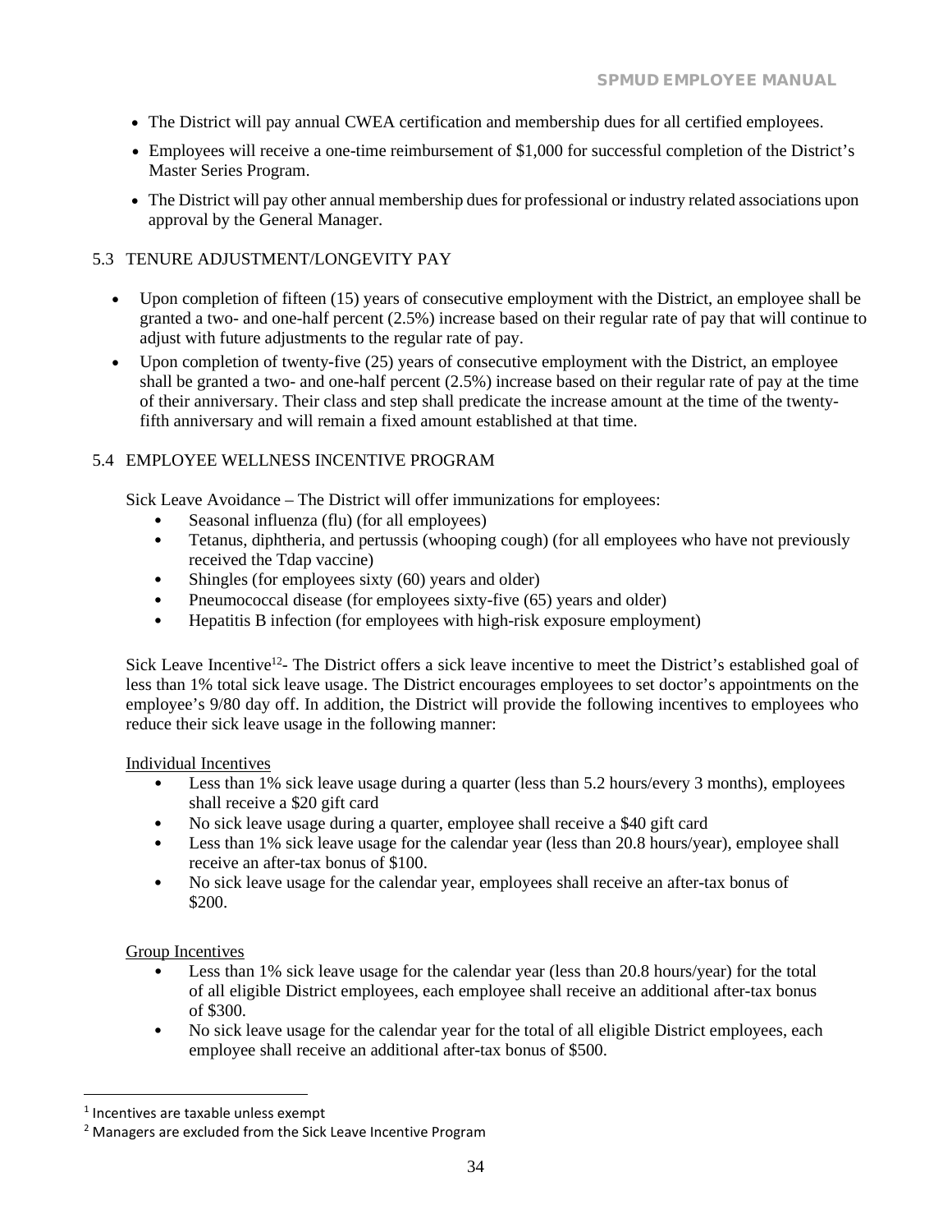- The District will pay annual CWEA certification and membership dues for all certified employees.
- Employees will receive a one-time reimbursement of $1,000 for successful completion of the District's Master Series Program.
- The District will pay other annual membership dues for professional or industry related associations upon approval by the General Manager.

## 5.3 TENURE ADJUSTMENT/LONGEVITY PAY

- Upon completion of fifteen (15) years of consecutive employment with the District, an employee shall be granted a two- and one-half percent (2.5%) increase based on their regular rate of pay that will continue to adjust with future adjustments to the regular rate of pay.
- Upon completion of twenty-five (25) years of consecutive employment with the District, an employee shall be granted a two- and one-half percent (2.5%) increase based on their regular rate of pay at the time of their anniversary. Their class and step shall predicate the increase amount at the time of the twenty-fifth anniversary and will remain a fixed amount established at that time.

## 5.4 EMPLOYEE WELLNESS INCENTIVE PROGRAM

Sick Leave Avoidance – The District will offer immunizations for employees:

- Seasonal influenza (flu) (for all employees)
- Tetanus, diphtheria, and pertussis (whooping cough) (for all employees who have not previously received the Tdap vaccine)
- Shingles (for employees sixty (60) years and older)
- Pneumococcal disease (for employees sixty-five (65) years and older)
- Hepatitis B infection (for employees with high-risk exposure employment)

Sick Leave Incentive[1][2]- The District offers a sick leave incentive to meet the District's established goal of less than 1% total sick leave usage. The District encourages employees to set doctor's appointments on the employee's 9/80 day off. In addition, the District will provide the following incentives to employees who reduce their sick leave usage in the following manner:

Individual Incentives

- Less than 1% sick leave usage during a quarter (less than 5.2 hours/every 3 months), employees shall receive a $20 gift card
- No sick leave usage during a quarter, employee shall receive a $40 gift card
- Less than 1% sick leave usage for the calendar year (less than 20.8 hours/year), employee shall receive an after-tax bonus of $100.
- No sick leave usage for the calendar year, employees shall receive an after-tax bonus of $200.

Group Incentives

- Less than 1% sick leave usage for the calendar year (less than 20.8 hours/year) for the total of all eligible District employees, each employee shall receive an additional after-tax bonus of $300.
- No sick leave usage for the calendar year for the total of all eligible District employees, each employee shall receive an additional after-tax bonus of $500.

---

[1] Incentives are taxable unless exempt

[2] Managers are excluded from the Sick Leave Incentive Program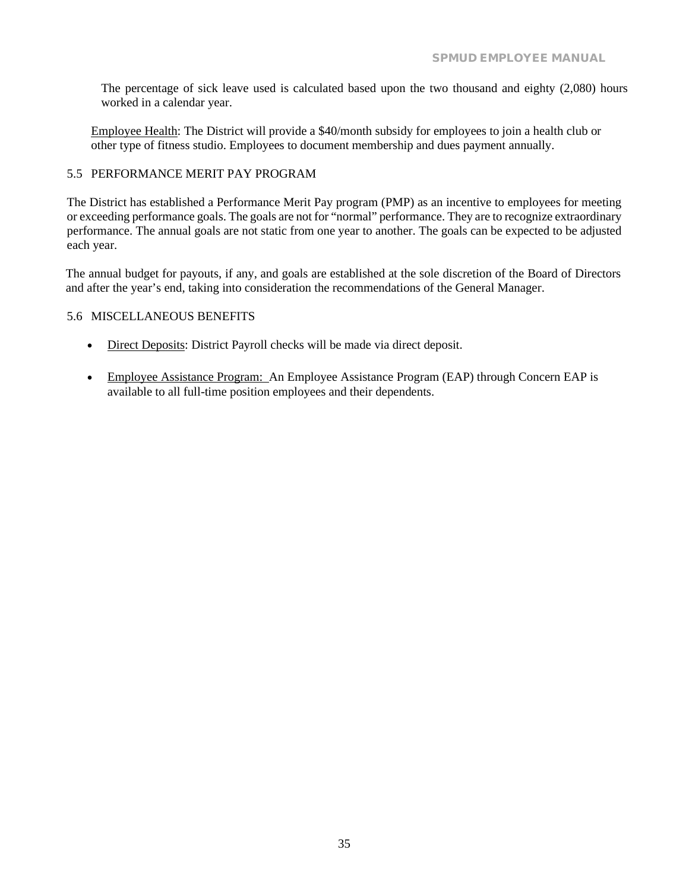The percentage of sick leave used is calculated based upon the two thousand and eighty (2,080) hours worked in a calendar year.

Employee Health: The District will provide a $40/month subsidy for employees to join a health club or other type of fitness studio. Employees to document membership and dues payment annually.

## 5.5 PERFORMANCE MERIT PAY PROGRAM

The District has established a Performance Merit Pay program (PMP) as an incentive to employees for meeting or exceeding performance goals. The goals are not for "normal" performance. They are to recognize extraordinary performance. The annual goals are not static from one year to another. The goals can be expected to be adjusted each year.

The annual budget for payouts, if any, and goals are established at the sole discretion of the Board of Directors and after the year's end, taking into consideration the recommendations of the General Manager.

## 5.6 MISCELLANEOUS BENEFITS

- Direct Deposits: District Payroll checks will be made via direct deposit.
- Employee Assistance Program: An Employee Assistance Program (EAP) through Concern EAP is available to all full-time position employees and their dependents.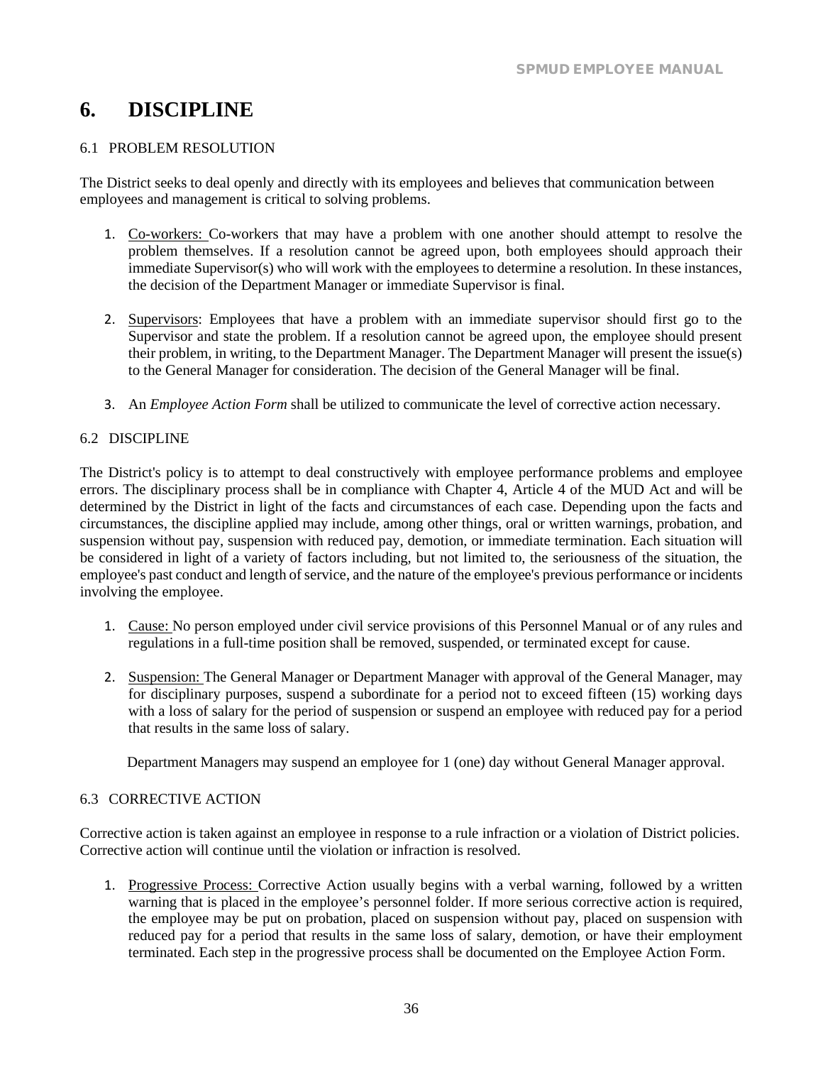# 6. DISCIPLINE

## 6.1 PROBLEM RESOLUTION

The District seeks to deal openly and directly with its employees and believes that communication between employees and management is critical to solving problems.

1. Co-workers: Co-workers that may have a problem with one another should attempt to resolve the problem themselves. If a resolution cannot be agreed upon, both employees should approach their immediate Supervisor(s) who will work with the employees to determine a resolution. In these instances, the decision of the Department Manager or immediate Supervisor is final.

2. Supervisors: Employees that have a problem with an immediate supervisor should first go to the Supervisor and state the problem. If a resolution cannot be agreed upon, the employee should present their problem, in writing, to the Department Manager. The Department Manager will present the issue(s) to the General Manager for consideration. The decision of the General Manager will be final.

3. An *Employee Action Form* shall be utilized to communicate the level of corrective action necessary.

## 6.2 DISCIPLINE

The District's policy is to attempt to deal constructively with employee performance problems and employee errors. The disciplinary process shall be in compliance with Chapter 4, Article 4 of the MUD Act and will be determined by the District in light of the facts and circumstances of each case. Depending upon the facts and circumstances, the discipline applied may include, among other things, oral or written warnings, probation, and suspension without pay, suspension with reduced pay, demotion, or immediate termination. Each situation will be considered in light of a variety of factors including, but not limited to, the seriousness of the situation, the employee's past conduct and length of service, and the nature of the employee's previous performance or incidents involving the employee.

1. Cause: No person employed under civil service provisions of this Personnel Manual or of any rules and regulations in a full-time position shall be removed, suspended, or terminated except for cause.

2. Suspension: The General Manager or Department Manager with approval of the General Manager, may for disciplinary purposes, suspend a subordinate for a period not to exceed fifteen (15) working days with a loss of salary for the period of suspension or suspend an employee with reduced pay for a period that results in the same loss of salary.

   Department Managers may suspend an employee for 1 (one) day without General Manager approval.

## 6.3 CORRECTIVE ACTION

Corrective action is taken against an employee in response to a rule infraction or a violation of District policies. Corrective action will continue until the violation or infraction is resolved.

1. Progressive Process: Corrective Action usually begins with a verbal warning, followed by a written warning that is placed in the employee's personnel folder. If more serious corrective action is required, the employee may be put on probation, placed on suspension without pay, placed on suspension with reduced pay for a period that results in the same loss of salary, demotion, or have their employment terminated. Each step in the progressive process shall be documented on the Employee Action Form.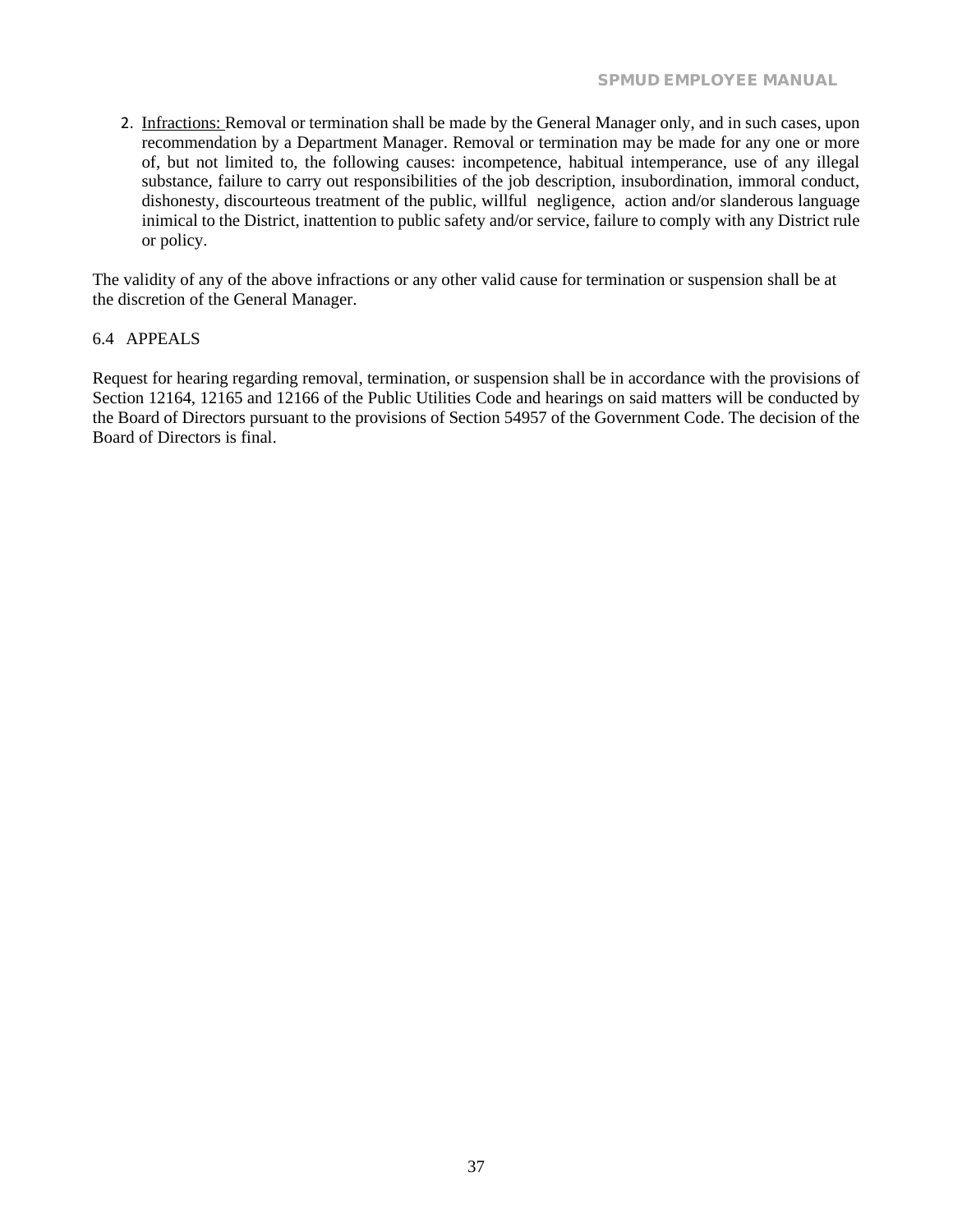2. Infractions: Removal or termination shall be made by the General Manager only, and in such cases, upon recommendation by a Department Manager. Removal or termination may be made for any one or more of, but not limited to, the following causes: incompetence, habitual intemperance, use of any illegal substance, failure to carry out responsibilities of the job description, insubordination, immoral conduct, dishonesty, discourteous treatment of the public, willful negligence, action and/or slanderous language inimical to the District, inattention to public safety and/or service, failure to comply with any District rule or policy.

The validity of any of the above infractions or any other valid cause for termination or suspension shall be at the discretion of the General Manager.

## 6.4 APPEALS

Request for hearing regarding removal, termination, or suspension shall be in accordance with the provisions of Section 12164, 12165 and 12166 of the Public Utilities Code and hearings on said matters will be conducted by the Board of Directors pursuant to the provisions of Section 54957 of the Government Code. The decision of the Board of Directors is final.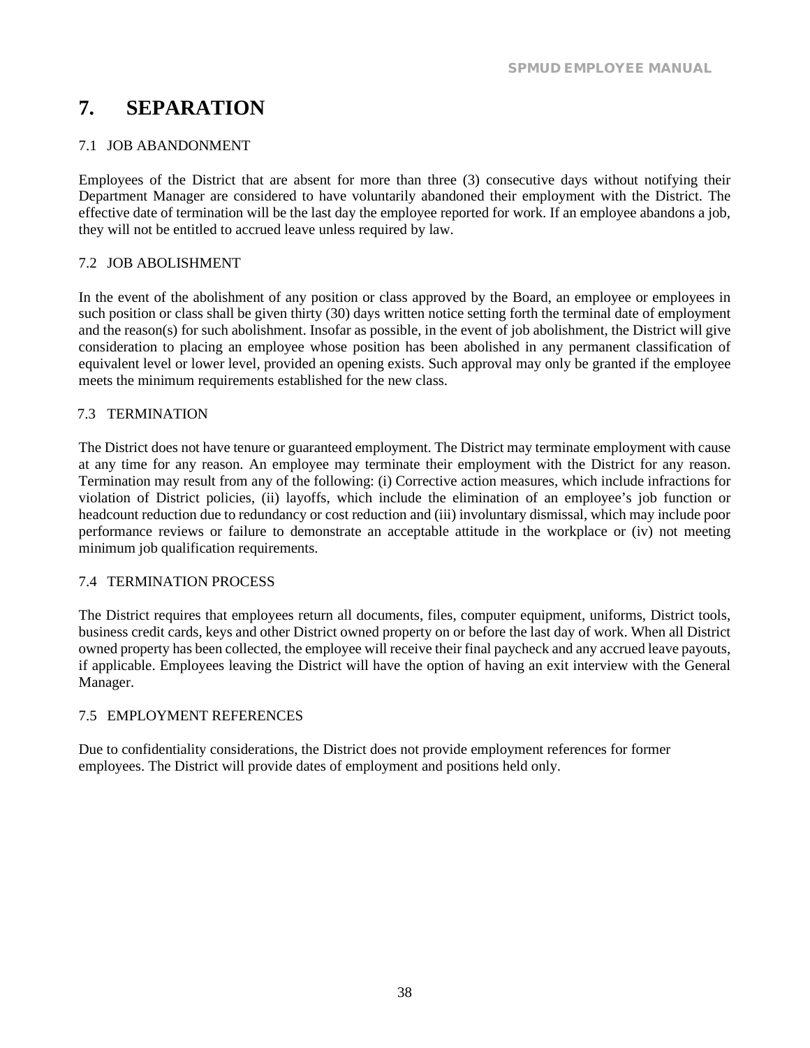# 7. SEPARATION

## 7.1 JOB ABANDONMENT

Employees of the District that are absent for more than three (3) consecutive days without notifying their Department Manager are considered to have voluntarily abandoned their employment with the District. The effective date of termination will be the last day the employee reported for work. If an employee abandons a job, they will not be entitled to accrued leave unless required by law.

## 7.2 JOB ABOLISHMENT

In the event of the abolishment of any position or class approved by the Board, an employee or employees in such position or class shall be given thirty (30) days written notice setting forth the terminal date of employment and the reason(s) for such abolishment. Insofar as possible, in the event of job abolishment, the District will give consideration to placing an employee whose position has been abolished in any permanent classification of equivalent level or lower level, provided an opening exists. Such approval may only be granted if the employee meets the minimum requirements established for the new class.

## 7.3 TERMINATION

The District does not have tenure or guaranteed employment. The District may terminate employment with cause at any time for any reason. An employee may terminate their employment with the District for any reason. Termination may result from any of the following: (i) Corrective action measures, which include infractions for violation of District policies, (ii) layoffs, which include the elimination of an employee's job function or headcount reduction due to redundancy or cost reduction and (iii) involuntary dismissal, which may include poor performance reviews or failure to demonstrate an acceptable attitude in the workplace or (iv) not meeting minimum job qualification requirements.

## 7.4 TERMINATION PROCESS

The District requires that employees return all documents, files, computer equipment, uniforms, District tools, business credit cards, keys and other District owned property on or before the last day of work. When all District owned property has been collected, the employee will receive their final paycheck and any accrued leave payouts, if applicable. Employees leaving the District will have the option of having an exit interview with the General Manager.

## 7.5 EMPLOYMENT REFERENCES

Due to confidentiality considerations, the District does not provide employment references for former employees. The District will provide dates of employment and positions held only.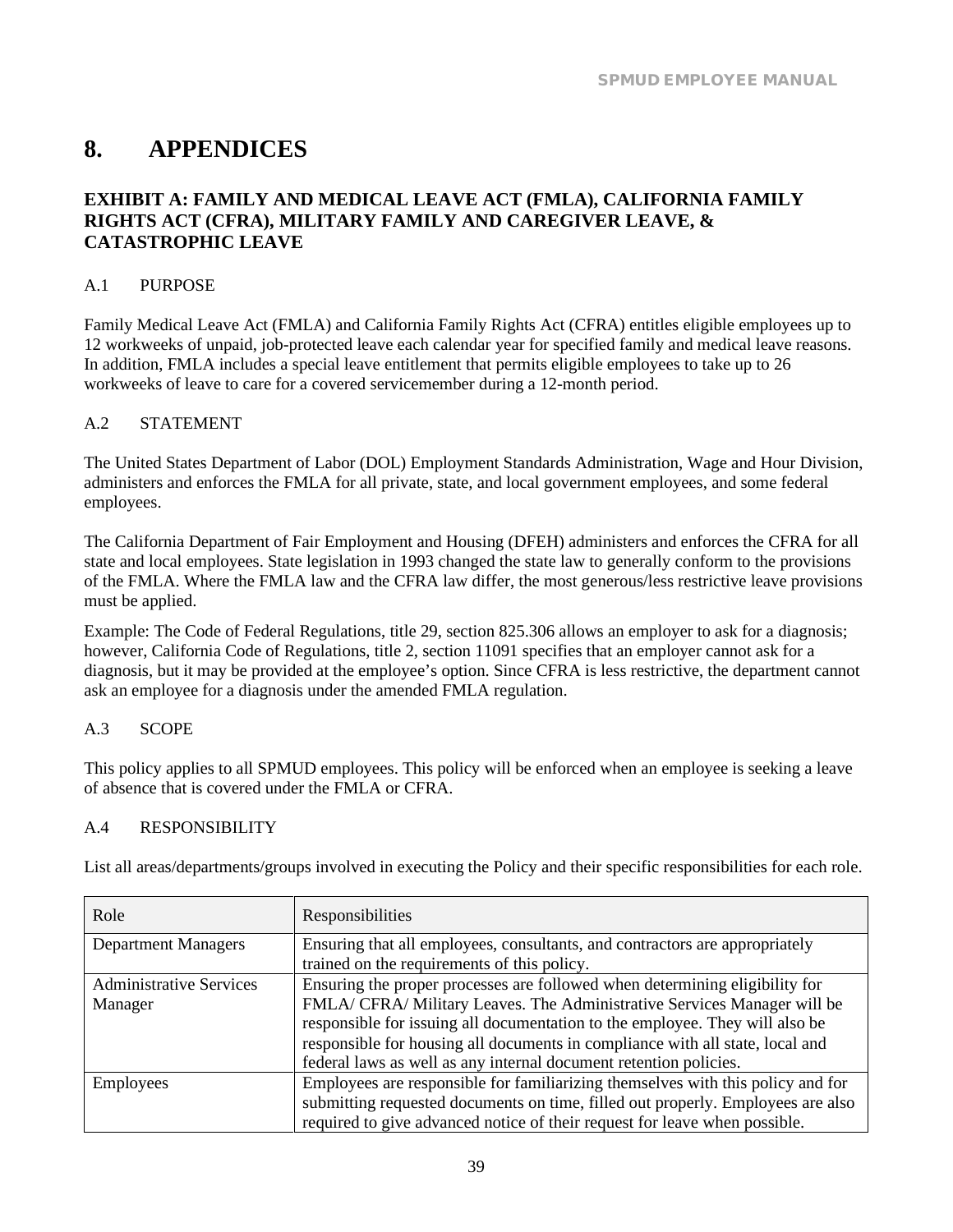# 8. APPENDICES

## EXHIBIT A: FAMILY AND MEDICAL LEAVE ACT (FMLA), CALIFORNIA FAMILY RIGHTS ACT (CFRA), MILITARY FAMILY AND CAREGIVER LEAVE, & CATASTROPHIC LEAVE

### A.1 PURPOSE

Family Medical Leave Act (FMLA) and California Family Rights Act (CFRA) entitles eligible employees up to 12 workweeks of unpaid, job-protected leave each calendar year for specified family and medical leave reasons. In addition, FMLA includes a special leave entitlement that permits eligible employees to take up to 26 workweeks of leave to care for a covered servicemember during a 12-month period.

### A.2 STATEMENT

The United States Department of Labor (DOL) Employment Standards Administration, Wage and Hour Division, administers and enforces the FMLA for all private, state, and local government employees, and some federal employees.

The California Department of Fair Employment and Housing (DFEH) administers and enforces the CFRA for all state and local employees. State legislation in 1993 changed the state law to generally conform to the provisions of the FMLA. Where the FMLA law and the CFRA law differ, the most generous/less restrictive leave provisions must be applied.

Example: The Code of Federal Regulations, title 29, section 825.306 allows an employer to ask for a diagnosis; however, California Code of Regulations, title 2, section 11091 specifies that an employer cannot ask for a diagnosis, but it may be provided at the employee's option. Since CFRA is less restrictive, the department cannot ask an employee for a diagnosis under the amended FMLA regulation.

### A.3 SCOPE

This policy applies to all SPMUD employees. This policy will be enforced when an employee is seeking a leave of absence that is covered under the FMLA or CFRA.

### A.4 RESPONSIBILITY

List all areas/departments/groups involved in executing the Policy and their specific responsibilities for each role.

| Role | Responsibilities |
|---|---|
| Department Managers | Ensuring that all employees, consultants, and contractors are appropriately trained on the requirements of this policy. |
| Administrative Services Manager | Ensuring the proper processes are followed when determining eligibility for FMLA/ CFRA/ Military Leaves. The Administrative Services Manager will be responsible for issuing all documentation to the employee. They will also be responsible for housing all documents in compliance with all state, local and federal laws as well as any internal document retention policies. |
| Employees | Employees are responsible for familiarizing themselves with this policy and for submitting requested documents on time, filled out properly. Employees are also required to give advanced notice of their request for leave when possible. |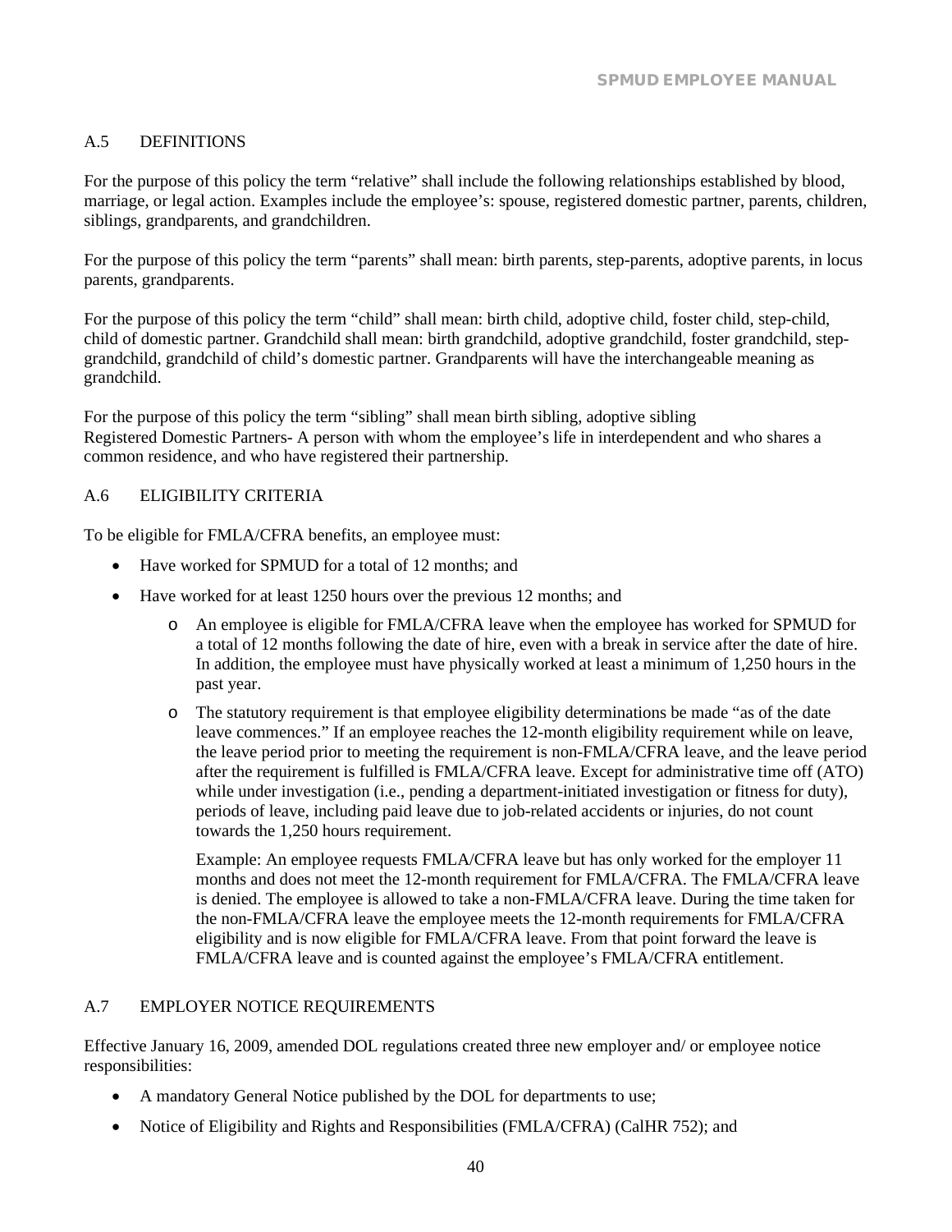## A.5 DEFINITIONS

For the purpose of this policy the term "relative" shall include the following relationships established by blood, marriage, or legal action. Examples include the employee's: spouse, registered domestic partner, parents, children, siblings, grandparents, and grandchildren.

For the purpose of this policy the term "parents" shall mean: birth parents, step-parents, adoptive parents, in locus parents, grandparents.

For the purpose of this policy the term "child" shall mean: birth child, adoptive child, foster child, step-child, child of domestic partner. Grandchild shall mean: birth grandchild, adoptive grandchild, foster grandchild, step-grandchild, grandchild of child's domestic partner. Grandparents will have the interchangeable meaning as grandchild.

For the purpose of this policy the term "sibling" shall mean birth sibling, adoptive sibling
Registered Domestic Partners- A person with whom the employee's life in interdependent and who shares a common residence, and who have registered their partnership.

## A.6 ELIGIBILITY CRITERIA

To be eligible for FMLA/CFRA benefits, an employee must:

- Have worked for SPMUD for a total of 12 months; and
- Have worked for at least 1250 hours over the previous 12 months; and
  - An employee is eligible for FMLA/CFRA leave when the employee has worked for SPMUD for a total of 12 months following the date of hire, even with a break in service after the date of hire. In addition, the employee must have physically worked at least a minimum of 1,250 hours in the past year.
  - The statutory requirement is that employee eligibility determinations be made "as of the date leave commences." If an employee reaches the 12-month eligibility requirement while on leave, the leave period prior to meeting the requirement is non-FMLA/CFRA leave, and the leave period after the requirement is fulfilled is FMLA/CFRA leave. Except for administrative time off (ATO) while under investigation (i.e., pending a department-initiated investigation or fitness for duty), periods of leave, including paid leave due to job-related accidents or injuries, do not count towards the 1,250 hours requirement.

    Example: An employee requests FMLA/CFRA leave but has only worked for the employer 11 months and does not meet the 12-month requirement for FMLA/CFRA. The FMLA/CFRA leave is denied. The employee is allowed to take a non-FMLA/CFRA leave. During the time taken for the non-FMLA/CFRA leave the employee meets the 12-month requirements for FMLA/CFRA eligibility and is now eligible for FMLA/CFRA leave. From that point forward the leave is FMLA/CFRA leave and is counted against the employee's FMLA/CFRA entitlement.

## A.7 EMPLOYER NOTICE REQUIREMENTS

Effective January 16, 2009, amended DOL regulations created three new employer and/ or employee notice responsibilities:

- A mandatory General Notice published by the DOL for departments to use;
- Notice of Eligibility and Rights and Responsibilities (FMLA/CFRA) (CalHR 752); and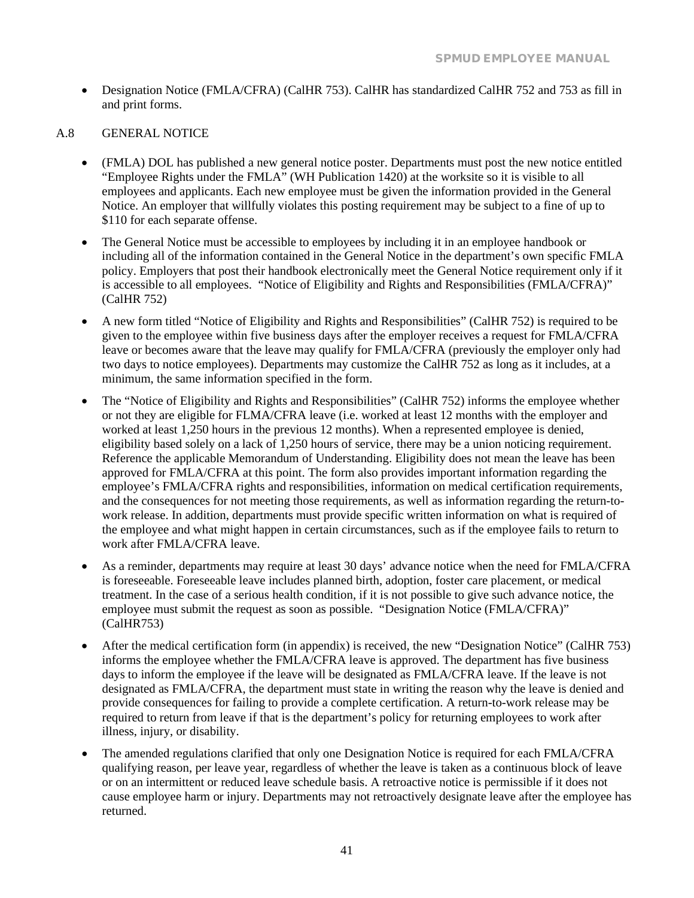- Designation Notice (FMLA/CFRA) (CalHR 753). CalHR has standardized CalHR 752 and 753 as fill in and print forms.

## A.8 GENERAL NOTICE

- (FMLA) DOL has published a new general notice poster. Departments must post the new notice entitled "Employee Rights under the FMLA" (WH Publication 1420) at the worksite so it is visible to all employees and applicants. Each new employee must be given the information provided in the General Notice. An employer that willfully violates this posting requirement may be subject to a fine of up to $110 for each separate offense.
- The General Notice must be accessible to employees by including it in an employee handbook or including all of the information contained in the General Notice in the department's own specific FMLA policy. Employers that post their handbook electronically meet the General Notice requirement only if it is accessible to all employees. "Notice of Eligibility and Rights and Responsibilities (FMLA/CFRA)" (CalHR 752)
- A new form titled "Notice of Eligibility and Rights and Responsibilities" (CalHR 752) is required to be given to the employee within five business days after the employer receives a request for FMLA/CFRA leave or becomes aware that the leave may qualify for FMLA/CFRA (previously the employer only had two days to notice employees). Departments may customize the CalHR 752 as long as it includes, at a minimum, the same information specified in the form.
- The "Notice of Eligibility and Rights and Responsibilities" (CalHR 752) informs the employee whether or not they are eligible for FLMA/CFRA leave (i.e. worked at least 12 months with the employer and worked at least 1,250 hours in the previous 12 months). When a represented employee is denied, eligibility based solely on a lack of 1,250 hours of service, there may be a union noticing requirement. Reference the applicable Memorandum of Understanding. Eligibility does not mean the leave has been approved for FMLA/CFRA at this point. The form also provides important information regarding the employee's FMLA/CFRA rights and responsibilities, information on medical certification requirements, and the consequences for not meeting those requirements, as well as information regarding the return-to-work release. In addition, departments must provide specific written information on what is required of the employee and what might happen in certain circumstances, such as if the employee fails to return to work after FMLA/CFRA leave.
- As a reminder, departments may require at least 30 days' advance notice when the need for FMLA/CFRA is foreseeable. Foreseeable leave includes planned birth, adoption, foster care placement, or medical treatment. In the case of a serious health condition, if it is not possible to give such advance notice, the employee must submit the request as soon as possible. "Designation Notice (FMLA/CFRA)" (CalHR753)
- After the medical certification form (in appendix) is received, the new "Designation Notice" (CalHR 753) informs the employee whether the FMLA/CFRA leave is approved. The department has five business days to inform the employee if the leave will be designated as FMLA/CFRA leave. If the leave is not designated as FMLA/CFRA, the department must state in writing the reason why the leave is denied and provide consequences for failing to provide a complete certification. A return-to-work release may be required to return from leave if that is the department's policy for returning employees to work after illness, injury, or disability.
- The amended regulations clarified that only one Designation Notice is required for each FMLA/CFRA qualifying reason, per leave year, regardless of whether the leave is taken as a continuous block of leave or on an intermittent or reduced leave schedule basis. A retroactive notice is permissible if it does not cause employee harm or injury. Departments may not retroactively designate leave after the employee has returned.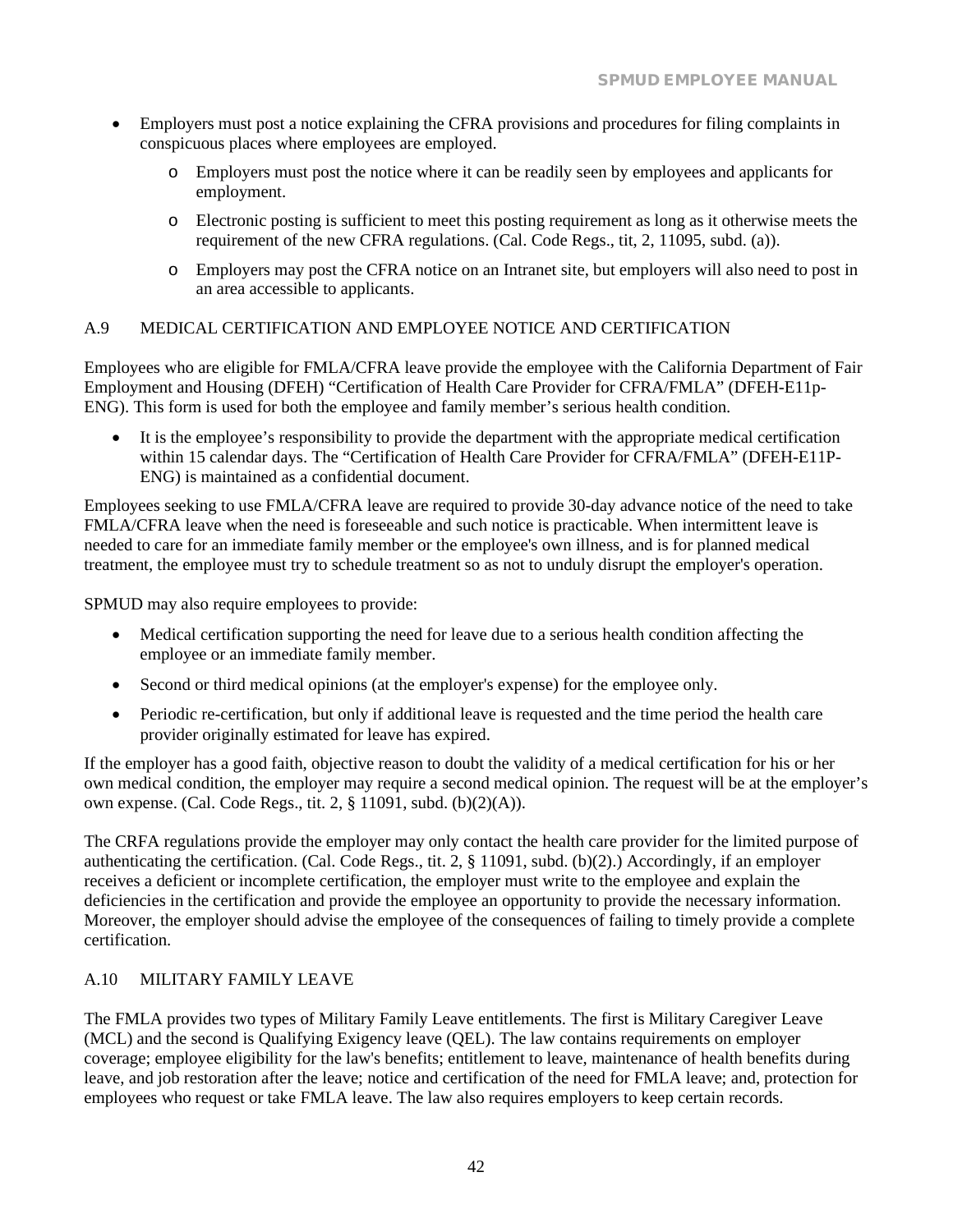- Employers must post a notice explaining the CFRA provisions and procedures for filing complaints in conspicuous places where employees are employed.
  - Employers must post the notice where it can be readily seen by employees and applicants for employment.
  - Electronic posting is sufficient to meet this posting requirement as long as it otherwise meets the requirement of the new CFRA regulations. (Cal. Code Regs., tit, 2, 11095, subd. (a)).
  - Employers may post the CFRA notice on an Intranet site, but employers will also need to post in an area accessible to applicants.

### A.9 MEDICAL CERTIFICATION AND EMPLOYEE NOTICE AND CERTIFICATION

Employees who are eligible for FMLA/CFRA leave provide the employee with the California Department of Fair Employment and Housing (DFEH) "Certification of Health Care Provider for CFRA/FMLA" (DFEH-E11p-ENG). This form is used for both the employee and family member's serious health condition.

- It is the employee's responsibility to provide the department with the appropriate medical certification within 15 calendar days. The "Certification of Health Care Provider for CFRA/FMLA" (DFEH-E11P-ENG) is maintained as a confidential document.

Employees seeking to use FMLA/CFRA leave are required to provide 30-day advance notice of the need to take FMLA/CFRA leave when the need is foreseeable and such notice is practicable. When intermittent leave is needed to care for an immediate family member or the employee's own illness, and is for planned medical treatment, the employee must try to schedule treatment so as not to unduly disrupt the employer's operation.

SPMUD may also require employees to provide:

- Medical certification supporting the need for leave due to a serious health condition affecting the employee or an immediate family member.
- Second or third medical opinions (at the employer's expense) for the employee only.
- Periodic re-certification, but only if additional leave is requested and the time period the health care provider originally estimated for leave has expired.

If the employer has a good faith, objective reason to doubt the validity of a medical certification for his or her own medical condition, the employer may require a second medical opinion. The request will be at the employer's own expense. (Cal. Code Regs., tit. 2, § 11091, subd. (b)(2)(A)).

The CRFA regulations provide the employer may only contact the health care provider for the limited purpose of authenticating the certification. (Cal. Code Regs., tit. 2, § 11091, subd. (b)(2).) Accordingly, if an employer receives a deficient or incomplete certification, the employer must write to the employee and explain the deficiencies in the certification and provide the employee an opportunity to provide the necessary information. Moreover, the employer should advise the employee of the consequences of failing to timely provide a complete certification.

### A.10 MILITARY FAMILY LEAVE

The FMLA provides two types of Military Family Leave entitlements. The first is Military Caregiver Leave (MCL) and the second is Qualifying Exigency leave (QEL). The law contains requirements on employer coverage; employee eligibility for the law's benefits; entitlement to leave, maintenance of health benefits during leave, and job restoration after the leave; notice and certification of the need for FMLA leave; and, protection for employees who request or take FMLA leave. The law also requires employers to keep certain records.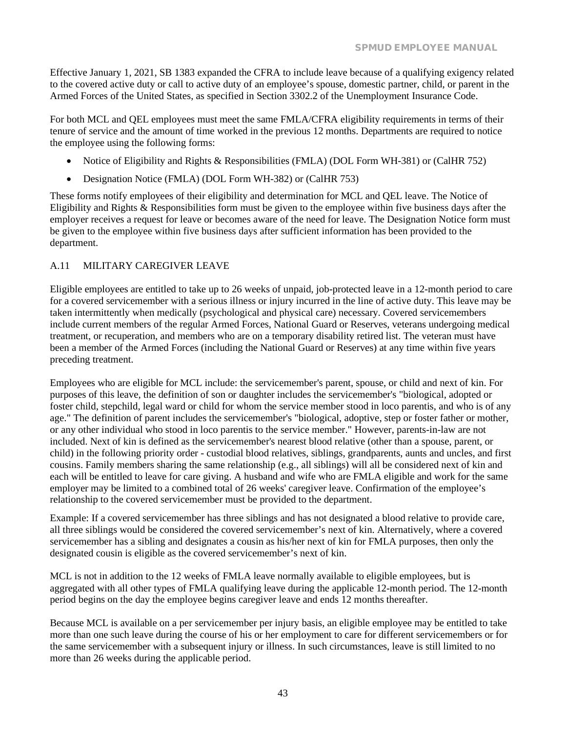Effective January 1, 2021, SB 1383 expanded the CFRA to include leave because of a qualifying exigency related to the covered active duty or call to active duty of an employee's spouse, domestic partner, child, or parent in the Armed Forces of the United States, as specified in Section 3302.2 of the Unemployment Insurance Code.

For both MCL and QEL employees must meet the same FMLA/CFRA eligibility requirements in terms of their tenure of service and the amount of time worked in the previous 12 months. Departments are required to notice the employee using the following forms:

- Notice of Eligibility and Rights & Responsibilities (FMLA) (DOL Form WH-381) or (CalHR 752)
- Designation Notice (FMLA) (DOL Form WH-382) or (CalHR 753)

These forms notify employees of their eligibility and determination for MCL and QEL leave. The Notice of Eligibility and Rights & Responsibilities form must be given to the employee within five business days after the employer receives a request for leave or becomes aware of the need for leave. The Designation Notice form must be given to the employee within five business days after sufficient information has been provided to the department.

## A.11 MILITARY CAREGIVER LEAVE

Eligible employees are entitled to take up to 26 weeks of unpaid, job-protected leave in a 12-month period to care for a covered servicemember with a serious illness or injury incurred in the line of active duty. This leave may be taken intermittently when medically (psychological and physical care) necessary. Covered servicemembers include current members of the regular Armed Forces, National Guard or Reserves, veterans undergoing medical treatment, or recuperation, and members who are on a temporary disability retired list. The veteran must have been a member of the Armed Forces (including the National Guard or Reserves) at any time within five years preceding treatment.

Employees who are eligible for MCL include: the servicemember's parent, spouse, or child and next of kin. For purposes of this leave, the definition of son or daughter includes the servicemember's "biological, adopted or foster child, stepchild, legal ward or child for whom the service member stood in loco parentis, and who is of any age." The definition of parent includes the servicemember's "biological, adoptive, step or foster father or mother, or any other individual who stood in loco parentis to the service member." However, parents-in-law are not included. Next of kin is defined as the servicemember's nearest blood relative (other than a spouse, parent, or child) in the following priority order - custodial blood relatives, siblings, grandparents, aunts and uncles, and first cousins. Family members sharing the same relationship (e.g., all siblings) will all be considered next of kin and each will be entitled to leave for care giving. A husband and wife who are FMLA eligible and work for the same employer may be limited to a combined total of 26 weeks' caregiver leave. Confirmation of the employee's relationship to the covered servicemember must be provided to the department.

Example: If a covered servicemember has three siblings and has not designated a blood relative to provide care, all three siblings would be considered the covered servicemember's next of kin. Alternatively, where a covered servicemember has a sibling and designates a cousin as his/her next of kin for FMLA purposes, then only the designated cousin is eligible as the covered servicemember's next of kin.

MCL is not in addition to the 12 weeks of FMLA leave normally available to eligible employees, but is aggregated with all other types of FMLA qualifying leave during the applicable 12-month period. The 12-month period begins on the day the employee begins caregiver leave and ends 12 months thereafter.

Because MCL is available on a per servicemember per injury basis, an eligible employee may be entitled to take more than one such leave during the course of his or her employment to care for different servicemembers or for the same servicemember with a subsequent injury or illness. In such circumstances, leave is still limited to no more than 26 weeks during the applicable period.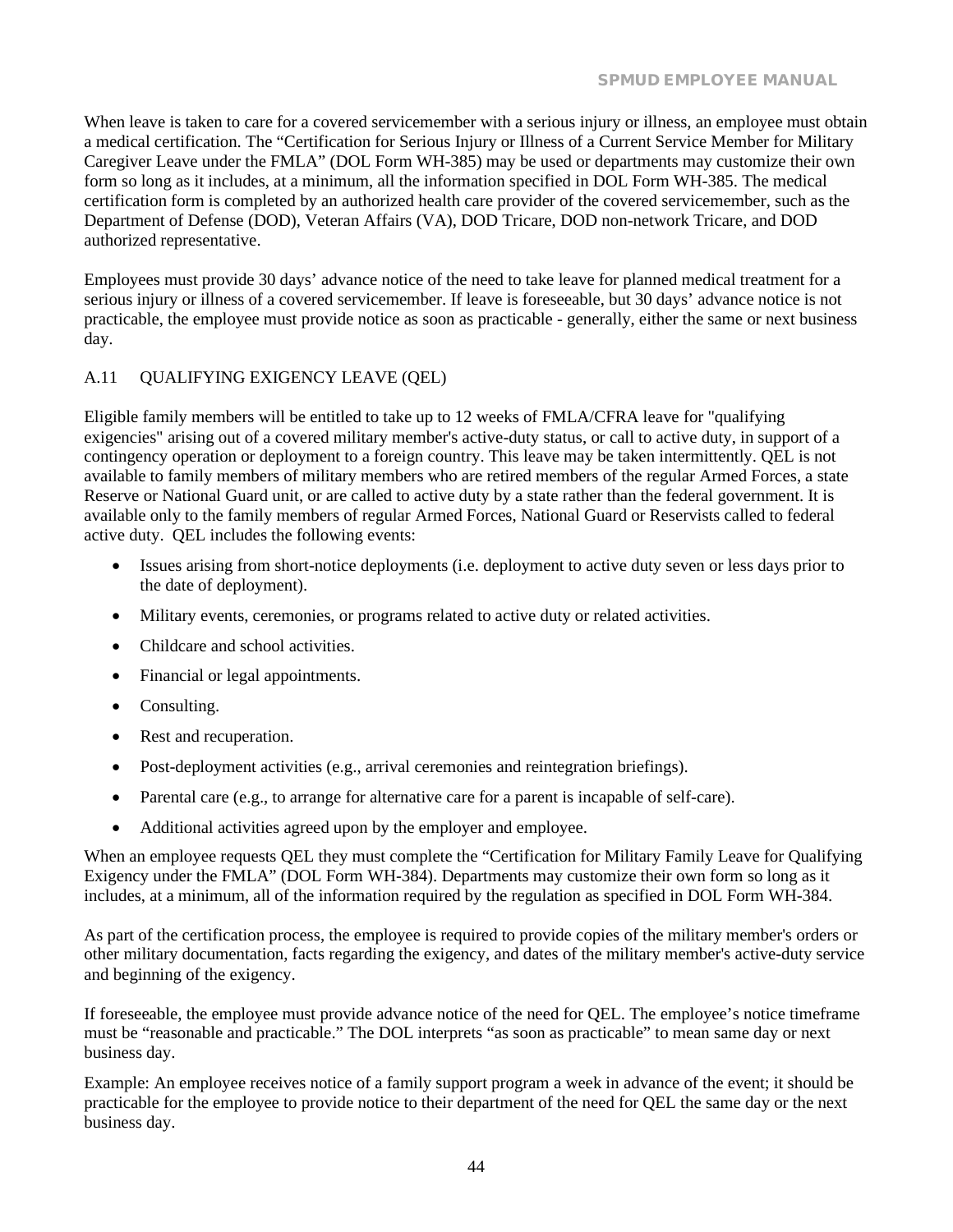When leave is taken to care for a covered servicemember with a serious injury or illness, an employee must obtain a medical certification. The "Certification for Serious Injury or Illness of a Current Service Member for Military Caregiver Leave under the FMLA" (DOL Form WH-385) may be used or departments may customize their own form so long as it includes, at a minimum, all the information specified in DOL Form WH-385. The medical certification form is completed by an authorized health care provider of the covered servicemember, such as the Department of Defense (DOD), Veteran Affairs (VA), DOD Tricare, DOD non-network Tricare, and DOD authorized representative.

Employees must provide 30 days' advance notice of the need to take leave for planned medical treatment for a serious injury or illness of a covered servicemember. If leave is foreseeable, but 30 days' advance notice is not practicable, the employee must provide notice as soon as practicable - generally, either the same or next business day.

### A.11 QUALIFYING EXIGENCY LEAVE (QEL)

Eligible family members will be entitled to take up to 12 weeks of FMLA/CFRA leave for "qualifying exigencies" arising out of a covered military member's active-duty status, or call to active duty, in support of a contingency operation or deployment to a foreign country. This leave may be taken intermittently. QEL is not available to family members of military members who are retired members of the regular Armed Forces, a state Reserve or National Guard unit, or are called to active duty by a state rather than the federal government. It is available only to the family members of regular Armed Forces, National Guard or Reservists called to federal active duty. QEL includes the following events:

- Issues arising from short-notice deployments (i.e. deployment to active duty seven or less days prior to the date of deployment).
- Military events, ceremonies, or programs related to active duty or related activities.
- Childcare and school activities.
- Financial or legal appointments.
- Consulting.
- Rest and recuperation.
- Post-deployment activities (e.g., arrival ceremonies and reintegration briefings).
- Parental care (e.g., to arrange for alternative care for a parent is incapable of self-care).
- Additional activities agreed upon by the employer and employee.

When an employee requests QEL they must complete the "Certification for Military Family Leave for Qualifying Exigency under the FMLA" (DOL Form WH-384). Departments may customize their own form so long as it includes, at a minimum, all of the information required by the regulation as specified in DOL Form WH-384.

As part of the certification process, the employee is required to provide copies of the military member's orders or other military documentation, facts regarding the exigency, and dates of the military member's active-duty service and beginning of the exigency.

If foreseeable, the employee must provide advance notice of the need for QEL. The employee's notice timeframe must be "reasonable and practicable." The DOL interprets "as soon as practicable" to mean same day or next business day.

Example: An employee receives notice of a family support program a week in advance of the event; it should be practicable for the employee to provide notice to their department of the need for QEL the same day or the next business day.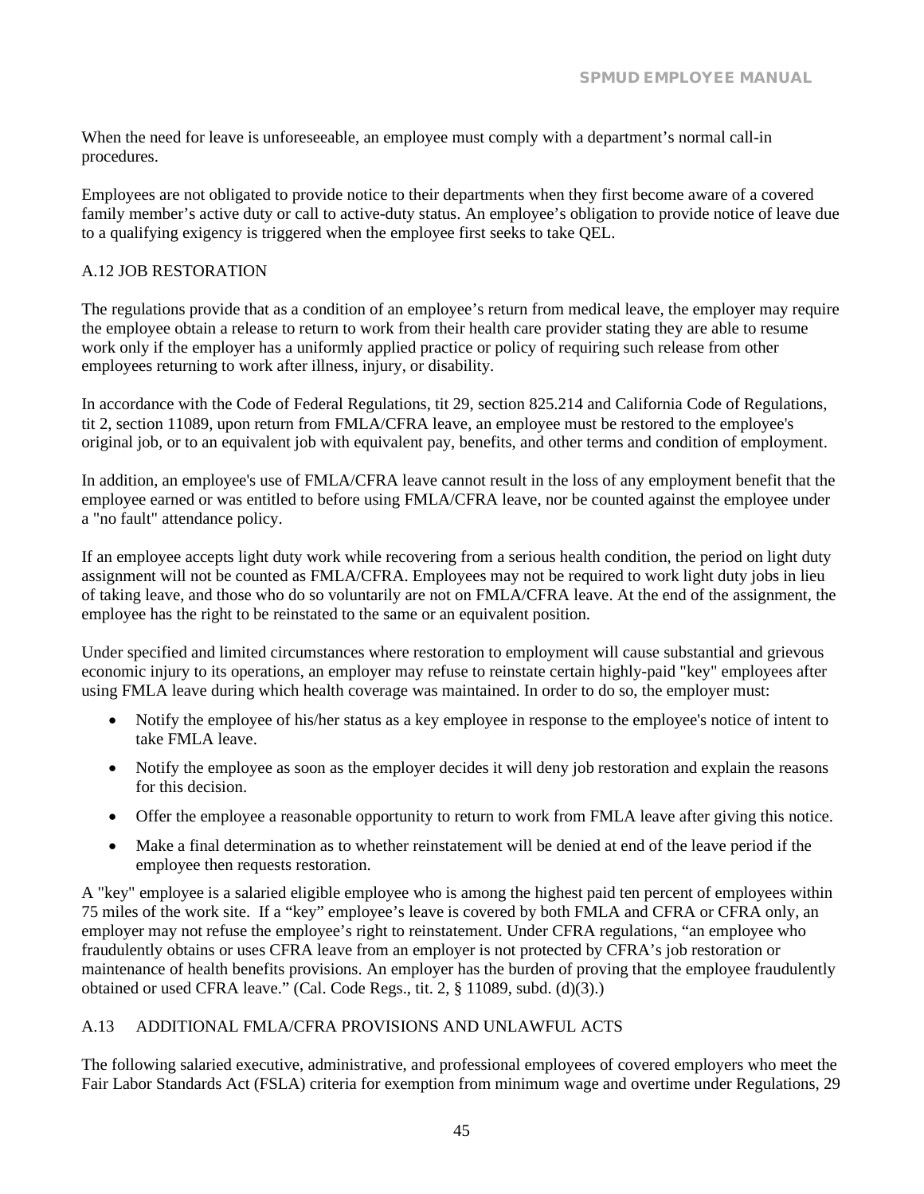When the need for leave is unforeseeable, an employee must comply with a department's normal call-in procedures.

Employees are not obligated to provide notice to their departments when they first become aware of a covered family member's active duty or call to active-duty status. An employee's obligation to provide notice of leave due to a qualifying exigency is triggered when the employee first seeks to take QEL.

### A.12 JOB RESTORATION

The regulations provide that as a condition of an employee's return from medical leave, the employer may require the employee obtain a release to return to work from their health care provider stating they are able to resume work only if the employer has a uniformly applied practice or policy of requiring such release from other employees returning to work after illness, injury, or disability.

In accordance with the Code of Federal Regulations, tit 29, section 825.214 and California Code of Regulations, tit 2, section 11089, upon return from FMLA/CFRA leave, an employee must be restored to the employee's original job, or to an equivalent job with equivalent pay, benefits, and other terms and condition of employment.

In addition, an employee's use of FMLA/CFRA leave cannot result in the loss of any employment benefit that the employee earned or was entitled to before using FMLA/CFRA leave, nor be counted against the employee under a "no fault" attendance policy.

If an employee accepts light duty work while recovering from a serious health condition, the period on light duty assignment will not be counted as FMLA/CFRA. Employees may not be required to work light duty jobs in lieu of taking leave, and those who do so voluntarily are not on FMLA/CFRA leave. At the end of the assignment, the employee has the right to be reinstated to the same or an equivalent position.

Under specified and limited circumstances where restoration to employment will cause substantial and grievous economic injury to its operations, an employer may refuse to reinstate certain highly-paid "key" employees after using FMLA leave during which health coverage was maintained. In order to do so, the employer must:

- Notify the employee of his/her status as a key employee in response to the employee's notice of intent to take FMLA leave.
- Notify the employee as soon as the employer decides it will deny job restoration and explain the reasons for this decision.
- Offer the employee a reasonable opportunity to return to work from FMLA leave after giving this notice.
- Make a final determination as to whether reinstatement will be denied at end of the leave period if the employee then requests restoration.

A "key" employee is a salaried eligible employee who is among the highest paid ten percent of employees within 75 miles of the work site. If a "key" employee's leave is covered by both FMLA and CFRA or CFRA only, an employer may not refuse the employee's right to reinstatement. Under CFRA regulations, "an employee who fraudulently obtains or uses CFRA leave from an employer is not protected by CFRA's job restoration or maintenance of health benefits provisions. An employer has the burden of proving that the employee fraudulently obtained or used CFRA leave." (Cal. Code Regs., tit. 2, § 11089, subd. (d)(3).)

### A.13 ADDITIONAL FMLA/CFRA PROVISIONS AND UNLAWFUL ACTS

The following salaried executive, administrative, and professional employees of covered employers who meet the Fair Labor Standards Act (FSLA) criteria for exemption from minimum wage and overtime under Regulations, 29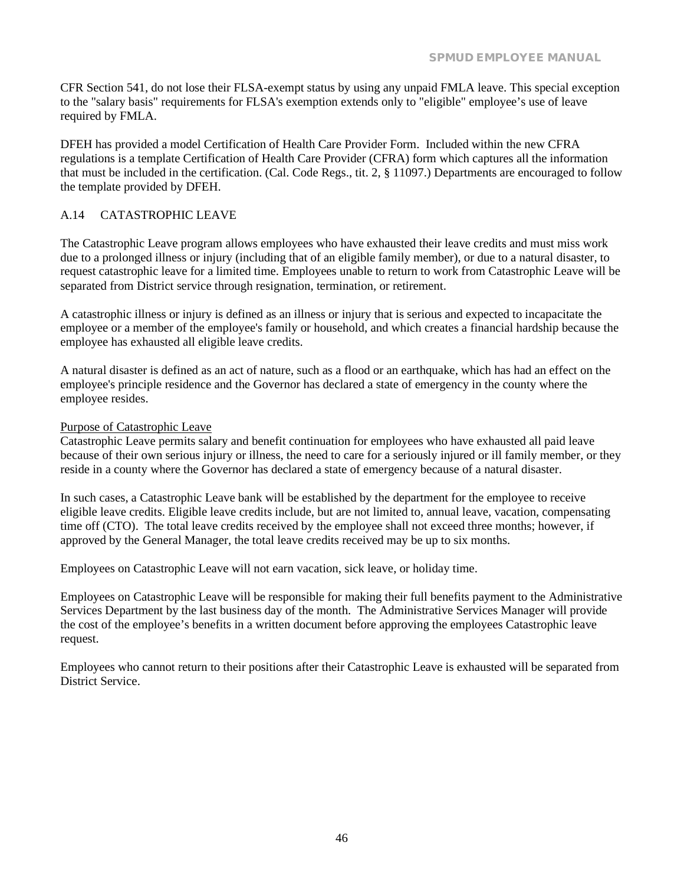CFR Section 541, do not lose their FLSA-exempt status by using any unpaid FMLA leave. This special exception to the "salary basis" requirements for FLSA's exemption extends only to "eligible" employee's use of leave required by FMLA.

DFEH has provided a model Certification of Health Care Provider Form. Included within the new CFRA regulations is a template Certification of Health Care Provider (CFRA) form which captures all the information that must be included in the certification. (Cal. Code Regs., tit. 2, § 11097.) Departments are encouraged to follow the template provided by DFEH.

## A.14 CATASTROPHIC LEAVE

The Catastrophic Leave program allows employees who have exhausted their leave credits and must miss work due to a prolonged illness or injury (including that of an eligible family member), or due to a natural disaster, to request catastrophic leave for a limited time. Employees unable to return to work from Catastrophic Leave will be separated from District service through resignation, termination, or retirement.

A catastrophic illness or injury is defined as an illness or injury that is serious and expected to incapacitate the employee or a member of the employee's family or household, and which creates a financial hardship because the employee has exhausted all eligible leave credits.

A natural disaster is defined as an act of nature, such as a flood or an earthquake, which has had an effect on the employee's principle residence and the Governor has declared a state of emergency in the county where the employee resides.

<u>Purpose of Catastrophic Leave</u>
Catastrophic Leave permits salary and benefit continuation for employees who have exhausted all paid leave because of their own serious injury or illness, the need to care for a seriously injured or ill family member, or they reside in a county where the Governor has declared a state of emergency because of a natural disaster.

In such cases, a Catastrophic Leave bank will be established by the department for the employee to receive eligible leave credits. Eligible leave credits include, but are not limited to, annual leave, vacation, compensating time off (CTO). The total leave credits received by the employee shall not exceed three months; however, if approved by the General Manager, the total leave credits received may be up to six months.

Employees on Catastrophic Leave will not earn vacation, sick leave, or holiday time.

Employees on Catastrophic Leave will be responsible for making their full benefits payment to the Administrative Services Department by the last business day of the month. The Administrative Services Manager will provide the cost of the employee's benefits in a written document before approving the employees Catastrophic leave request.

Employees who cannot return to their positions after their Catastrophic Leave is exhausted will be separated from District Service.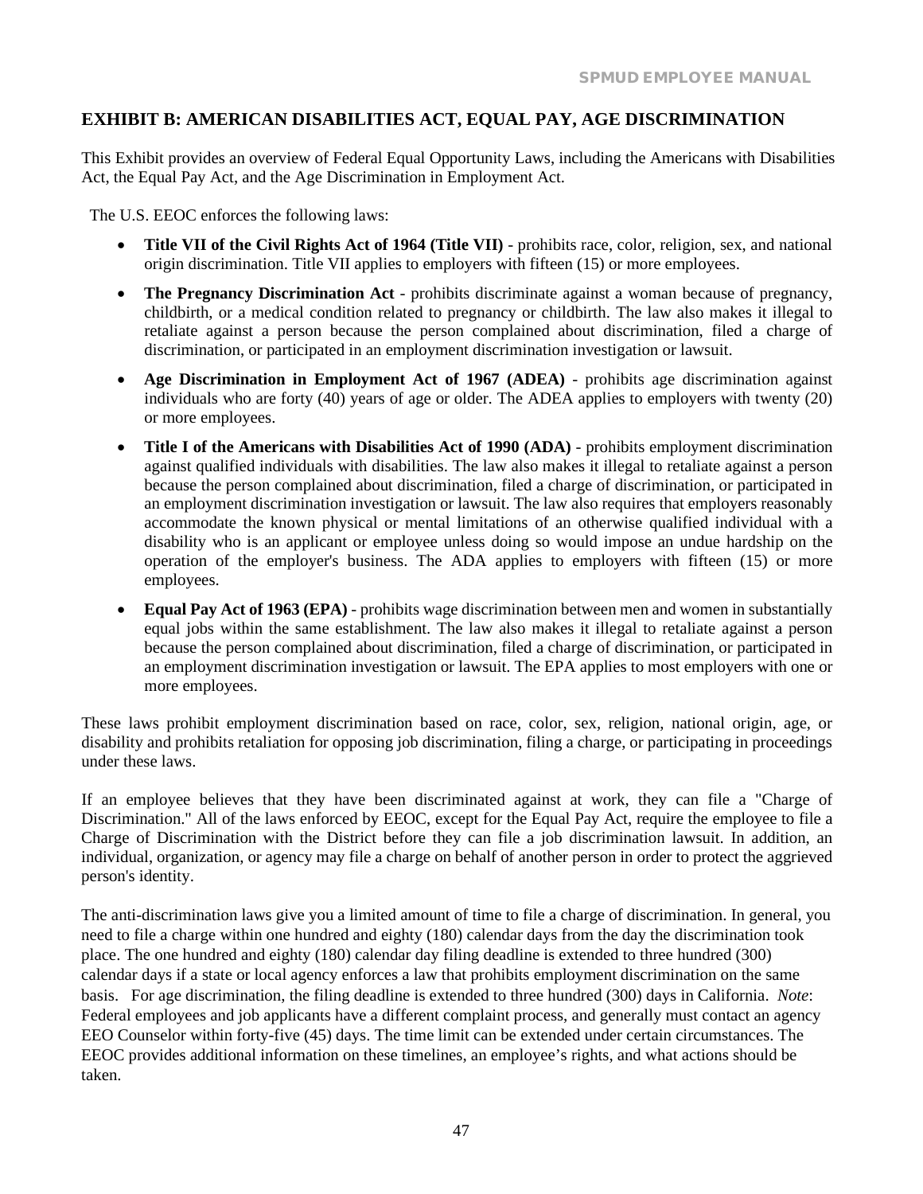## EXHIBIT B: AMERICAN DISABILITIES ACT, EQUAL PAY, AGE DISCRIMINATION

This Exhibit provides an overview of Federal Equal Opportunity Laws, including the Americans with Disabilities Act, the Equal Pay Act, and the Age Discrimination in Employment Act.

The U.S. EEOC enforces the following laws:

- **Title VII of the Civil Rights Act of 1964 (Title VII)** - prohibits race, color, religion, sex, and national origin discrimination. Title VII applies to employers with fifteen (15) or more employees.
- **The Pregnancy Discrimination Act** - prohibits discriminate against a woman because of pregnancy, childbirth, or a medical condition related to pregnancy or childbirth. The law also makes it illegal to retaliate against a person because the person complained about discrimination, filed a charge of discrimination, or participated in an employment discrimination investigation or lawsuit.
- **Age Discrimination in Employment Act of 1967 (ADEA)** - prohibits age discrimination against individuals who are forty (40) years of age or older. The ADEA applies to employers with twenty (20) or more employees.
- **Title I of the Americans with Disabilities Act of 1990 (ADA)** - prohibits employment discrimination against qualified individuals with disabilities. The law also makes it illegal to retaliate against a person because the person complained about discrimination, filed a charge of discrimination, or participated in an employment discrimination investigation or lawsuit. The law also requires that employers reasonably accommodate the known physical or mental limitations of an otherwise qualified individual with a disability who is an applicant or employee unless doing so would impose an undue hardship on the operation of the employer's business. The ADA applies to employers with fifteen (15) or more employees.
- **Equal Pay Act of 1963 (EPA)** - prohibits wage discrimination between men and women in substantially equal jobs within the same establishment. The law also makes it illegal to retaliate against a person because the person complained about discrimination, filed a charge of discrimination, or participated in an employment discrimination investigation or lawsuit. The EPA applies to most employers with one or more employees.

These laws prohibit employment discrimination based on race, color, sex, religion, national origin, age, or disability and prohibits retaliation for opposing job discrimination, filing a charge, or participating in proceedings under these laws.

If an employee believes that they have been discriminated against at work, they can file a "Charge of Discrimination." All of the laws enforced by EEOC, except for the Equal Pay Act, require the employee to file a Charge of Discrimination with the District before they can file a job discrimination lawsuit. In addition, an individual, organization, or agency may file a charge on behalf of another person in order to protect the aggrieved person's identity.

The anti-discrimination laws give you a limited amount of time to file a charge of discrimination. In general, you need to file a charge within one hundred and eighty (180) calendar days from the day the discrimination took place. The one hundred and eighty (180) calendar day filing deadline is extended to three hundred (300) calendar days if a state or local agency enforces a law that prohibits employment discrimination on the same basis. For age discrimination, the filing deadline is extended to three hundred (300) days in California. *Note*: Federal employees and job applicants have a different complaint process, and generally must contact an agency EEO Counselor within forty-five (45) days. The time limit can be extended under certain circumstances. The EEOC provides additional information on these timelines, an employee's rights, and what actions should be taken.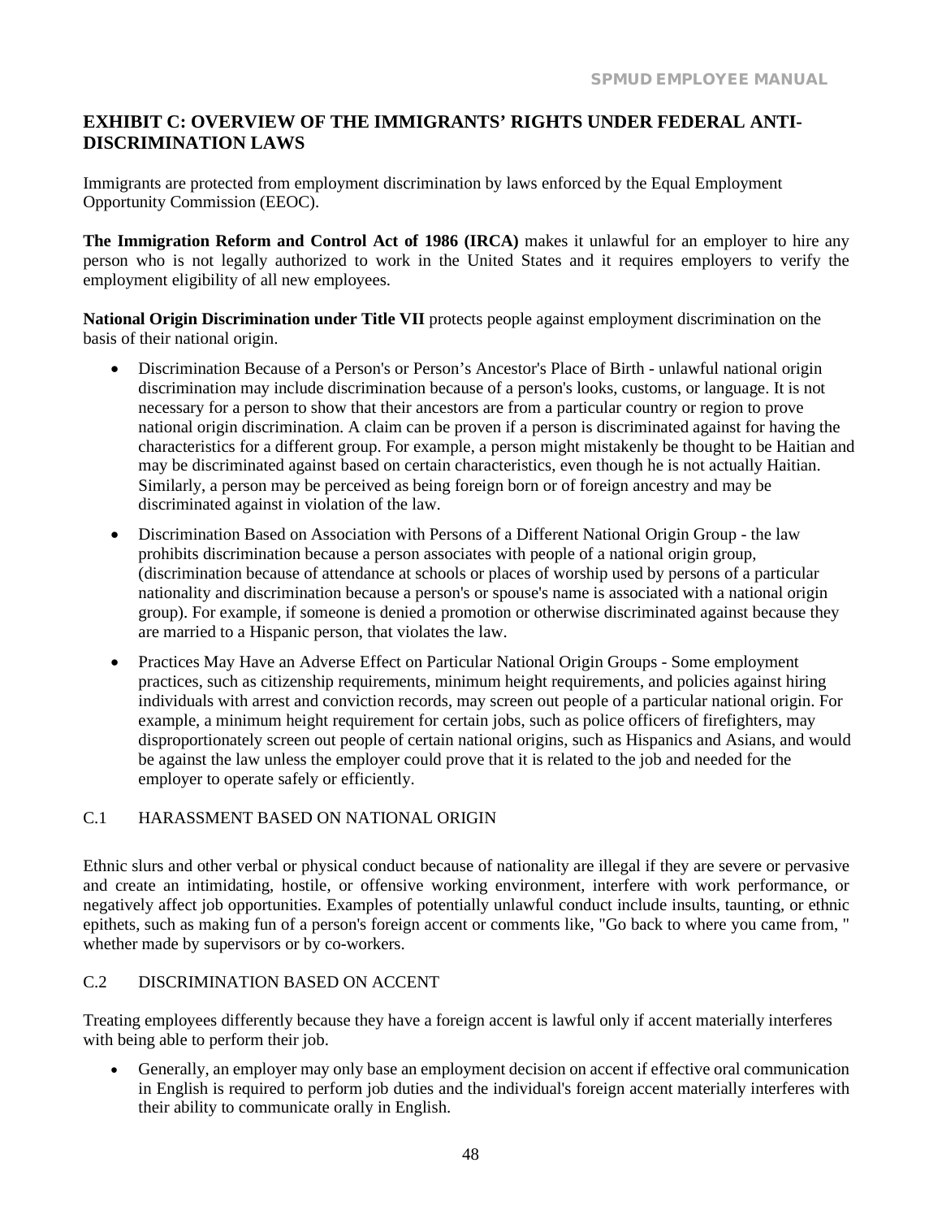## EXHIBIT C: OVERVIEW OF THE IMMIGRANTS' RIGHTS UNDER FEDERAL ANTI-DISCRIMINATION LAWS

Immigrants are protected from employment discrimination by laws enforced by the Equal Employment Opportunity Commission (EEOC).

**The Immigration Reform and Control Act of 1986 (IRCA)** makes it unlawful for an employer to hire any person who is not legally authorized to work in the United States and it requires employers to verify the employment eligibility of all new employees.

**National Origin Discrimination under Title VII** protects people against employment discrimination on the basis of their national origin.

- Discrimination Because of a Person's or Person's Ancestor's Place of Birth - unlawful national origin discrimination may include discrimination because of a person's looks, customs, or language. It is not necessary for a person to show that their ancestors are from a particular country or region to prove national origin discrimination. A claim can be proven if a person is discriminated against for having the characteristics for a different group. For example, a person might mistakenly be thought to be Haitian and may be discriminated against based on certain characteristics, even though he is not actually Haitian. Similarly, a person may be perceived as being foreign born or of foreign ancestry and may be discriminated against in violation of the law.
- Discrimination Based on Association with Persons of a Different National Origin Group - the law prohibits discrimination because a person associates with people of a national origin group, (discrimination because of attendance at schools or places of worship used by persons of a particular nationality and discrimination because a person's or spouse's name is associated with a national origin group). For example, if someone is denied a promotion or otherwise discriminated against because they are married to a Hispanic person, that violates the law.
- Practices May Have an Adverse Effect on Particular National Origin Groups - Some employment practices, such as citizenship requirements, minimum height requirements, and policies against hiring individuals with arrest and conviction records, may screen out people of a particular national origin. For example, a minimum height requirement for certain jobs, such as police officers of firefighters, may disproportionately screen out people of certain national origins, such as Hispanics and Asians, and would be against the law unless the employer could prove that it is related to the job and needed for the employer to operate safely or efficiently.

### C.1 HARASSMENT BASED ON NATIONAL ORIGIN

Ethnic slurs and other verbal or physical conduct because of nationality are illegal if they are severe or pervasive and create an intimidating, hostile, or offensive working environment, interfere with work performance, or negatively affect job opportunities. Examples of potentially unlawful conduct include insults, taunting, or ethnic epithets, such as making fun of a person's foreign accent or comments like, "Go back to where you came from, " whether made by supervisors or by co-workers.

### C.2 DISCRIMINATION BASED ON ACCENT

Treating employees differently because they have a foreign accent is lawful only if accent materially interferes with being able to perform their job.

- Generally, an employer may only base an employment decision on accent if effective oral communication in English is required to perform job duties and the individual's foreign accent materially interferes with their ability to communicate orally in English.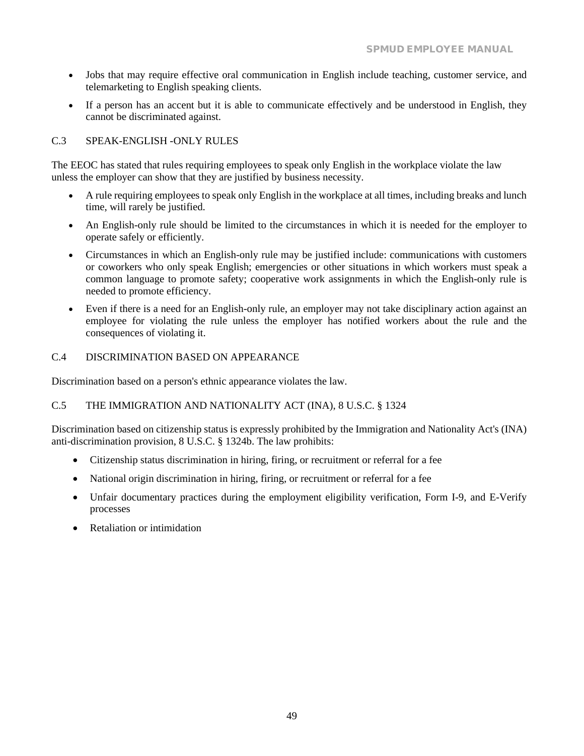- Jobs that may require effective oral communication in English include teaching, customer service, and telemarketing to English speaking clients.
- If a person has an accent but it is able to communicate effectively and be understood in English, they cannot be discriminated against.

### C.3 SPEAK-ENGLISH -ONLY RULES

The EEOC has stated that rules requiring employees to speak only English in the workplace violate the law unless the employer can show that they are justified by business necessity.

- A rule requiring employees to speak only English in the workplace at all times, including breaks and lunch time, will rarely be justified.
- An English-only rule should be limited to the circumstances in which it is needed for the employer to operate safely or efficiently.
- Circumstances in which an English-only rule may be justified include: communications with customers or coworkers who only speak English; emergencies or other situations in which workers must speak a common language to promote safety; cooperative work assignments in which the English-only rule is needed to promote efficiency.
- Even if there is a need for an English-only rule, an employer may not take disciplinary action against an employee for violating the rule unless the employer has notified workers about the rule and the consequences of violating it.

### C.4 DISCRIMINATION BASED ON APPEARANCE

Discrimination based on a person's ethnic appearance violates the law.

### C.5 THE IMMIGRATION AND NATIONALITY ACT (INA), 8 U.S.C. § 1324

Discrimination based on citizenship status is expressly prohibited by the Immigration and Nationality Act's (INA) anti-discrimination provision, 8 U.S.C. § 1324b. The law prohibits:

- Citizenship status discrimination in hiring, firing, or recruitment or referral for a fee
- National origin discrimination in hiring, firing, or recruitment or referral for a fee
- Unfair documentary practices during the employment eligibility verification, Form I-9, and E-Verify processes
- Retaliation or intimidation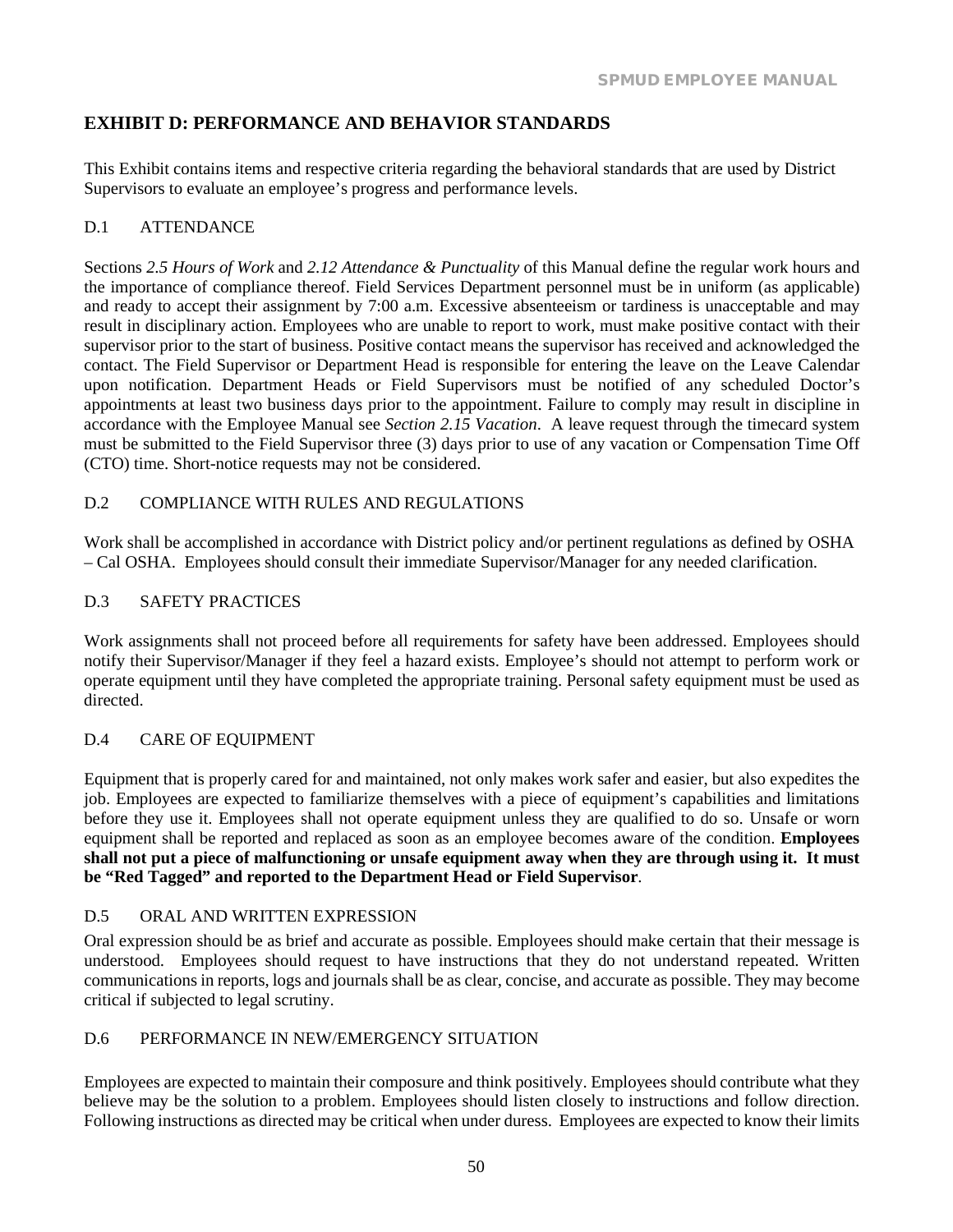## EXHIBIT D: PERFORMANCE AND BEHAVIOR STANDARDS

This Exhibit contains items and respective criteria regarding the behavioral standards that are used by District Supervisors to evaluate an employee's progress and performance levels.

### D.1 ATTENDANCE

Sections *2.5 Hours of Work* and *2.12 Attendance & Punctuality* of this Manual define the regular work hours and the importance of compliance thereof. Field Services Department personnel must be in uniform (as applicable) and ready to accept their assignment by 7:00 a.m. Excessive absenteeism or tardiness is unacceptable and may result in disciplinary action. Employees who are unable to report to work, must make positive contact with their supervisor prior to the start of business. Positive contact means the supervisor has received and acknowledged the contact. The Field Supervisor or Department Head is responsible for entering the leave on the Leave Calendar upon notification. Department Heads or Field Supervisors must be notified of any scheduled Doctor's appointments at least two business days prior to the appointment. Failure to comply may result in discipline in accordance with the Employee Manual see *Section 2.15 Vacation*. A leave request through the timecard system must be submitted to the Field Supervisor three (3) days prior to use of any vacation or Compensation Time Off (CTO) time. Short-notice requests may not be considered.

### D.2 COMPLIANCE WITH RULES AND REGULATIONS

Work shall be accomplished in accordance with District policy and/or pertinent regulations as defined by OSHA – Cal OSHA. Employees should consult their immediate Supervisor/Manager for any needed clarification.

### D.3 SAFETY PRACTICES

Work assignments shall not proceed before all requirements for safety have been addressed. Employees should notify their Supervisor/Manager if they feel a hazard exists. Employee's should not attempt to perform work or operate equipment until they have completed the appropriate training. Personal safety equipment must be used as directed.

### D.4 CARE OF EQUIPMENT

Equipment that is properly cared for and maintained, not only makes work safer and easier, but also expedites the job. Employees are expected to familiarize themselves with a piece of equipment's capabilities and limitations before they use it. Employees shall not operate equipment unless they are qualified to do so. Unsafe or worn equipment shall be reported and replaced as soon as an employee becomes aware of the condition. **Employees shall not put a piece of malfunctioning or unsafe equipment away when they are through using it. It must be "Red Tagged" and reported to the Department Head or Field Supervisor**.

### D.5 ORAL AND WRITTEN EXPRESSION

Oral expression should be as brief and accurate as possible. Employees should make certain that their message is understood. Employees should request to have instructions that they do not understand repeated. Written communications in reports, logs and journals shall be as clear, concise, and accurate as possible. They may become critical if subjected to legal scrutiny.

### D.6 PERFORMANCE IN NEW/EMERGENCY SITUATION

Employees are expected to maintain their composure and think positively. Employees should contribute what they believe may be the solution to a problem. Employees should listen closely to instructions and follow direction. Following instructions as directed may be critical when under duress. Employees are expected to know their limits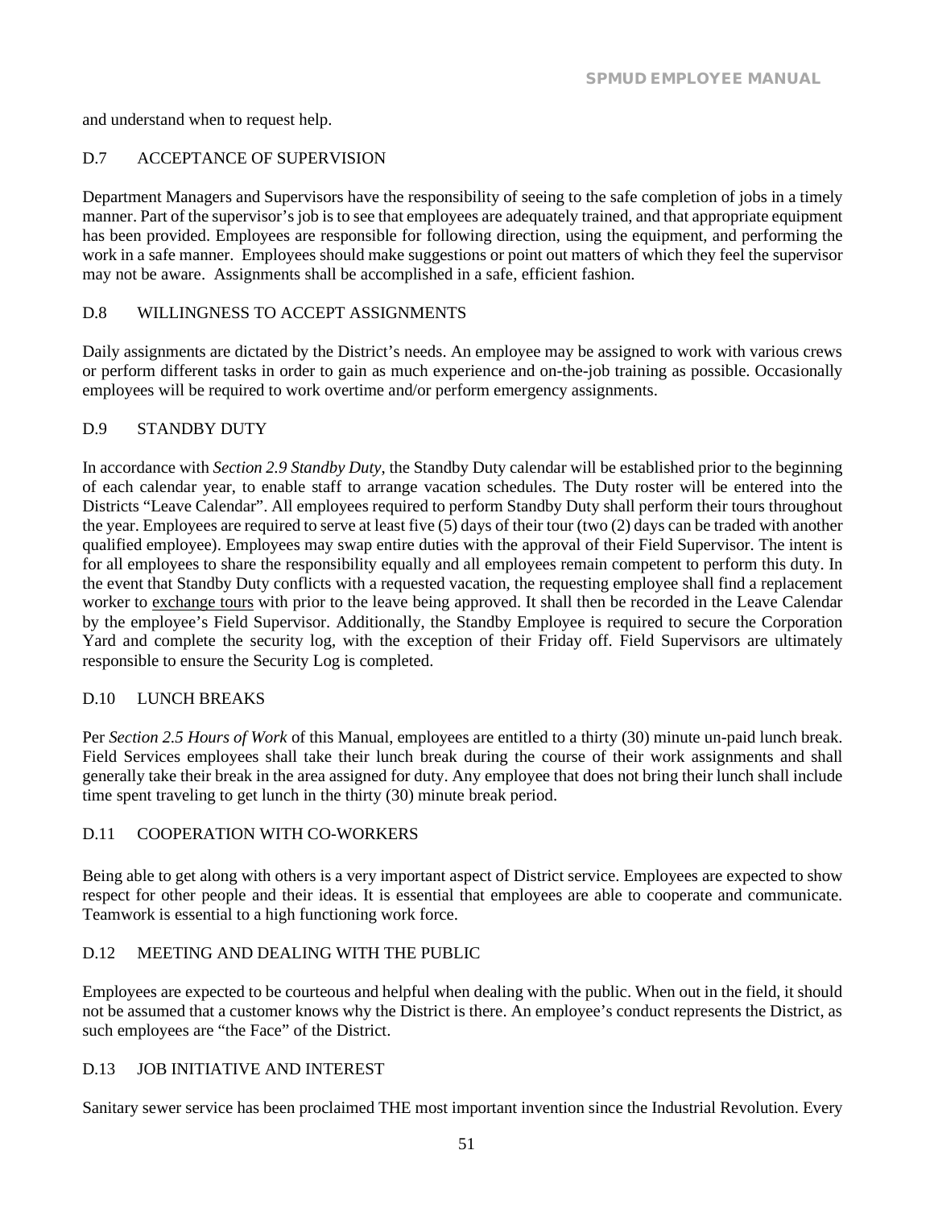and understand when to request help.

### D.7 ACCEPTANCE OF SUPERVISION

Department Managers and Supervisors have the responsibility of seeing to the safe completion of jobs in a timely manner. Part of the supervisor's job is to see that employees are adequately trained, and that appropriate equipment has been provided. Employees are responsible for following direction, using the equipment, and performing the work in a safe manner. Employees should make suggestions or point out matters of which they feel the supervisor may not be aware. Assignments shall be accomplished in a safe, efficient fashion.

### D.8 WILLINGNESS TO ACCEPT ASSIGNMENTS

Daily assignments are dictated by the District's needs. An employee may be assigned to work with various crews or perform different tasks in order to gain as much experience and on-the-job training as possible. Occasionally employees will be required to work overtime and/or perform emergency assignments.

### D.9 STANDBY DUTY

In accordance with *Section 2.9 Standby Duty*, the Standby Duty calendar will be established prior to the beginning of each calendar year, to enable staff to arrange vacation schedules. The Duty roster will be entered into the Districts "Leave Calendar". All employees required to perform Standby Duty shall perform their tours throughout the year. Employees are required to serve at least five (5) days of their tour (two (2) days can be traded with another qualified employee). Employees may swap entire duties with the approval of their Field Supervisor. The intent is for all employees to share the responsibility equally and all employees remain competent to perform this duty. In the event that Standby Duty conflicts with a requested vacation, the requesting employee shall find a replacement worker to <u>exchange tours</u> with prior to the leave being approved. It shall then be recorded in the Leave Calendar by the employee's Field Supervisor. Additionally, the Standby Employee is required to secure the Corporation Yard and complete the security log, with the exception of their Friday off. Field Supervisors are ultimately responsible to ensure the Security Log is completed.

### D.10 LUNCH BREAKS

Per *Section 2.5 Hours of Work* of this Manual, employees are entitled to a thirty (30) minute un-paid lunch break. Field Services employees shall take their lunch break during the course of their work assignments and shall generally take their break in the area assigned for duty. Any employee that does not bring their lunch shall include time spent traveling to get lunch in the thirty (30) minute break period.

### D.11 COOPERATION WITH CO-WORKERS

Being able to get along with others is a very important aspect of District service. Employees are expected to show respect for other people and their ideas. It is essential that employees are able to cooperate and communicate. Teamwork is essential to a high functioning work force.

### D.12 MEETING AND DEALING WITH THE PUBLIC

Employees are expected to be courteous and helpful when dealing with the public. When out in the field, it should not be assumed that a customer knows why the District is there. An employee's conduct represents the District, as such employees are "the Face" of the District.

### D.13 JOB INITIATIVE AND INTEREST

Sanitary sewer service has been proclaimed THE most important invention since the Industrial Revolution. Every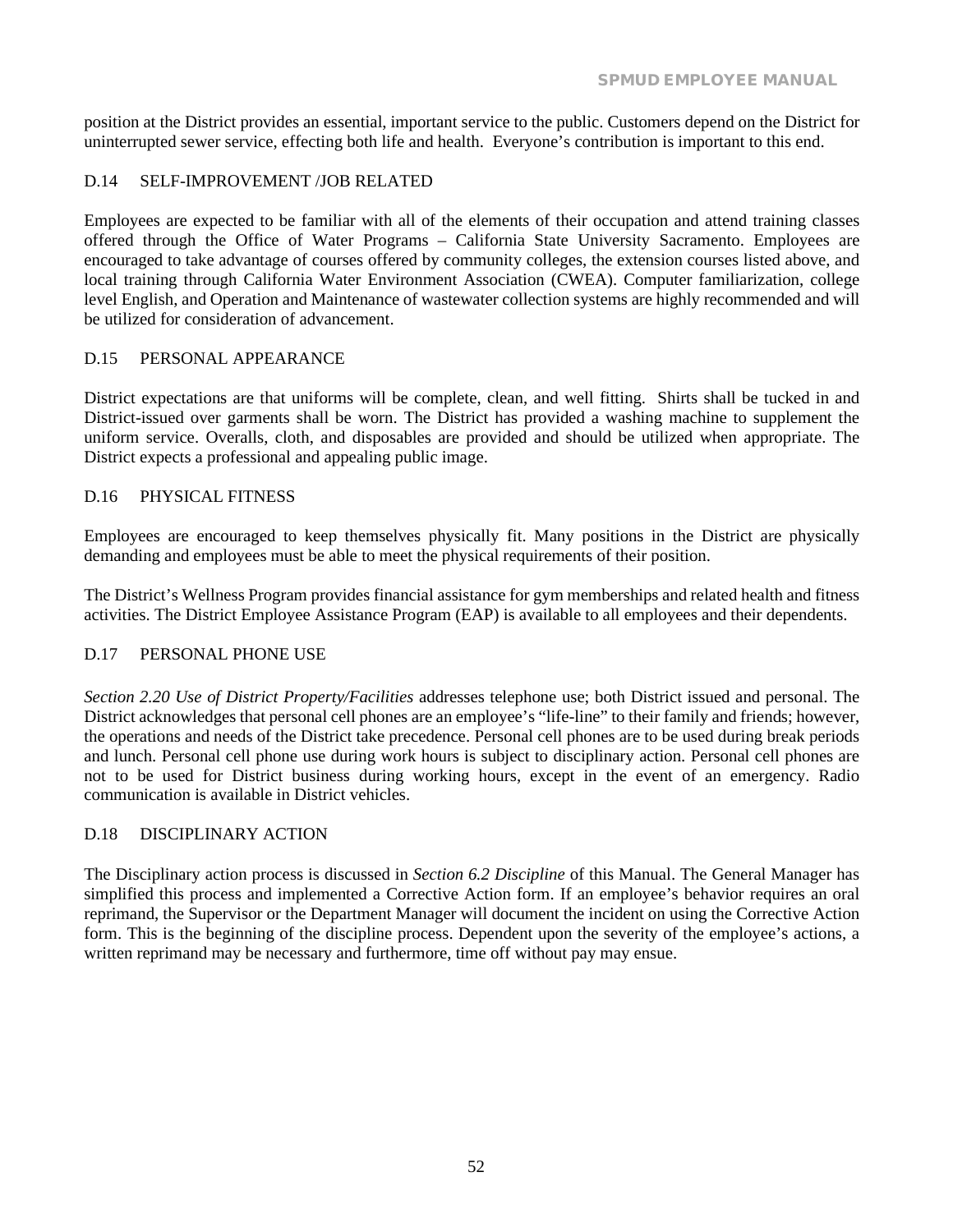position at the District provides an essential, important service to the public. Customers depend on the District for uninterrupted sewer service, effecting both life and health. Everyone's contribution is important to this end.

## D.14 SELF-IMPROVEMENT /JOB RELATED

Employees are expected to be familiar with all of the elements of their occupation and attend training classes offered through the Office of Water Programs – California State University Sacramento. Employees are encouraged to take advantage of courses offered by community colleges, the extension courses listed above, and local training through California Water Environment Association (CWEA). Computer familiarization, college level English, and Operation and Maintenance of wastewater collection systems are highly recommended and will be utilized for consideration of advancement.

## D.15 PERSONAL APPEARANCE

District expectations are that uniforms will be complete, clean, and well fitting. Shirts shall be tucked in and District-issued over garments shall be worn. The District has provided a washing machine to supplement the uniform service. Overalls, cloth, and disposables are provided and should be utilized when appropriate. The District expects a professional and appealing public image.

## D.16 PHYSICAL FITNESS

Employees are encouraged to keep themselves physically fit. Many positions in the District are physically demanding and employees must be able to meet the physical requirements of their position.

The District's Wellness Program provides financial assistance for gym memberships and related health and fitness activities. The District Employee Assistance Program (EAP) is available to all employees and their dependents.

## D.17 PERSONAL PHONE USE

*Section 2.20 Use of District Property/Facilities* addresses telephone use; both District issued and personal. The District acknowledges that personal cell phones are an employee's "life-line" to their family and friends; however, the operations and needs of the District take precedence. Personal cell phones are to be used during break periods and lunch. Personal cell phone use during work hours is subject to disciplinary action. Personal cell phones are not to be used for District business during working hours, except in the event of an emergency. Radio communication is available in District vehicles.

## D.18 DISCIPLINARY ACTION

The Disciplinary action process is discussed in *Section 6.2 Discipline* of this Manual. The General Manager has simplified this process and implemented a Corrective Action form. If an employee's behavior requires an oral reprimand, the Supervisor or the Department Manager will document the incident on using the Corrective Action form. This is the beginning of the discipline process. Dependent upon the severity of the employee's actions, a written reprimand may be necessary and furthermore, time off without pay may ensue.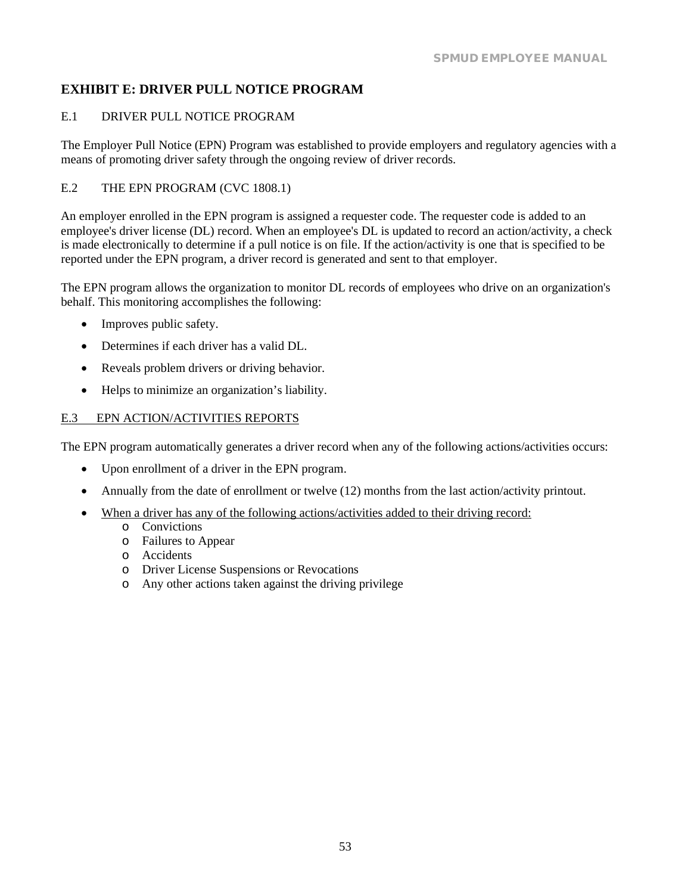## EXHIBIT E: DRIVER PULL NOTICE PROGRAM

### E.1 DRIVER PULL NOTICE PROGRAM

The Employer Pull Notice (EPN) Program was established to provide employers and regulatory agencies with a means of promoting driver safety through the ongoing review of driver records.

### E.2 THE EPN PROGRAM (CVC 1808.1)

An employer enrolled in the EPN program is assigned a requester code. The requester code is added to an employee's driver license (DL) record. When an employee's DL is updated to record an action/activity, a check is made electronically to determine if a pull notice is on file. If the action/activity is one that is specified to be reported under the EPN program, a driver record is generated and sent to that employer.

The EPN program allows the organization to monitor DL records of employees who drive on an organization's behalf. This monitoring accomplishes the following:

- Improves public safety.
- Determines if each driver has a valid DL.
- Reveals problem drivers or driving behavior.
- Helps to minimize an organization's liability.

### E.3 EPN ACTION/ACTIVITIES REPORTS

The EPN program automatically generates a driver record when any of the following actions/activities occurs:

- Upon enrollment of a driver in the EPN program.
- Annually from the date of enrollment or twelve (12) months from the last action/activity printout.
- When a driver has any of the following actions/activities added to their driving record:
  - Convictions
  - Failures to Appear
  - Accidents
  - Driver License Suspensions or Revocations
  - Any other actions taken against the driving privilege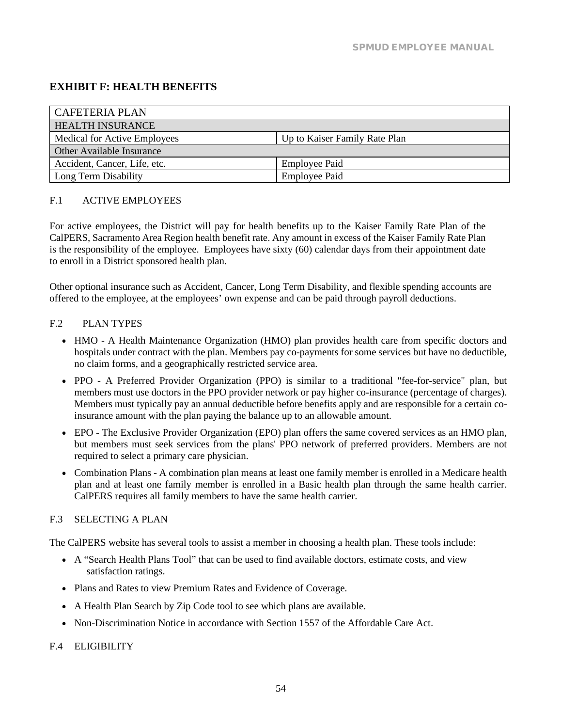## EXHIBIT F: HEALTH BENEFITS

| CAFETERIA PLAN | |
|---|---|
| HEALTH INSURANCE | |
| Medical for Active Employees | Up to Kaiser Family Rate Plan |
| Other Available Insurance | |
| Accident, Cancer, Life, etc. | Employee Paid |
| Long Term Disability | Employee Paid |

### F.1 ACTIVE EMPLOYEES

For active employees, the District will pay for health benefits up to the Kaiser Family Rate Plan of the CalPERS, Sacramento Area Region health benefit rate. Any amount in excess of the Kaiser Family Rate Plan is the responsibility of the employee. Employees have sixty (60) calendar days from their appointment date to enroll in a District sponsored health plan.

Other optional insurance such as Accident, Cancer, Long Term Disability, and flexible spending accounts are offered to the employee, at the employees' own expense and can be paid through payroll deductions.

### F.2 PLAN TYPES

- HMO - A Health Maintenance Organization (HMO) plan provides health care from specific doctors and hospitals under contract with the plan. Members pay co-payments for some services but have no deductible, no claim forms, and a geographically restricted service area.
- PPO - A Preferred Provider Organization (PPO) is similar to a traditional "fee-for-service" plan, but members must use doctors in the PPO provider network or pay higher co-insurance (percentage of charges). Members must typically pay an annual deductible before benefits apply and are responsible for a certain co-insurance amount with the plan paying the balance up to an allowable amount.
- EPO - The Exclusive Provider Organization (EPO) plan offers the same covered services as an HMO plan, but members must seek services from the plans' PPO network of preferred providers. Members are not required to select a primary care physician.
- Combination Plans - A combination plan means at least one family member is enrolled in a Medicare health plan and at least one family member is enrolled in a Basic health plan through the same health carrier. CalPERS requires all family members to have the same health carrier.

### F.3 SELECTING A PLAN

The CalPERS website has several tools to assist a member in choosing a health plan. These tools include:

- A "Search Health Plans Tool" that can be used to find available doctors, estimate costs, and view satisfaction ratings.
- Plans and Rates to view Premium Rates and Evidence of Coverage.
- A Health Plan Search by Zip Code tool to see which plans are available.
- Non-Discrimination Notice in accordance with Section 1557 of the Affordable Care Act.

### F.4 ELIGIBILITY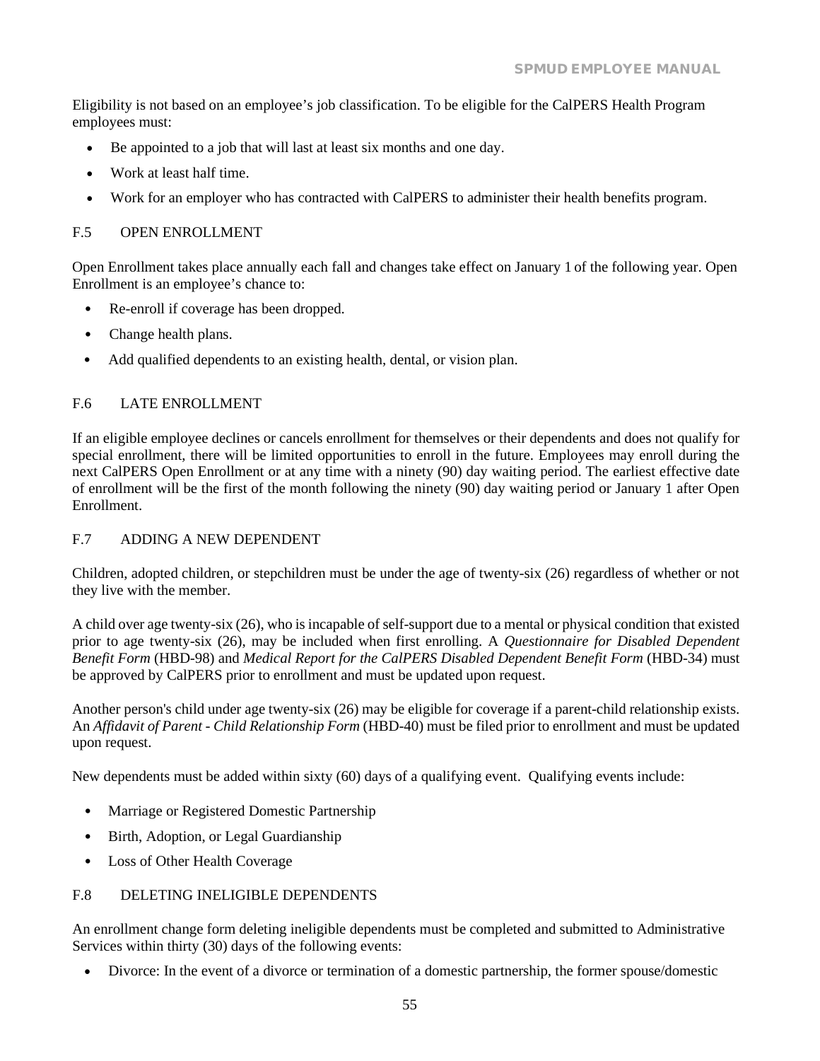Eligibility is not based on an employee's job classification. To be eligible for the CalPERS Health Program employees must:

- Be appointed to a job that will last at least six months and one day.
- Work at least half time.
- Work for an employer who has contracted with CalPERS to administer their health benefits program.

## F.5 OPEN ENROLLMENT

Open Enrollment takes place annually each fall and changes take effect on January 1 of the following year. Open Enrollment is an employee's chance to:

- Re-enroll if coverage has been dropped.
- Change health plans.
- Add qualified dependents to an existing health, dental, or vision plan.

## F.6 LATE ENROLLMENT

If an eligible employee declines or cancels enrollment for themselves or their dependents and does not qualify for special enrollment, there will be limited opportunities to enroll in the future. Employees may enroll during the next CalPERS Open Enrollment or at any time with a ninety (90) day waiting period. The earliest effective date of enrollment will be the first of the month following the ninety (90) day waiting period or January 1 after Open Enrollment.

## F.7 ADDING A NEW DEPENDENT

Children, adopted children, or stepchildren must be under the age of twenty-six (26) regardless of whether or not they live with the member.

A child over age twenty-six (26), who is incapable of self-support due to a mental or physical condition that existed prior to age twenty-six (26), may be included when first enrolling. A *Questionnaire for Disabled Dependent Benefit Form* (HBD-98) and *Medical Report for the CalPERS Disabled Dependent Benefit Form* (HBD-34) must be approved by CalPERS prior to enrollment and must be updated upon request.

Another person's child under age twenty-six (26) may be eligible for coverage if a parent-child relationship exists. An *Affidavit of Parent - Child Relationship Form* (HBD-40) must be filed prior to enrollment and must be updated upon request.

New dependents must be added within sixty (60) days of a qualifying event. Qualifying events include:

- Marriage or Registered Domestic Partnership
- Birth, Adoption, or Legal Guardianship
- Loss of Other Health Coverage

## F.8 DELETING INELIGIBLE DEPENDENTS

An enrollment change form deleting ineligible dependents must be completed and submitted to Administrative Services within thirty (30) days of the following events:

- Divorce: In the event of a divorce or termination of a domestic partnership, the former spouse/domestic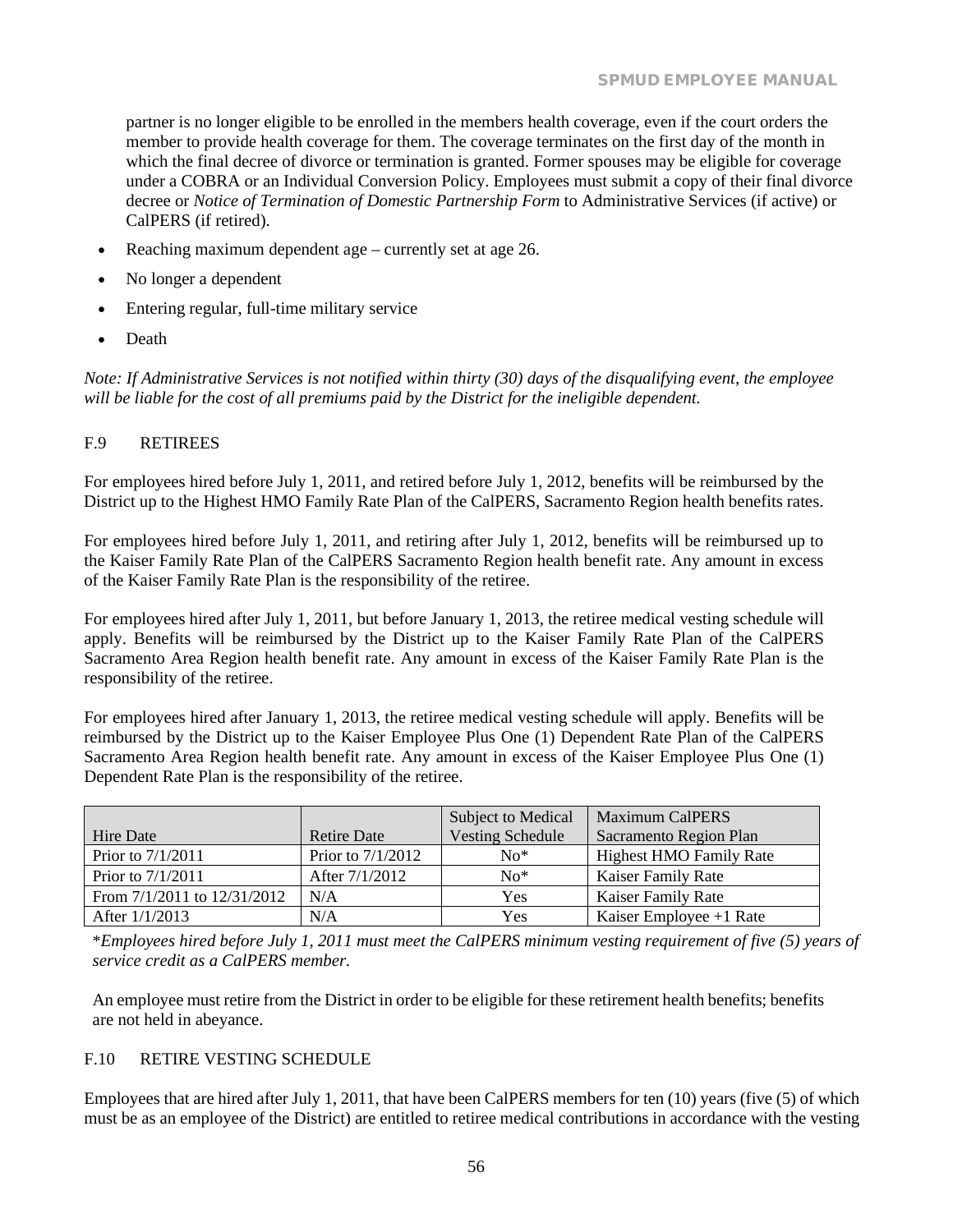partner is no longer eligible to be enrolled in the members health coverage, even if the court orders the member to provide health coverage for them. The coverage terminates on the first day of the month in which the final decree of divorce or termination is granted. Former spouses may be eligible for coverage under a COBRA or an Individual Conversion Policy. Employees must submit a copy of their final divorce decree or *Notice of Termination of Domestic Partnership Form* to Administrative Services (if active) or CalPERS (if retired).

- Reaching maximum dependent age – currently set at age 26.
- No longer a dependent
- Entering regular, full-time military service
- Death

*Note: If Administrative Services is not notified within thirty (30) days of the disqualifying event, the employee will be liable for the cost of all premiums paid by the District for the ineligible dependent.*

## F.9 RETIREES

For employees hired before July 1, 2011, and retired before July 1, 2012, benefits will be reimbursed by the District up to the Highest HMO Family Rate Plan of the CalPERS, Sacramento Region health benefits rates.

For employees hired before July 1, 2011, and retiring after July 1, 2012, benefits will be reimbursed up to the Kaiser Family Rate Plan of the CalPERS Sacramento Region health benefit rate. Any amount in excess of the Kaiser Family Rate Plan is the responsibility of the retiree.

For employees hired after July 1, 2011, but before January 1, 2013, the retiree medical vesting schedule will apply. Benefits will be reimbursed by the District up to the Kaiser Family Rate Plan of the CalPERS Sacramento Area Region health benefit rate. Any amount in excess of the Kaiser Family Rate Plan is the responsibility of the retiree.

For employees hired after January 1, 2013, the retiree medical vesting schedule will apply. Benefits will be reimbursed by the District up to the Kaiser Employee Plus One (1) Dependent Rate Plan of the CalPERS Sacramento Area Region health benefit rate. Any amount in excess of the Kaiser Employee Plus One (1) Dependent Rate Plan is the responsibility of the retiree.

| Hire Date | Retire Date | Subject to Medical Vesting Schedule | Maximum CalPERS Sacramento Region Plan |
|---|---|---|---|
| Prior to 7/1/2011 | Prior to 7/1/2012 | No* | Highest HMO Family Rate |
| Prior to 7/1/2011 | After 7/1/2012 | No* | Kaiser Family Rate |
| From 7/1/2011 to 12/31/2012 | N/A | Yes | Kaiser Family Rate |
| After 1/1/2013 | N/A | Yes | Kaiser Employee +1 Rate |

*\*Employees hired before July 1, 2011 must meet the CalPERS minimum vesting requirement of five (5) years of service credit as a CalPERS member.*

An employee must retire from the District in order to be eligible for these retirement health benefits; benefits are not held in abeyance.

## F.10 RETIRE VESTING SCHEDULE

Employees that are hired after July 1, 2011, that have been CalPERS members for ten (10) years (five (5) of which must be as an employee of the District) are entitled to retiree medical contributions in accordance with the vesting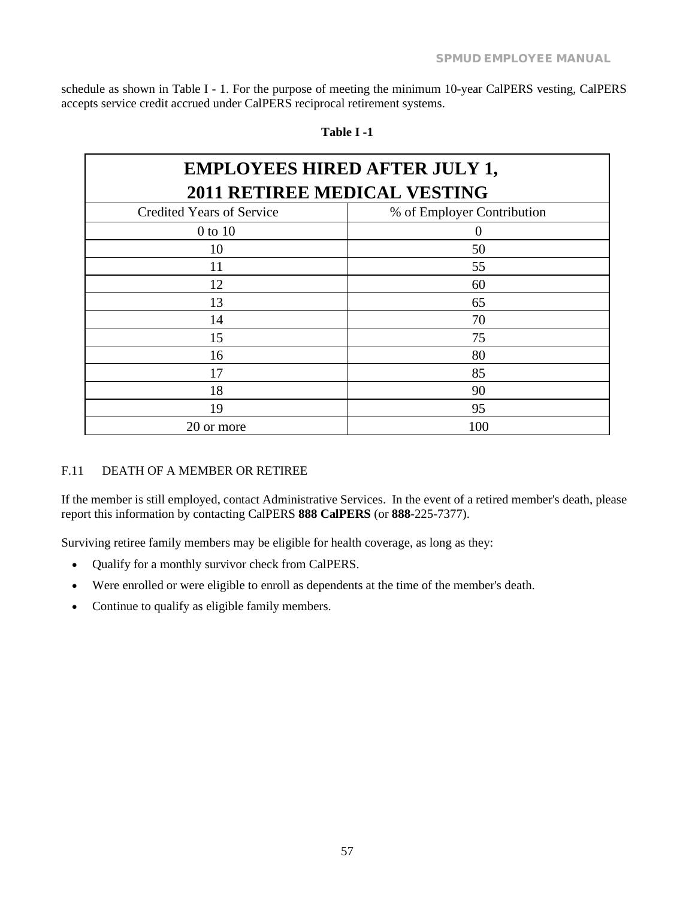schedule as shown in Table I - 1. For the purpose of meeting the minimum 10-year CalPERS vesting, CalPERS accepts service credit accrued under CalPERS reciprocal retirement systems.

**Table I -1**

| EMPLOYEES HIRED AFTER JULY 1, 2011 RETIREE MEDICAL VESTING | |
|---|---|
| Credited Years of Service | % of Employer Contribution |
| 0 to 10 | 0 |
| 10 | 50 |
| 11 | 55 |
| 12 | 60 |
| 13 | 65 |
| 14 | 70 |
| 15 | 75 |
| 16 | 80 |
| 17 | 85 |
| 18 | 90 |
| 19 | 95 |
| 20 or more | 100 |

F.11 DEATH OF A MEMBER OR RETIREE

If the member is still employed, contact Administrative Services. In the event of a retired member's death, please report this information by contacting CalPERS **888 CalPERS** (or **888**-225-7377).

Surviving retiree family members may be eligible for health coverage, as long as they:

- Qualify for a monthly survivor check from CalPERS.
- Were enrolled or were eligible to enroll as dependents at the time of the member's death.
- Continue to qualify as eligible family members.